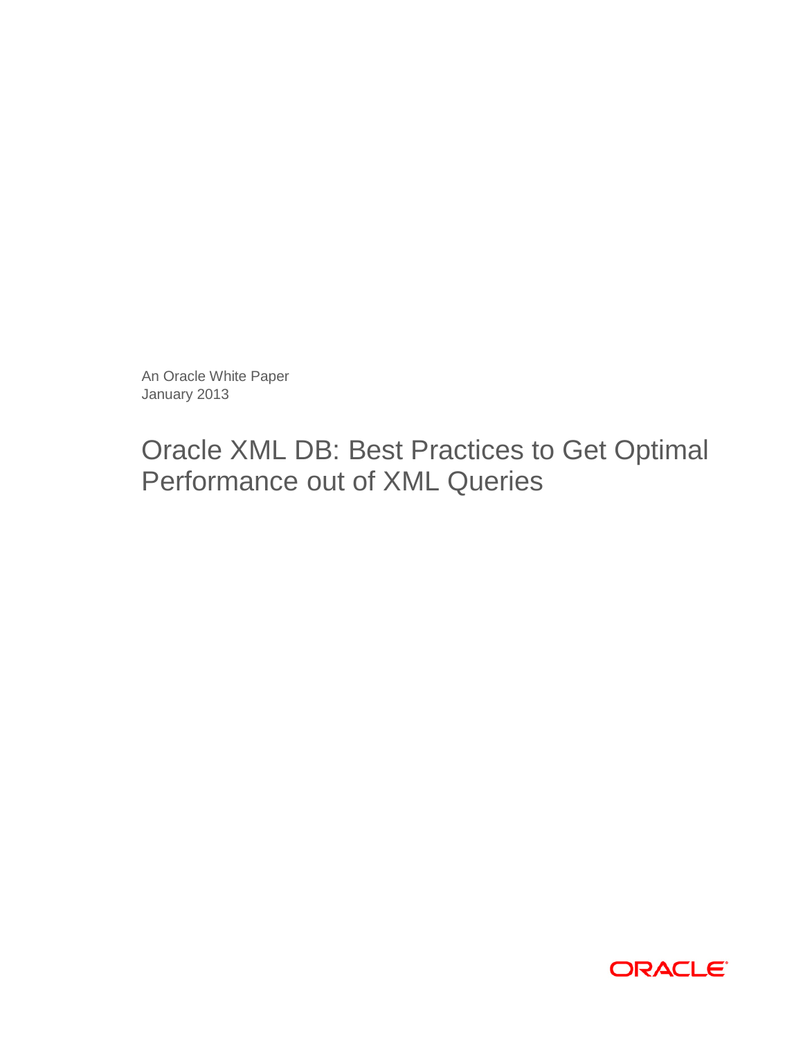An Oracle White Paper
January 2013

# Oracle XML DB: Best Practices to Get Optimal Performance out of XML Queries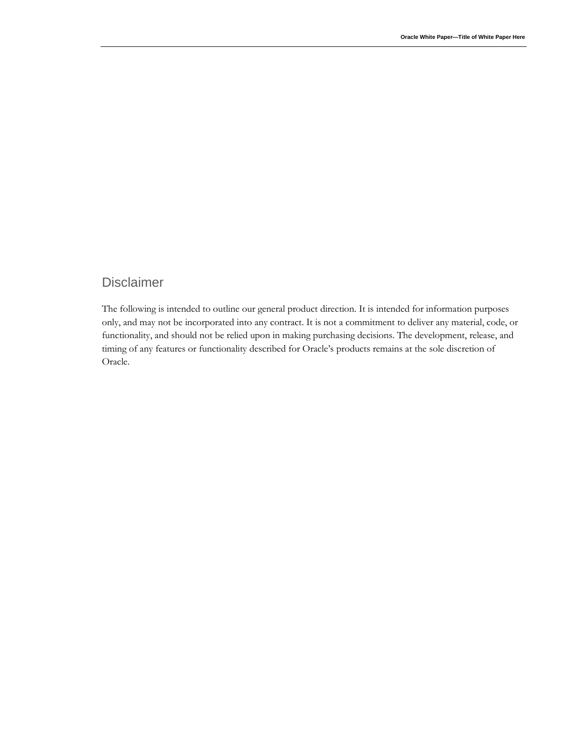## Disclaimer

The following is intended to outline our general product direction. It is intended for information purposes only, and may not be incorporated into any contract. It is not a commitment to deliver any material, code, or functionality, and should not be relied upon in making purchasing decisions. The development, release, and timing of any features or functionality described for Oracle's products remains at the sole discretion of Oracle.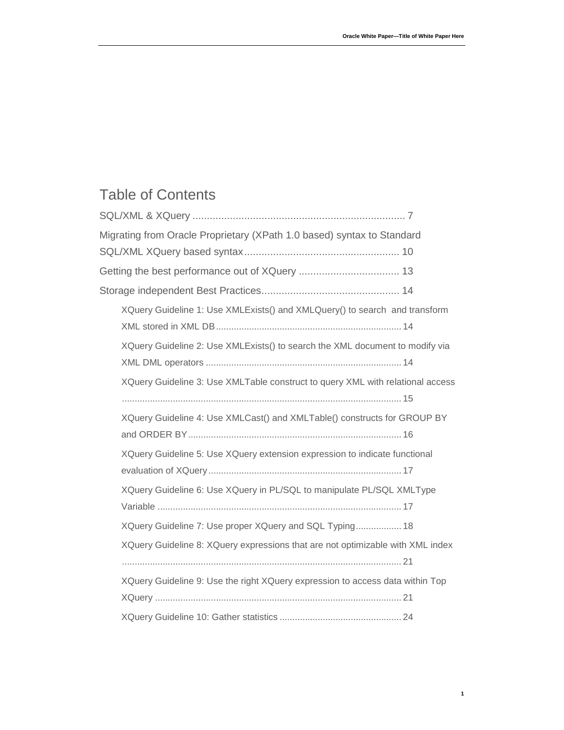# Table of Contents

SQL/XML & XQuery .......................................................................... 7

Migrating from Oracle Proprietary (XPath 1.0 based) syntax to Standard SQL/XML XQuery based syntax...................................................... 10

Getting the best performance out of XQuery ................................... 13

Storage independent Best Practices................................................ 14

- XQuery Guideline 1: Use XMLExists() and XMLQuery() to search and transform XML stored in XML DB........................................................................ 14
- XQuery Guideline 2: Use XMLExists() to search the XML document to modify via XML DML operators ............................................................................ 14
- XQuery Guideline 3: Use XMLTable construct to query XML with relational access ............................................................................................................. 15
- XQuery Guideline 4: Use XMLCast() and XMLTable() constructs for GROUP BY and ORDER BY.................................................................................... 16
- XQuery Guideline 5: Use XQuery extension expression to indicate functional evaluation of XQuery........................................................................... 17
- XQuery Guideline 6: Use XQuery in PL/SQL to manipulate PL/SQL XMLType Variable ................................................................................................ 17
- XQuery Guideline 7: Use proper XQuery and SQL Typing.................. 18
- XQuery Guideline 8: XQuery expressions that are not optimizable with XML index ............................................................................................................. 21
- XQuery Guideline 9: Use the right XQuery expression to access data within Top XQuery ................................................................................................. 21
- XQuery Guideline 10: Gather statistics ................................................ 24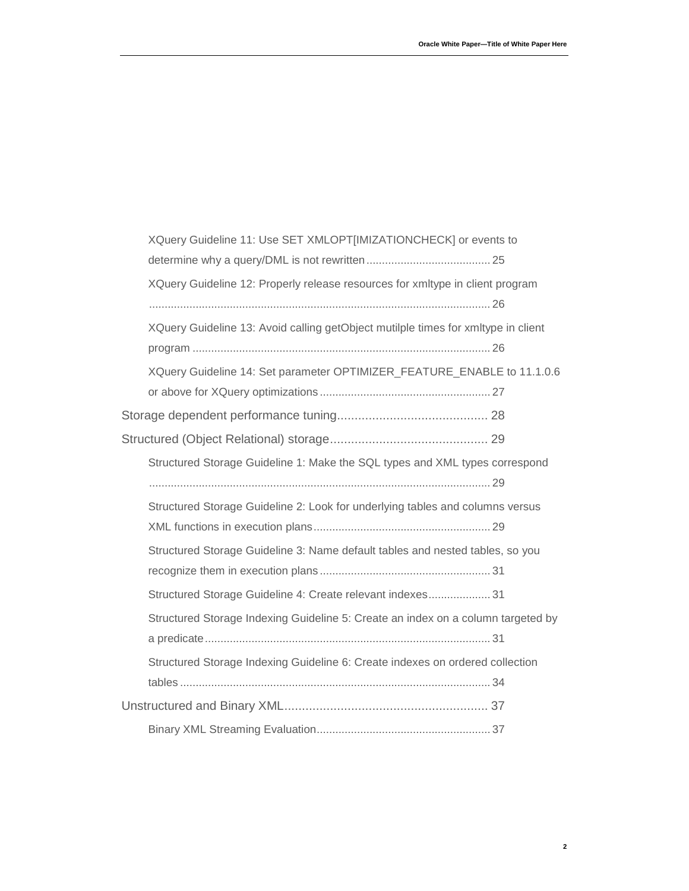- XQuery Guideline 11: Use SET XMLOPT[IMIZATIONCHECK] or events to determine why a query/DML is not rewritten ........................................ 25
- XQuery Guideline 12: Properly release resources for xmltype in client program ............................................................................................................. 26
- XQuery Guideline 13: Avoid calling getObject mutilple times for xmltype in client program ................................................................................................ 26
- XQuery Guideline 14: Set parameter OPTIMIZER_FEATURE_ENABLE to 11.1.0.6 or above for XQuery optimizations ....................................................... 27

Storage dependent performance tuning........................................... 28

Structured (Object Relational) storage............................................. 29

- Structured Storage Guideline 1: Make the SQL types and XML types correspond ............................................................................................................. 29
- Structured Storage Guideline 2: Look for underlying tables and columns versus XML functions in execution plans......................................................... 29
- Structured Storage Guideline 3: Name default tables and nested tables, so you recognize them in execution plans ....................................................... 31
- Structured Storage Guideline 4: Create relevant indexes.................... 31
- Structured Storage Indexing Guideline 5: Create an index on a column targeted by a predicate........................................................................................... 31
- Structured Storage Indexing Guideline 6: Create indexes on ordered collection tables .................................................................................................... 34

Unstructured and Binary XML.......................................................... 37

- Binary XML Streaming Evaluation........................................................ 37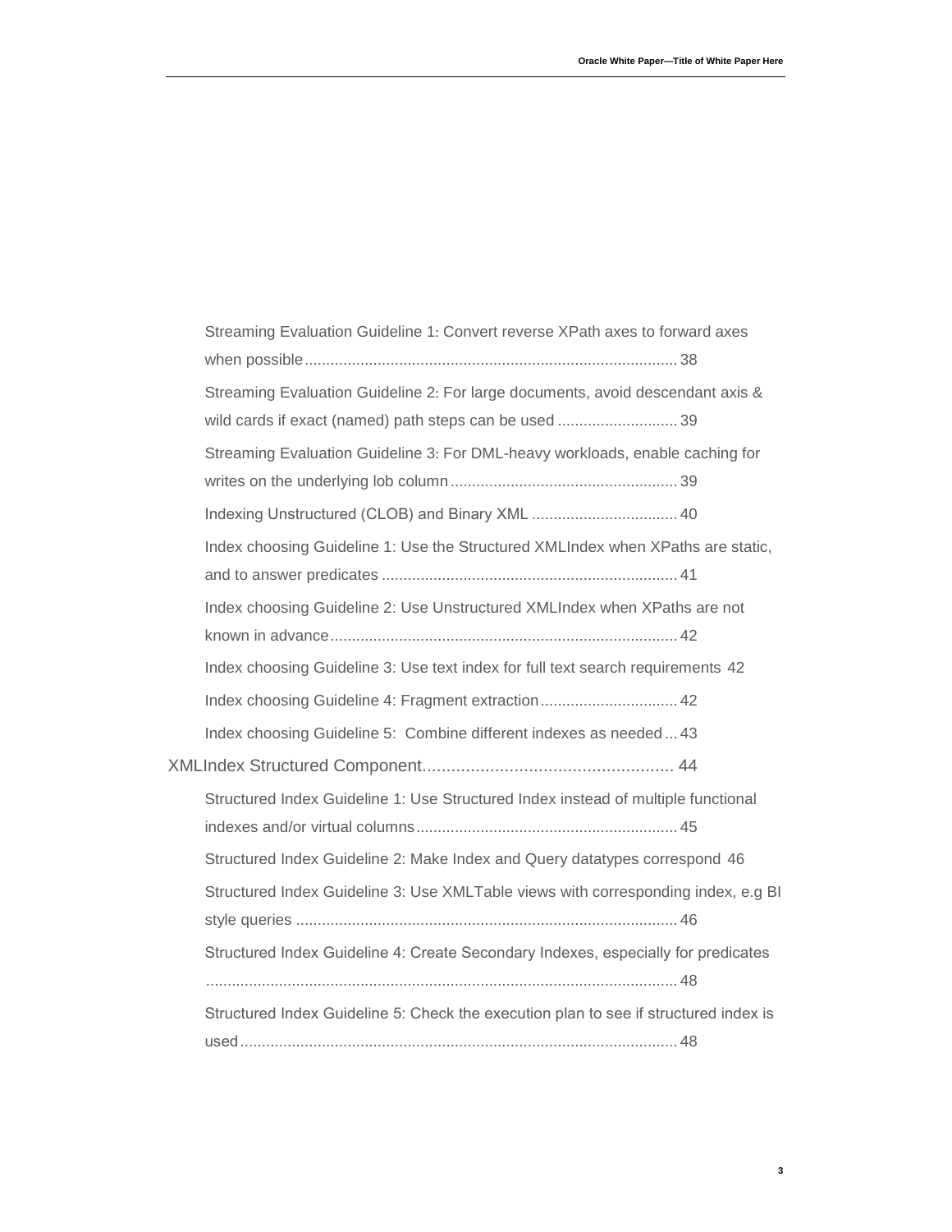Streaming Evaluation Guideline 1: Convert reverse XPath axes to forward axes when possible ........................................................................................ 38

Streaming Evaluation Guideline 2: For large documents, avoid descendant axis & wild cards if exact (named) path steps can be used ............................ 39

Streaming Evaluation Guideline 3: For DML-heavy workloads, enable caching for writes on the underlying lob column ..................................................... 39

Indexing Unstructured (CLOB) and Binary XML .................................. 40

Index choosing Guideline 1: Use the Structured XMLIndex when XPaths are static, and to answer predicates ..................................................................... 41

Index choosing Guideline 2: Use Unstructured XMLIndex when XPaths are not known in advance ................................................................................. 42

Index choosing Guideline 3: Use text index for full text search requirements 42

Index choosing Guideline 4: Fragment extraction ................................ 42

Index choosing Guideline 5: Combine different indexes as needed ... 43

XMLIndex Structured Component .................................................... 44

Structured Index Guideline 1: Use Structured Index instead of multiple functional indexes and/or virtual columns ............................................................. 45

Structured Index Guideline 2: Make Index and Query datatypes correspond 46

Structured Index Guideline 3: Use XMLTable views with corresponding index, e.g BI style queries ......................................................................................... 46

Structured Index Guideline 4: Create Secondary Indexes, especially for predicates .............................................................................................................. 48

Structured Index Guideline 5: Check the execution plan to see if structured index is used ...................................................................................................... 48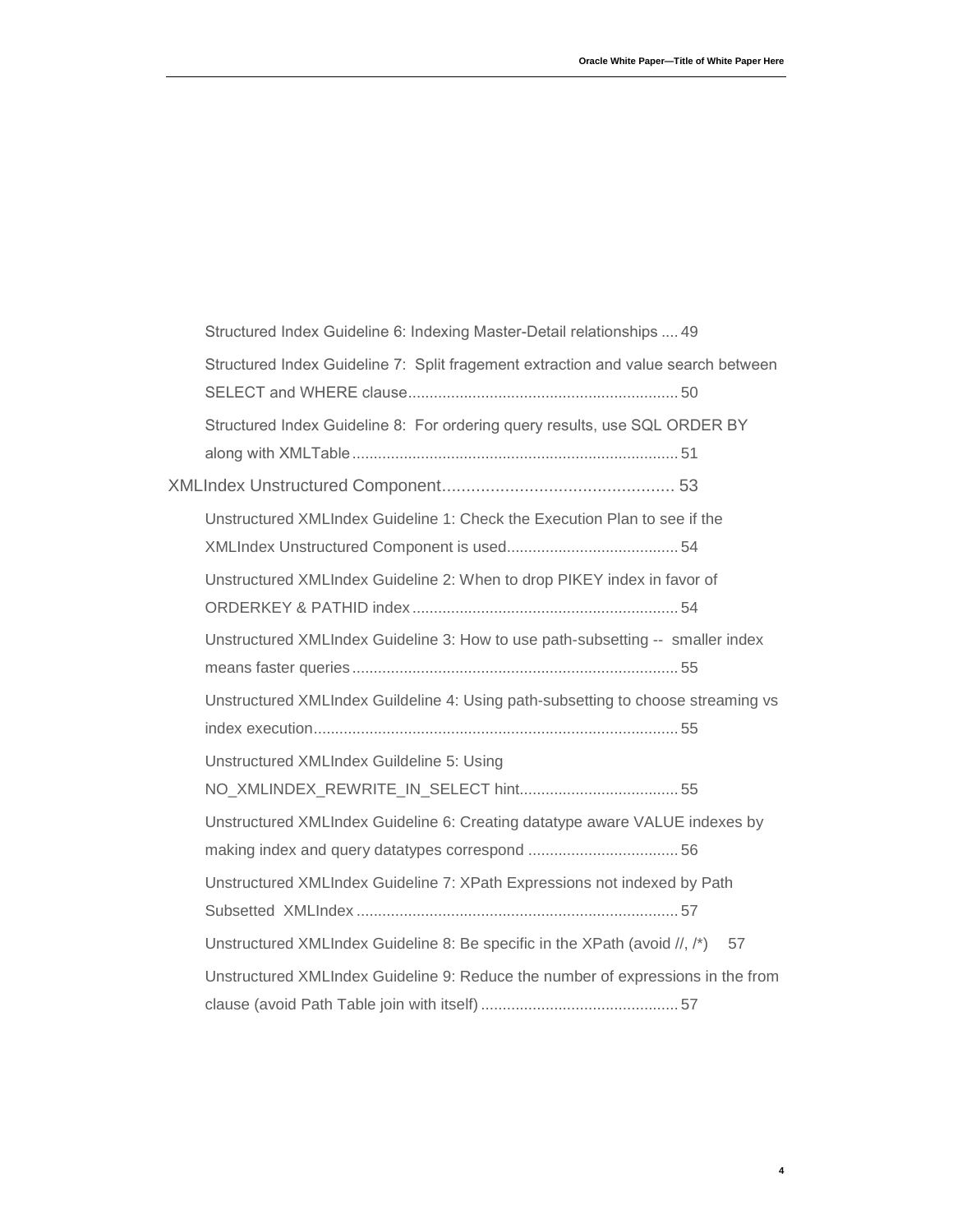Structured Index Guideline 6: Indexing Master-Detail relationships .... 49

Structured Index Guideline 7: Split fragement extraction and value search between SELECT and WHERE clause.............................................................. 50

Structured Index Guideline 8: For ordering query results, use SQL ORDER BY along with XMLTable........................................................................... 51

XMLIndex Unstructured Component................................................ 53

Unstructured XMLIndex Guideline 1: Check the Execution Plan to see if the XMLIndex Unstructured Component is used....................................... 54

Unstructured XMLIndex Guideline 2: When to drop PIKEY index in favor of ORDERKEY & PATHID index............................................................. 54

Unstructured XMLIndex Guideline 3: How to use path-subsetting -- smaller index means faster queries........................................................................... 55

Unstructured XMLIndex Guildeline 4: Using path-subsetting to choose streaming vs index execution.................................................................................... 55

Unstructured XMLIndex Guildeline 5: Using NO_XMLINDEX_REWRITE_IN_SELECT hint.................................... 55

Unstructured XMLIndex Guideline 6: Creating datatype aware VALUE indexes by making index and query datatypes correspond .................................. 56

Unstructured XMLIndex Guideline 7: XPath Expressions not indexed by Path Subsetted XMLIndex .......................................................................... 57

Unstructured XMLIndex Guideline 8: Be specific in the XPath (avoid //, /*) 57

Unstructured XMLIndex Guideline 9: Reduce the number of expressions in the from clause (avoid Path Table join with itself) ............................................. 57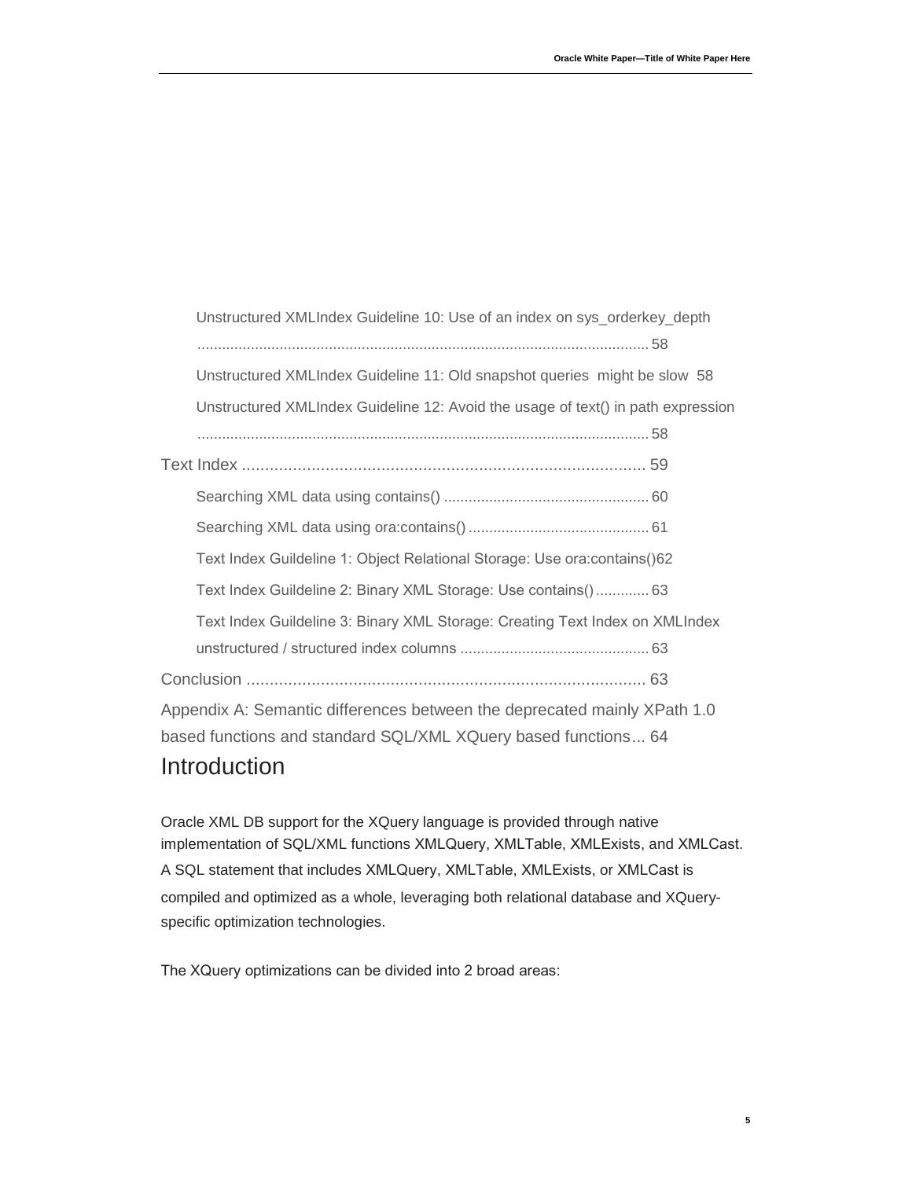Unstructured XMLIndex Guideline 10: Use of an index on sys_orderkey_depth ............................................................................................................ 58

Unstructured XMLIndex Guideline 11: Old snapshot queries might be slow 58

Unstructured XMLIndex Guideline 12: Avoid the usage of text() in path expression ............................................................................................................ 58

Text Index ....................................................................................... 59

Searching XML data using contains() .................................................. 60

Searching XML data using ora:contains() ............................................ 61

Text Index Guildeline 1: Object Relational Storage: Use ora:contains()62

Text Index Guildeline 2: Binary XML Storage: Use contains() ............. 63

Text Index Guildeline 3: Binary XML Storage: Creating Text Index on XMLIndex unstructured / structured index columns .............................................. 63

Conclusion ...................................................................................... 63

Appendix A: Semantic differences between the deprecated mainly XPath 1.0 based functions and standard SQL/XML XQuery based functions... 64

# Introduction

Oracle XML DB support for the XQuery language is provided through native implementation of SQL/XML functions XMLQuery, XMLTable, XMLExists, and XMLCast. A SQL statement that includes XMLQuery, XMLTable, XMLExists, or XMLCast is compiled and optimized as a whole, leveraging both relational database and XQuery-specific optimization technologies.

The XQuery optimizations can be divided into 2 broad areas: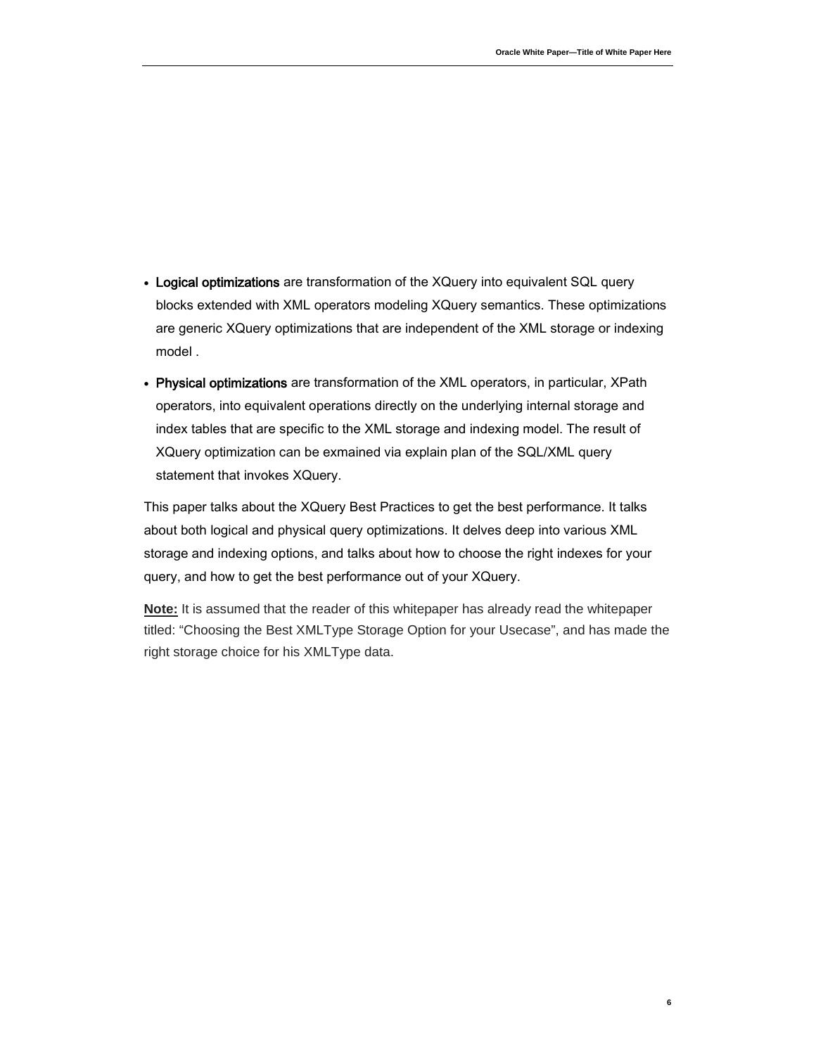- **Logical optimizations** are transformation of the XQuery into equivalent SQL query blocks extended with XML operators modeling XQuery semantics. These optimizations are generic XQuery optimizations that are independent of the XML storage or indexing model .

- **Physical optimizations** are transformation of the XML operators, in particular, XPath operators, into equivalent operations directly on the underlying internal storage and index tables that are specific to the XML storage and indexing model. The result of XQuery optimization can be exmained via explain plan of the SQL/XML query statement that invokes XQuery.

This paper talks about the XQuery Best Practices to get the best performance. It talks about both logical and physical query optimizations. It delves deep into various XML storage and indexing options, and talks about how to choose the right indexes for your query, and how to get the best performance out of your XQuery.

**Note:** It is assumed that the reader of this whitepaper has already read the whitepaper titled: “Choosing the Best XMLType Storage Option for your Usecase”, and has made the right storage choice for his XMLType data.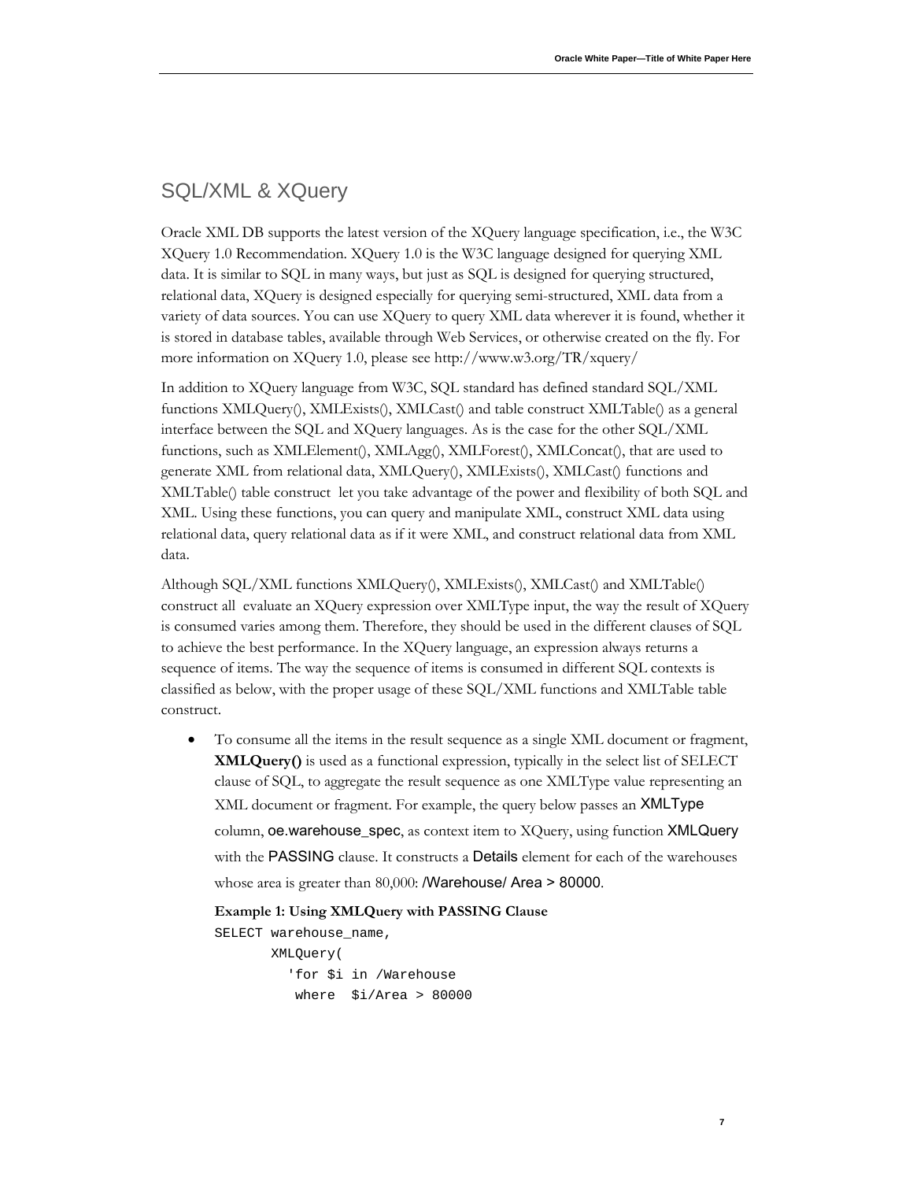## SQL/XML & XQuery

Oracle XML DB supports the latest version of the XQuery language specification, i.e., the W3C XQuery 1.0 Recommendation. XQuery 1.0 is the W3C language designed for querying XML data. It is similar to SQL in many ways, but just as SQL is designed for querying structured, relational data, XQuery is designed especially for querying semi-structured, XML data from a variety of data sources. You can use XQuery to query XML data wherever it is found, whether it is stored in database tables, available through Web Services, or otherwise created on the fly. For more information on XQuery 1.0, please see http://www.w3.org/TR/xquery/

In addition to XQuery language from W3C, SQL standard has defined standard SQL/XML functions XMLQuery(), XMLExists(), XMLCast() and table construct XMLTable() as a general interface between the SQL and XQuery languages. As is the case for the other SQL/XML functions, such as XMLElement(), XMLAgg(), XMLForest(), XMLConcat(), that are used to generate XML from relational data, XMLQuery(), XMLExists(), XMLCast() functions and XMLTable() table construct let you take advantage of the power and flexibility of both SQL and XML. Using these functions, you can query and manipulate XML, construct XML data using relational data, query relational data as if it were XML, and construct relational data from XML data.

Although SQL/XML functions XMLQuery(), XMLExists(), XMLCast() and XMLTable() construct all evaluate an XQuery expression over XMLType input, the way the result of XQuery is consumed varies among them. Therefore, they should be used in the different clauses of SQL to achieve the best performance. In the XQuery language, an expression always returns a sequence of items. The way the sequence of items is consumed in different SQL contexts is classified as below, with the proper usage of these SQL/XML functions and XMLTable table construct.

- To consume all the items in the result sequence as a single XML document or fragment, **XMLQuery()** is used as a functional expression, typically in the select list of SELECT clause of SQL, to aggregate the result sequence as one XMLType value representing an XML document or fragment. For example, the query below passes an XMLType column, oe.warehouse_spec, as context item to XQuery, using function XMLQuery with the PASSING clause. It constructs a Details element for each of the warehouses whose area is greater than 80,000: /Warehouse/ Area > 80000.

  **Example 1: Using XMLQuery with PASSING Clause**

  ```
  SELECT warehouse_name,
         XMLQuery(
           'for $i in /Warehouse
            where  $i/Area > 80000
  ```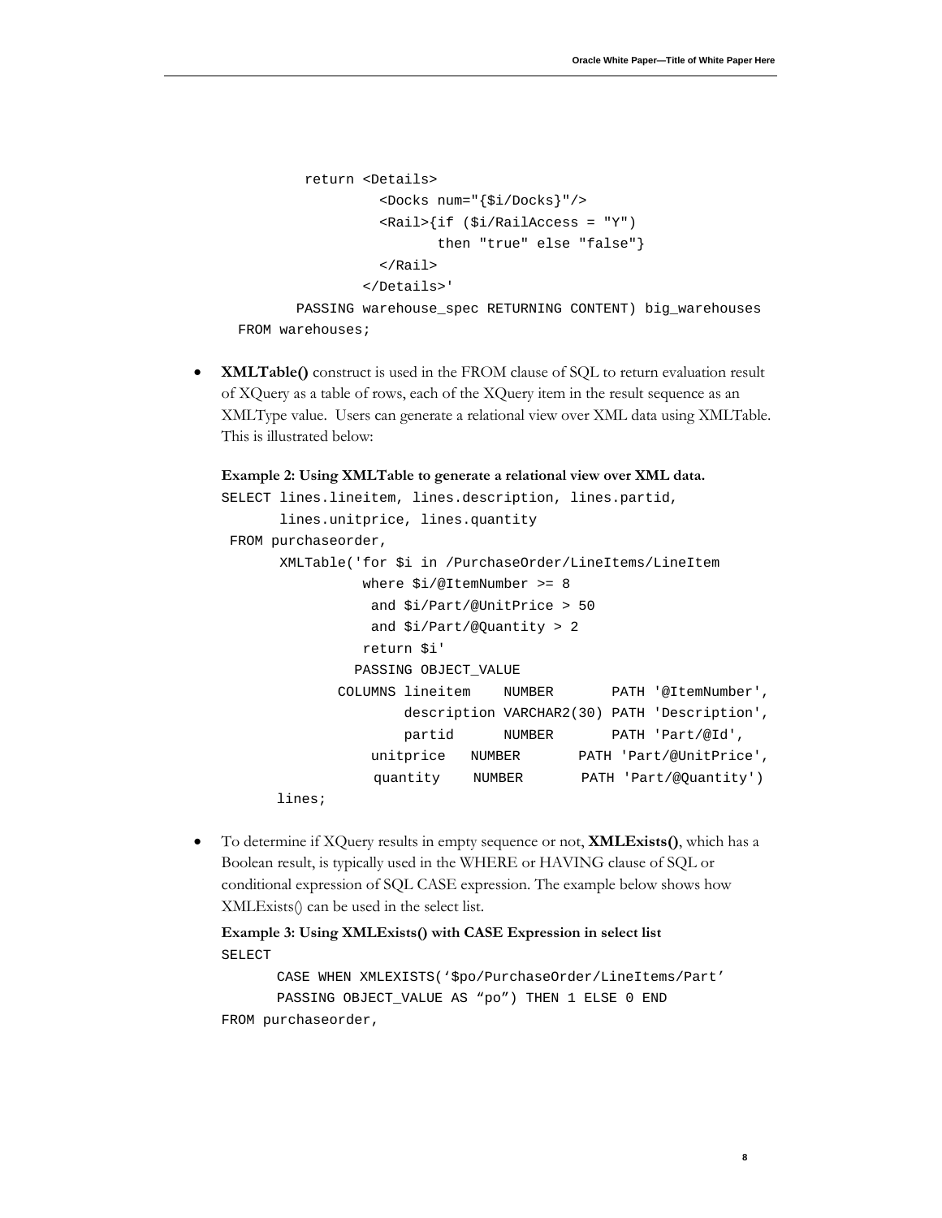```
          return <Details>
                   <Docks num="{$i/Docks}"/>
                   <Rail>{if ($i/RailAccess = "Y")
                          then "true" else "false"}
                   </Rail>
                 </Details>'
         PASSING warehouse_spec RETURNING CONTENT) big_warehouses
  FROM warehouses;
```

- **XMLTable()** construct is used in the FROM clause of SQL to return evaluation result of XQuery as a table of rows, each of the XQuery item in the result sequence as an XMLType value. Users can generate a relational view over XML data using XMLTable. This is illustrated below:

**Example 2: Using XMLTable to generate a relational view over XML data.**

```
SELECT lines.lineitem, lines.description, lines.partid,
       lines.unitprice, lines.quantity
 FROM purchaseorder,
       XMLTable('for $i in /PurchaseOrder/LineItems/LineItem
                 where $i/@ItemNumber >= 8
                  and $i/Part/@UnitPrice > 50
                  and $i/Part/@Quantity > 2
                 return $i'
                PASSING OBJECT_VALUE
              COLUMNS lineitem    NUMBER       PATH '@ItemNumber',
                      description VARCHAR2(30) PATH 'Description',
                      partid      NUMBER       PATH 'Part/@Id',
                  unitprice   NUMBER       PATH 'Part/@UnitPrice',
                  quantity    NUMBER       PATH 'Part/@Quantity')
       lines;
```

- To determine if XQuery results in empty sequence or not, **XMLExists()**, which has a Boolean result, is typically used in the WHERE or HAVING clause of SQL or conditional expression of SQL CASE expression. The example below shows how XMLExists() can be used in the select list.

**Example 3: Using XMLExists() with CASE Expression in select list**

```
SELECT
       CASE WHEN XMLEXISTS('$po/PurchaseOrder/LineItems/Part'
       PASSING OBJECT_VALUE AS "po") THEN 1 ELSE 0 END
FROM purchaseorder,
```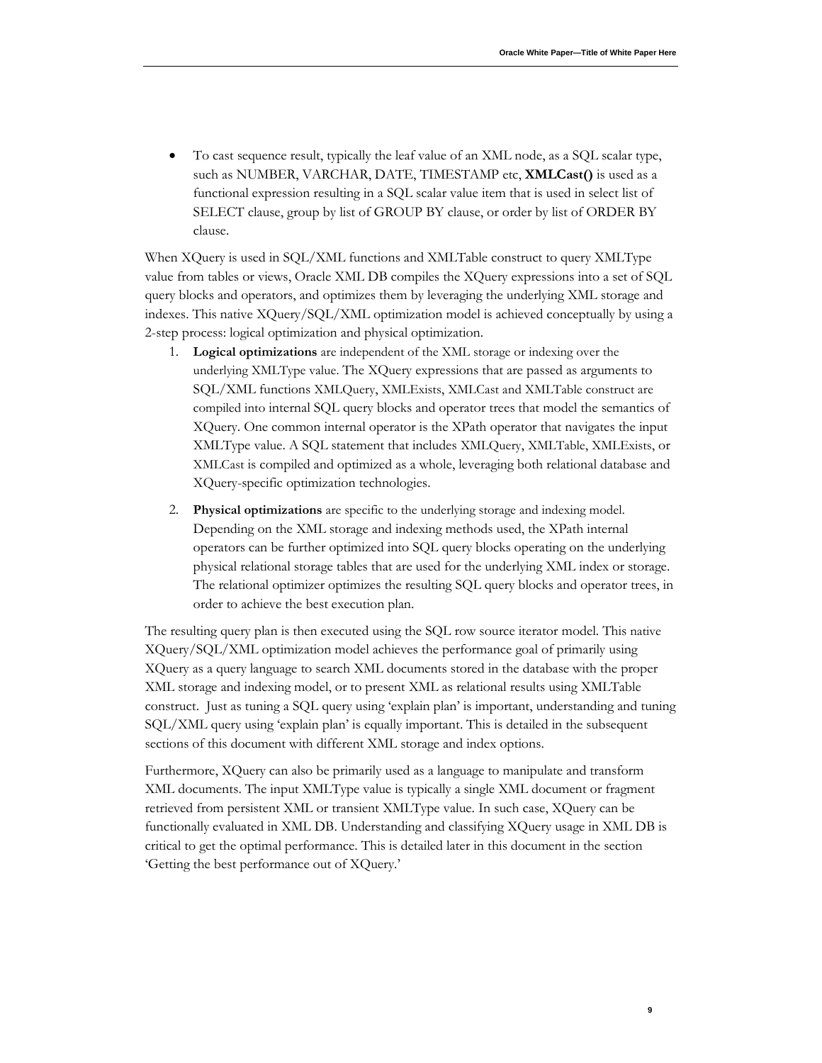- To cast sequence result, typically the leaf value of an XML node, as a SQL scalar type, such as NUMBER, VARCHAR, DATE, TIMESTAMP etc, **XMLCast()** is used as a functional expression resulting in a SQL scalar value item that is used in select list of SELECT clause, group by list of GROUP BY clause, or order by list of ORDER BY clause.

When XQuery is used in SQL/XML functions and XMLTable construct to query XMLType value from tables or views, Oracle XML DB compiles the XQuery expressions into a set of SQL query blocks and operators, and optimizes them by leveraging the underlying XML storage and indexes. This native XQuery/SQL/XML optimization model is achieved conceptually by using a 2-step process: logical optimization and physical optimization.

1. **Logical optimizations** are independent of the XML storage or indexing over the underlying XMLType value. The XQuery expressions that are passed as arguments to SQL/XML functions XMLQuery, XMLExists, XMLCast and XMLTable construct are compiled into internal SQL query blocks and operator trees that model the semantics of XQuery. One common internal operator is the XPath operator that navigates the input XMLType value. A SQL statement that includes XMLQuery, XMLTable, XMLExists, or XMLCast is compiled and optimized as a whole, leveraging both relational database and XQuery-specific optimization technologies.

2. **Physical optimizations** are specific to the underlying storage and indexing model. Depending on the XML storage and indexing methods used, the XPath internal operators can be further optimized into SQL query blocks operating on the underlying physical relational storage tables that are used for the underlying XML index or storage. The relational optimizer optimizes the resulting SQL query blocks and operator trees, in order to achieve the best execution plan.

The resulting query plan is then executed using the SQL row source iterator model. This native XQuery/SQL/XML optimization model achieves the performance goal of primarily using XQuery as a query language to search XML documents stored in the database with the proper XML storage and indexing model, or to present XML as relational results using XMLTable construct. Just as tuning a SQL query using 'explain plan' is important, understanding and tuning SQL/XML query using 'explain plan' is equally important. This is detailed in the subsequent sections of this document with different XML storage and index options.

Furthermore, XQuery can also be primarily used as a language to manipulate and transform XML documents. The input XMLType value is typically a single XML document or fragment retrieved from persistent XML or transient XMLType value. In such case, XQuery can be functionally evaluated in XML DB. Understanding and classifying XQuery usage in XML DB is critical to get the optimal performance. This is detailed later in this document in the section 'Getting the best performance out of XQuery.'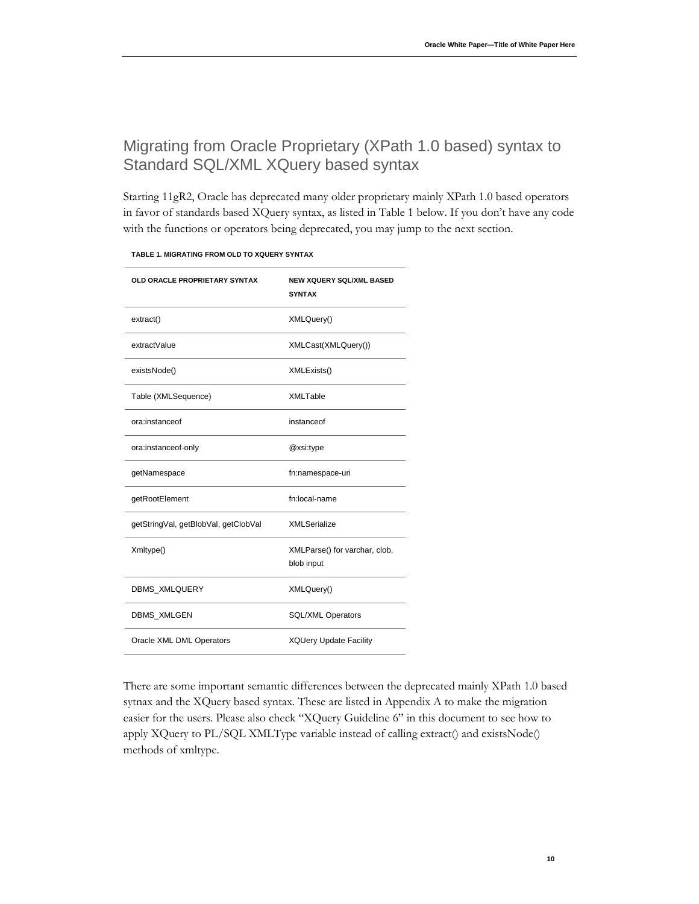## Migrating from Oracle Proprietary (XPath 1.0 based) syntax to Standard SQL/XML XQuery based syntax

Starting 11gR2, Oracle has deprecated many older proprietary mainly XPath 1.0 based operators in favor of standards based XQuery syntax, as listed in Table 1 below. If you don't have any code with the functions or operators being deprecated, you may jump to the next section.

**TABLE 1. MIGRATING FROM OLD TO XQUERY SYNTAX**

| OLD ORACLE PROPRIETARY SYNTAX | NEW XQUERY SQL/XML BASED SYNTAX |
| --- | --- |
| extract() | XMLQuery() |
| extractValue | XMLCast(XMLQuery()) |
| existsNode() | XMLExists() |
| Table (XMLSequence) | XMLTable |
| ora:instanceof | instanceof |
| ora:instanceof-only | @xsi:type |
| getNamespace | fn:namespace-uri |
| getRootElement | fn:local-name |
| getStringVal, getBlobVal, getClobVal | XMLSerialize |
| Xmltype() | XMLParse() for varchar, clob, blob input |
| DBMS_XMLQUERY | XMLQuery() |
| DBMS_XMLGEN | SQL/XML Operators |
| Oracle XML DML Operators | XQUery Update Facility |

There are some important semantic differences between the deprecated mainly XPath 1.0 based sytnax and the XQuery based syntax. These are listed in Appendix A to make the migration easier for the users. Please also check "XQuery Guideline 6" in this document to see how to apply XQuery to PL/SQL XMLType variable instead of calling extract() and existsNode() methods of xmltype.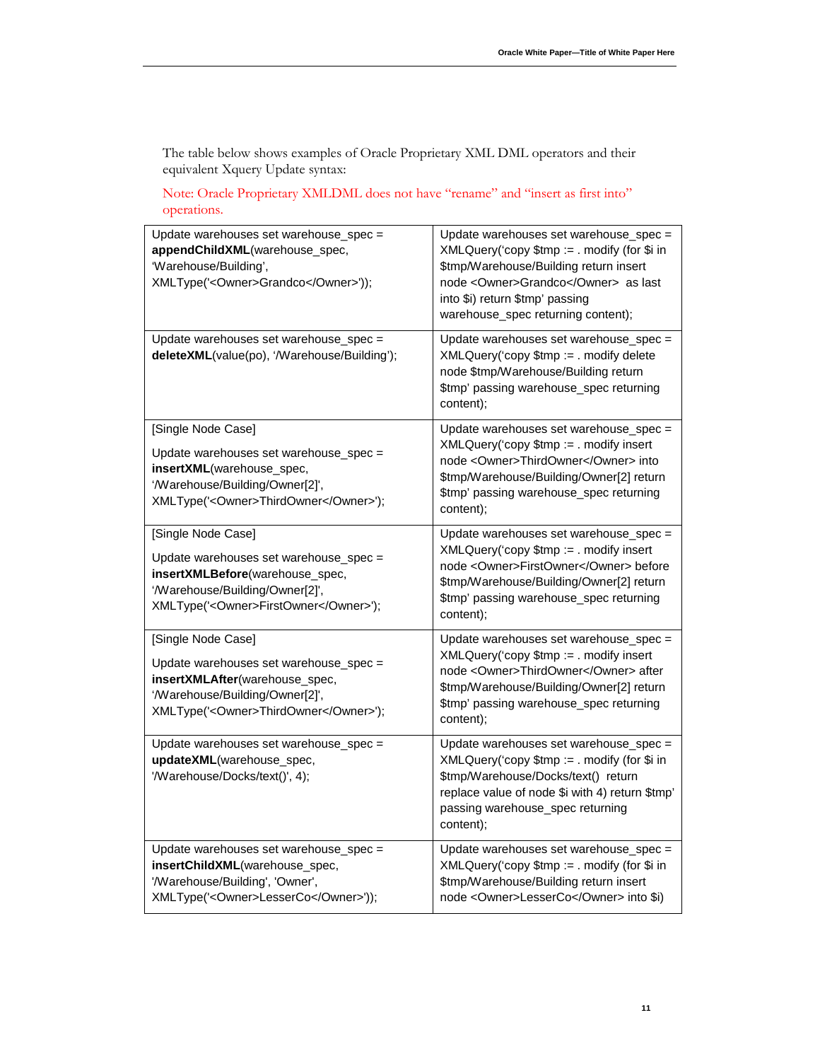The table below shows examples of Oracle Proprietary XML DML operators and their equivalent Xquery Update syntax:

Note: Oracle Proprietary XMLDML does not have "rename" and "insert as first into" operations.

| | |
|---|---|
| Update warehouses set warehouse_spec = **appendChildXML**(warehouse_spec, 'Warehouse/Building', XMLType('<Owner>Grandco</Owner>')); | Update warehouses set warehouse_spec = XMLQuery('copy $tmp := . modify (for $i in $tmp/Warehouse/Building return insert node <Owner>Grandco</Owner> as last into $i) return $tmp' passing warehouse_spec returning content); |
| Update warehouses set warehouse_spec = **deleteXML**(value(po), '/Warehouse/Building'); | Update warehouses set warehouse_spec = XMLQuery('copy $tmp := . modify delete node $tmp/Warehouse/Building return $tmp' passing warehouse_spec returning content); |
| [Single Node Case] Update warehouses set warehouse_spec = **insertXML**(warehouse_spec, '/Warehouse/Building/Owner[2]', XMLType('<Owner>ThirdOwner</Owner>'); | Update warehouses set warehouse_spec = XMLQuery('copy $tmp := . modify insert node <Owner>ThirdOwner</Owner> into $tmp/Warehouse/Building/Owner[2] return $tmp' passing warehouse_spec returning content); |
| [Single Node Case] Update warehouses set warehouse_spec = **insertXMLBefore**(warehouse_spec, '/Warehouse/Building/Owner[2]', XMLType('<Owner>FirstOwner</Owner>'); | Update warehouses set warehouse_spec = XMLQuery('copy $tmp := . modify insert node <Owner>FirstOwner</Owner> before $tmp/Warehouse/Building/Owner[2] return $tmp' passing warehouse_spec returning content); |
| [Single Node Case] Update warehouses set warehouse_spec = **insertXMLAfter**(warehouse_spec, '/Warehouse/Building/Owner[2]', XMLType('<Owner>ThirdOwner</Owner>'); | Update warehouses set warehouse_spec = XMLQuery('copy $tmp := . modify insert node <Owner>ThirdOwner</Owner> after $tmp/Warehouse/Building/Owner[2] return $tmp' passing warehouse_spec returning content); |
| Update warehouses set warehouse_spec = **updateXML**(warehouse_spec, '/Warehouse/Docks/text()', 4); | Update warehouses set warehouse_spec = XMLQuery('copy $tmp := . modify (for $i in $tmp/Warehouse/Docks/text() return replace value of node $i with 4) return $tmp' passing warehouse_spec returning content); |
| Update warehouses set warehouse_spec = **insertChildXML**(warehouse_spec, '/Warehouse/Building', 'Owner', XMLType('<Owner>LesserCo</Owner>')); | Update warehouses set warehouse_spec = XMLQuery('copy $tmp := . modify (for $i in $tmp/Warehouse/Building return insert node <Owner>LesserCo</Owner> into $i) |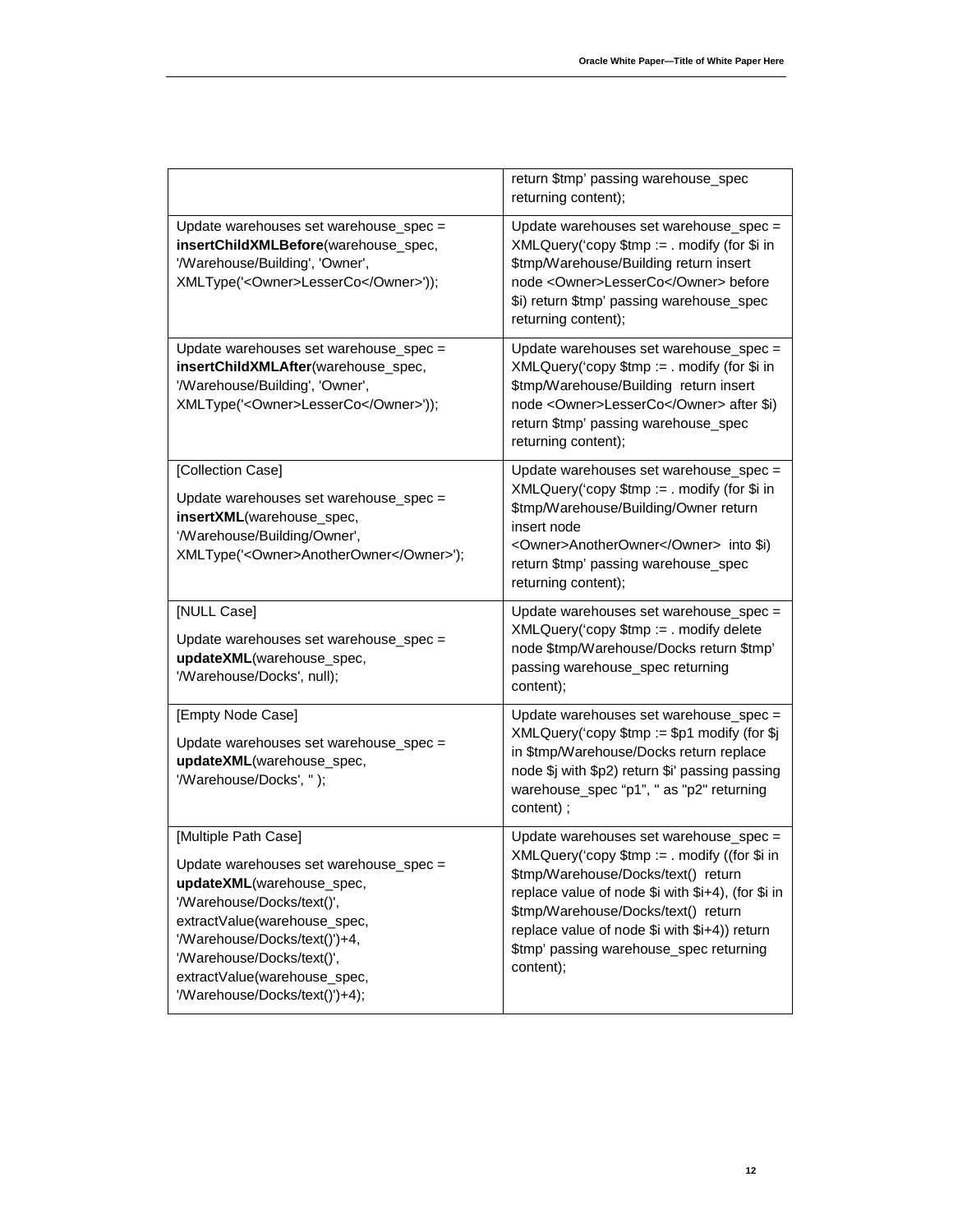| | |
|---|---|
| | return $tmp' passing warehouse_spec returning content); |
| Update warehouses set warehouse_spec = **insertChildXMLBefore**(warehouse_spec, '/Warehouse/Building', 'Owner', XMLType('<Owner>LesserCo</Owner>')); | Update warehouses set warehouse_spec = XMLQuery('copy $tmp := . modify (for $i in $tmp/Warehouse/Building return insert node <Owner>LesserCo</Owner> before $i) return $tmp' passing warehouse_spec returning content); |
| Update warehouses set warehouse_spec = **insertChildXMLAfter**(warehouse_spec, '/Warehouse/Building', 'Owner', XMLType('<Owner>LesserCo</Owner>')); | Update warehouses set warehouse_spec = XMLQuery('copy $tmp := . modify (for $i in $tmp/Warehouse/Building return insert node <Owner>LesserCo</Owner> after $i) return $tmp' passing warehouse_spec returning content); |
| [Collection Case]<br><br>Update warehouses set warehouse_spec = **insertXML**(warehouse_spec, '/Warehouse/Building/Owner', XMLType('<Owner>AnotherOwner</Owner>'); | Update warehouses set warehouse_spec = XMLQuery('copy $tmp := . modify (for $i in $tmp/Warehouse/Building/Owner return insert node <Owner>AnotherOwner</Owner> into $i) return $tmp' passing warehouse_spec returning content); |
| [NULL Case]<br><br>Update warehouses set warehouse_spec = **updateXML**(warehouse_spec, '/Warehouse/Docks', null); | Update warehouses set warehouse_spec = XMLQuery('copy $tmp := . modify delete node $tmp/Warehouse/Docks return $tmp' passing warehouse_spec returning content); |
| [Empty Node Case]<br><br>Update warehouses set warehouse_spec = **updateXML**(warehouse_spec, '/Warehouse/Docks', '' ); | Update warehouses set warehouse_spec = XMLQuery('copy $tmp := $p1 modify (for $j in $tmp/Warehouse/Docks return replace node $j with $p2) return $i' passing passing warehouse_spec "p1", '' as "p2" returning content) ; |
| [Multiple Path Case]<br><br>Update warehouses set warehouse_spec = **updateXML**(warehouse_spec, '/Warehouse/Docks/text()', extractValue(warehouse_spec, '/Warehouse/Docks/text()')+4, '/Warehouse/Docks/text()', extractValue(warehouse_spec, '/Warehouse/Docks/text()')+4); | Update warehouses set warehouse_spec = XMLQuery('copy $tmp := . modify ((for $i in $tmp/Warehouse/Docks/text() return replace value of node $i with $i+4), (for $i in $tmp/Warehouse/Docks/text() return replace value of node $i with $i+4)) return $tmp' passing warehouse_spec returning content); |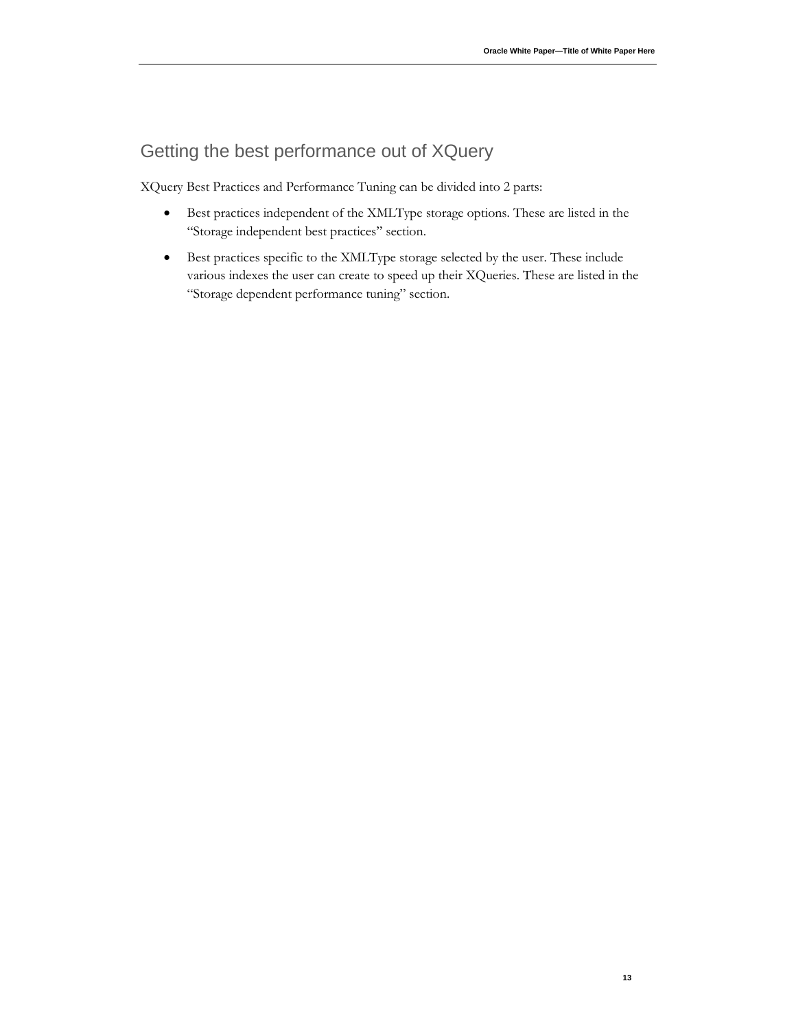## Getting the best performance out of XQuery

XQuery Best Practices and Performance Tuning can be divided into 2 parts:

- Best practices independent of the XMLType storage options. These are listed in the "Storage independent best practices" section.
- Best practices specific to the XMLType storage selected by the user. These include various indexes the user can create to speed up their XQueries. These are listed in the "Storage dependent performance tuning" section.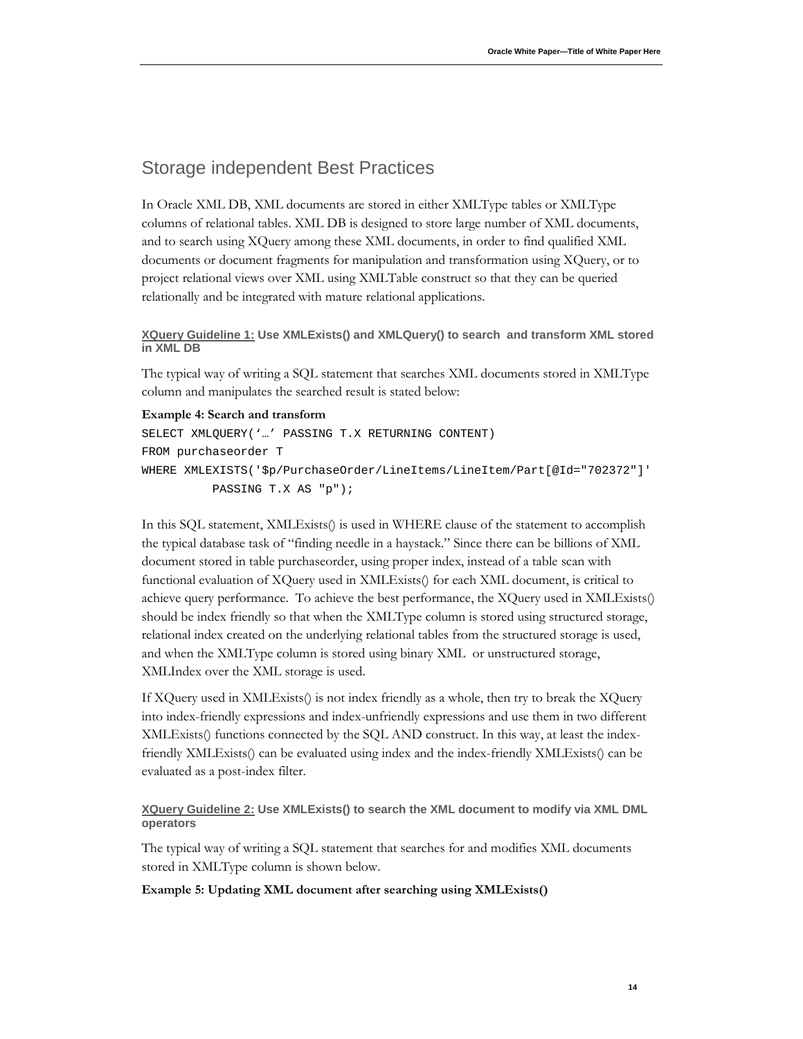## Storage independent Best Practices

In Oracle XML DB, XML documents are stored in either XMLType tables or XMLType columns of relational tables. XML DB is designed to store large number of XML documents, and to search using XQuery among these XML documents, in order to find qualified XML documents or document fragments for manipulation and transformation using XQuery, or to project relational views over XML using XMLTable construct so that they can be queried relationally and be integrated with mature relational applications.

#### XQuery Guideline 1: Use XMLExists() and XMLQuery() to search and transform XML stored in XML DB

The typical way of writing a SQL statement that searches XML documents stored in XMLType column and manipulates the searched result is stated below:

**Example 4: Search and transform**

```
SELECT XMLQUERY('…' PASSING T.X RETURNING CONTENT)
FROM purchaseorder T
WHERE XMLEXISTS('$p/PurchaseOrder/LineItems/LineItem/Part[@Id="702372"]'
          PASSING T.X AS "p");
```

In this SQL statement, XMLExists() is used in WHERE clause of the statement to accomplish the typical database task of "finding needle in a haystack." Since there can be billions of XML document stored in table purchaseorder, using proper index, instead of a table scan with functional evaluation of XQuery used in XMLExists() for each XML document, is critical to achieve query performance. To achieve the best performance, the XQuery used in XMLExists() should be index friendly so that when the XMLType column is stored using structured storage, relational index created on the underlying relational tables from the structured storage is used, and when the XMLType column is stored using binary XML or unstructured storage, XMLIndex over the XML storage is used.

If XQuery used in XMLExists() is not index friendly as a whole, then try to break the XQuery into index-friendly expressions and index-unfriendly expressions and use them in two different XMLExists() functions connected by the SQL AND construct. In this way, at least the index-friendly XMLExists() can be evaluated using index and the index-friendly XMLExists() can be evaluated as a post-index filter.

#### XQuery Guideline 2: Use XMLExists() to search the XML document to modify via XML DML operators

The typical way of writing a SQL statement that searches for and modifies XML documents stored in XMLType column is shown below.

**Example 5: Updating XML document after searching using XMLExists()**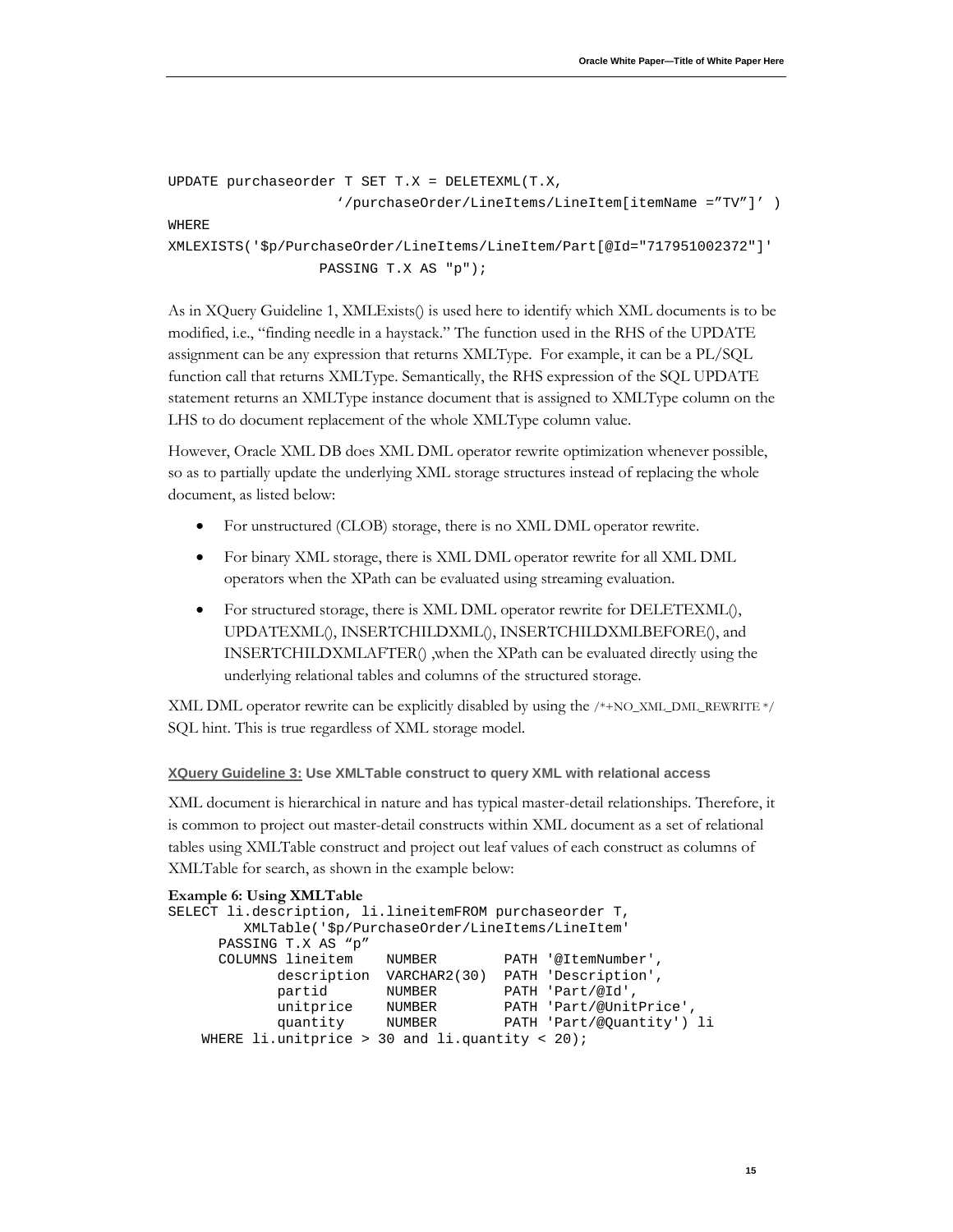```
UPDATE purchaseorder T SET T.X = DELETEXML(T.X,
                    '/purchaseOrder/LineItems/LineItem[itemName ="TV"]' )
WHERE
XMLEXISTS('$p/PurchaseOrder/LineItems/LineItem/Part[@Id="717951002372"]'
                  PASSING T.X AS "p");
```

As in XQuery Guideline 1, XMLExists() is used here to identify which XML documents is to be modified, i.e., "finding needle in a haystack." The function used in the RHS of the UPDATE assignment can be any expression that returns XMLType. For example, it can be a PL/SQL function call that returns XMLType. Semantically, the RHS expression of the SQL UPDATE statement returns an XMLType instance document that is assigned to XMLType column on the LHS to do document replacement of the whole XMLType column value.

However, Oracle XML DB does XML DML operator rewrite optimization whenever possible, so as to partially update the underlying XML storage structures instead of replacing the whole document, as listed below:

- For unstructured (CLOB) storage, there is no XML DML operator rewrite.
- For binary XML storage, there is XML DML operator rewrite for all XML DML operators when the XPath can be evaluated using streaming evaluation.
- For structured storage, there is XML DML operator rewrite for DELETEXML(), UPDATEXML(), INSERTCHILDXML(), INSERTCHILDXMLBEFORE(), and INSERTCHILDXMLAFTER() ,when the XPath can be evaluated directly using the underlying relational tables and columns of the structured storage.

XML DML operator rewrite can be explicitly disabled by using the /*+NO_XML_DML_REWRITE */ SQL hint. This is true regardless of XML storage model.

### XQuery Guideline 3: Use XMLTable construct to query XML with relational access

XML document is hierarchical in nature and has typical master-detail relationships. Therefore, it is common to project out master-detail constructs within XML document as a set of relational tables using XMLTable construct and project out leaf values of each construct as columns of XMLTable for search, as shown in the example below:

**Example 6: Using XMLTable**

```
SELECT li.description, li.lineitemFROM purchaseorder T,
        XMLTable('$p/PurchaseOrder/LineItems/LineItem'
      PASSING T.X AS "p"
      COLUMNS lineitem    NUMBER        PATH '@ItemNumber',
             description  VARCHAR2(30)  PATH 'Description',
             partid       NUMBER        PATH 'Part/@Id',
             unitprice    NUMBER        PATH 'Part/@UnitPrice',
             quantity     NUMBER        PATH 'Part/@Quantity') li
    WHERE li.unitprice > 30 and li.quantity < 20);
```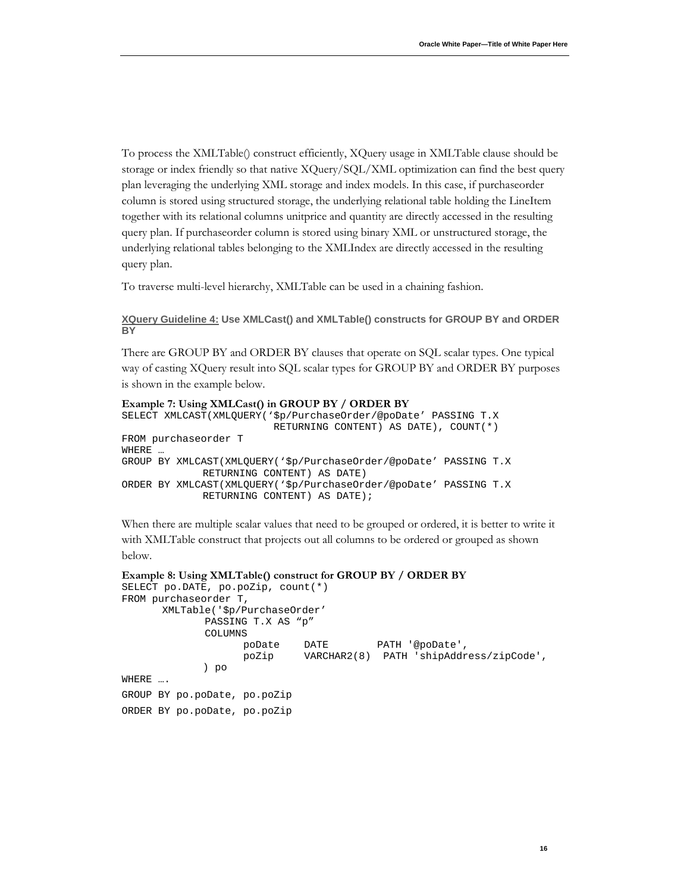To process the XMLTable() construct efficiently, XQuery usage in XMLTable clause should be storage or index friendly so that native XQuery/SQL/XML optimization can find the best query plan leveraging the underlying XML storage and index models. In this case, if purchaseorder column is stored using structured storage, the underlying relational table holding the LineItem together with its relational columns unitprice and quantity are directly accessed in the resulting query plan. If purchaseorder column is stored using binary XML or unstructured storage, the underlying relational tables belonging to the XMLIndex are directly accessed in the resulting query plan.

To traverse multi-level hierarchy, XMLTable can be used in a chaining fashion.

#### XQuery Guideline 4: Use XMLCast() and XMLTable() constructs for GROUP BY and ORDER BY

There are GROUP BY and ORDER BY clauses that operate on SQL scalar types. One typical way of casting XQuery result into SQL scalar types for GROUP BY and ORDER BY purposes is shown in the example below.

**Example 7: Using XMLCast() in GROUP BY / ORDER BY**

```
SELECT XMLCAST(XMLQUERY('$p/PurchaseOrder/@poDate' PASSING T.X
                        RETURNING CONTENT) AS DATE), COUNT(*)
FROM purchaseorder T
WHERE …
GROUP BY XMLCAST(XMLQUERY('$p/PurchaseOrder/@poDate' PASSING T.X
            RETURNING CONTENT) AS DATE)
ORDER BY XMLCAST(XMLQUERY('$p/PurchaseOrder/@poDate' PASSING T.X
            RETURNING CONTENT) AS DATE);
```

When there are multiple scalar values that need to be grouped or ordered, it is better to write it with XMLTable construct that projects out all columns to be ordered or grouped as shown below.

**Example 8: Using XMLTable() construct for GROUP BY / ORDER BY**

```
SELECT po.DATE, po.poZip, count(*)
FROM purchaseorder T,
      XMLTable('$p/PurchaseOrder'
             PASSING T.X AS "p"
             COLUMNS
                    poDate    DATE        PATH '@poDate',
                    poZip     VARCHAR2(8)  PATH 'shipAddress/zipCode',
             ) po
WHERE ….
GROUP BY po.poDate, po.poZip
ORDER BY po.poDate, po.poZip
```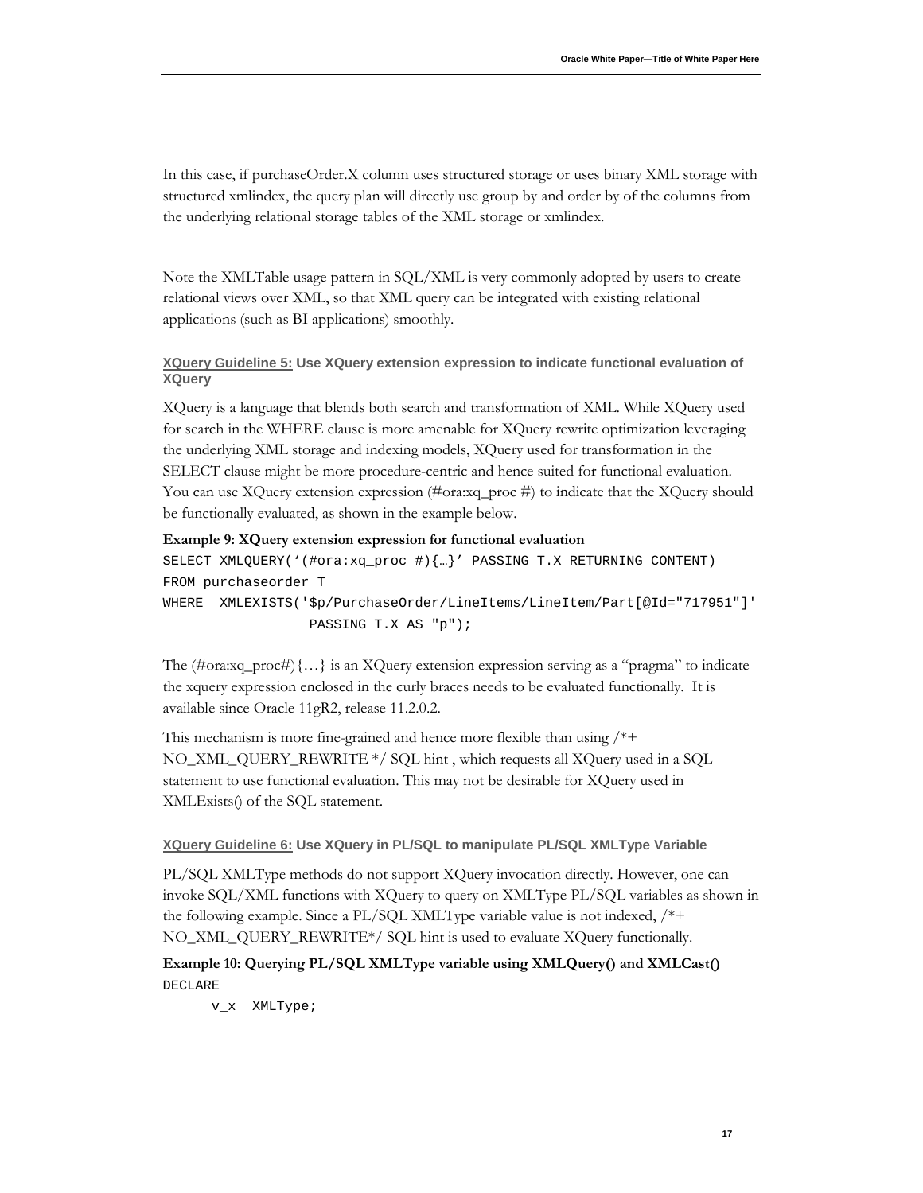In this case, if purchaseOrder.X column uses structured storage or uses binary XML storage with structured xmlindex, the query plan will directly use group by and order by of the columns from the underlying relational storage tables of the XML storage or xmlindex.

Note the XMLTable usage pattern in SQL/XML is very commonly adopted by users to create relational views over XML, so that XML query can be integrated with existing relational applications (such as BI applications) smoothly.

#### XQuery Guideline 5: Use XQuery extension expression to indicate functional evaluation of XQuery

XQuery is a language that blends both search and transformation of XML. While XQuery used for search in the WHERE clause is more amenable for XQuery rewrite optimization leveraging the underlying XML storage and indexing models, XQuery used for transformation in the SELECT clause might be more procedure-centric and hence suited for functional evaluation. You can use XQuery extension expression (#ora:xq_proc #) to indicate that the XQuery should be functionally evaluated, as shown in the example below.

**Example 9: XQuery extension expression for functional evaluation**

```
SELECT XMLQUERY('(#ora:xq_proc #){…}' PASSING T.X RETURNING CONTENT)
FROM purchaseorder T
WHERE  XMLEXISTS('$p/PurchaseOrder/LineItems/LineItem/Part[@Id="717951"]'
                 PASSING T.X AS "p");
```

The (#ora:xq_proc#){…} is an XQuery extension expression serving as a "pragma" to indicate the xquery expression enclosed in the curly braces needs to be evaluated functionally. It is available since Oracle 11gR2, release 11.2.0.2.

This mechanism is more fine-grained and hence more flexible than using /*+ NO_XML_QUERY_REWRITE */ SQL hint , which requests all XQuery used in a SQL statement to use functional evaluation. This may not be desirable for XQuery used in XMLExists() of the SQL statement.

#### XQuery Guideline 6: Use XQuery in PL/SQL to manipulate PL/SQL XMLType Variable

PL/SQL XMLType methods do not support XQuery invocation directly. However, one can invoke SQL/XML functions with XQuery to query on XMLType PL/SQL variables as shown in the following example. Since a PL/SQL XMLType variable value is not indexed, /*+ NO_XML_QUERY_REWRITE*/ SQL hint is used to evaluate XQuery functionally.

**Example 10: Querying PL/SQL XMLType variable using XMLQuery() and XMLCast()**

```
DECLARE
     v_x  XMLType;
```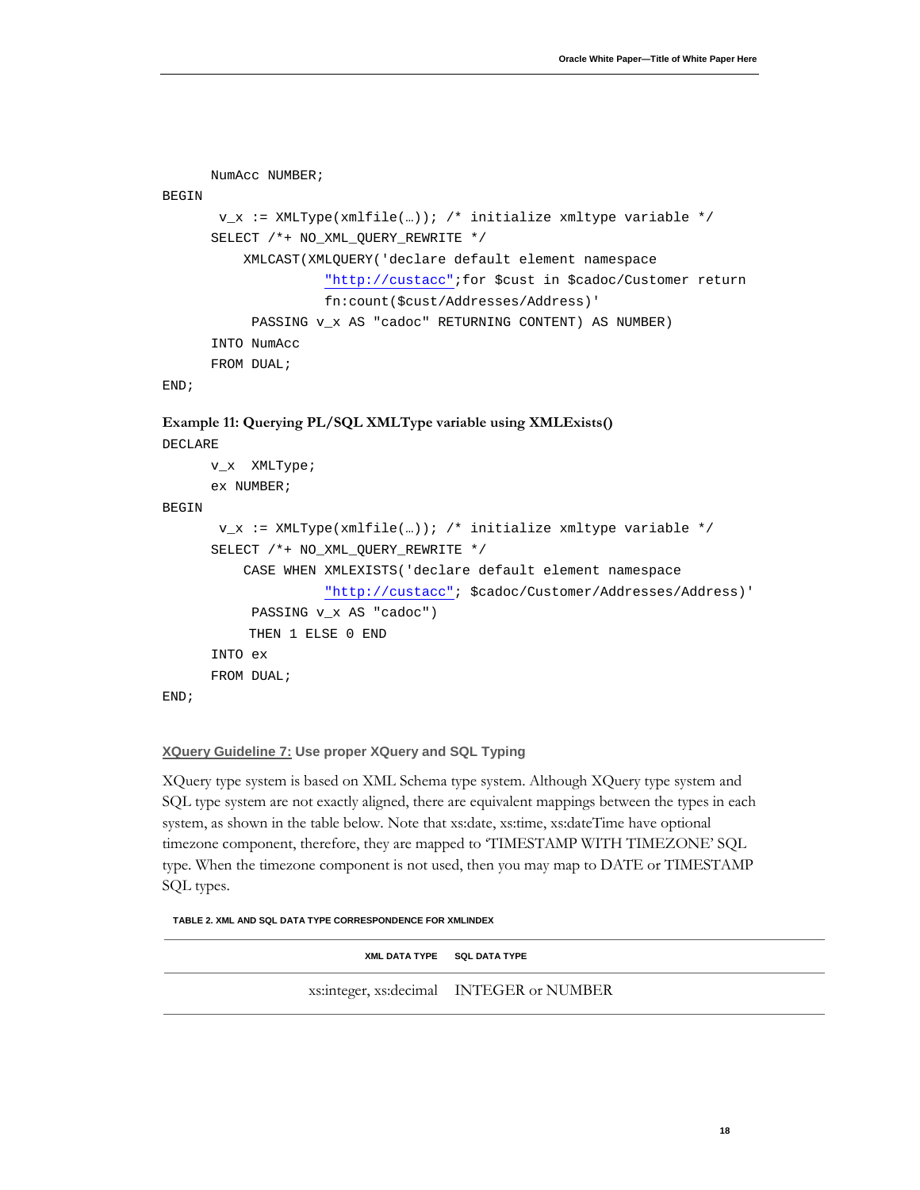```
      NumAcc NUMBER;
BEGIN
       v_x := XMLType(xmlfile(…)); /* initialize xmltype variable */
      SELECT /*+ NO_XML_QUERY_REWRITE */
          XMLCAST(XMLQUERY('declare default element namespace
                    "http://custacc";for $cust in $cadoc/Customer return
                    fn:count($cust/Addresses/Address)'
           PASSING v_x AS "cadoc" RETURNING CONTENT) AS NUMBER)
      INTO NumAcc
      FROM DUAL;
END;
```

**Example 11: Querying PL/SQL XMLType variable using XMLExists()**

```
DECLARE
      v_x  XMLType;
      ex NUMBER;
BEGIN
       v_x := XMLType(xmlfile(…)); /* initialize xmltype variable */
      SELECT /*+ NO_XML_QUERY_REWRITE */
          CASE WHEN XMLEXISTS('declare default element namespace
                    "http://custacc"; $cadoc/Customer/Addresses/Address)'
           PASSING v_x AS "cadoc")
           THEN 1 ELSE 0 END
      INTO ex
      FROM DUAL;
END;
```

#### XQuery Guideline 7: Use proper XQuery and SQL Typing

XQuery type system is based on XML Schema type system. Although XQuery type system and SQL type system are not exactly aligned, there are equivalent mappings between the types in each system, as shown in the table below. Note that xs:date, xs:time, xs:dateTime have optional timezone component, therefore, they are mapped to 'TIMESTAMP WITH TIMEZONE' SQL type. When the timezone component is not used, then you may map to DATE or TIMESTAMP SQL types.

TABLE 2. XML AND SQL DATA TYPE CORRESPONDENCE FOR XMLINDEX

| XML DATA TYPE | SQL DATA TYPE |
| --- | --- |
| xs:integer, xs:decimal | INTEGER or NUMBER |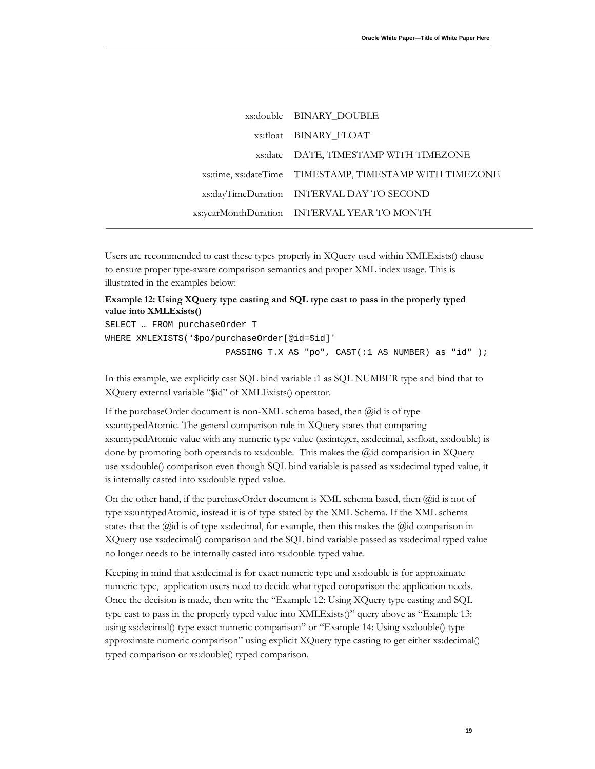| | |
|---|---|
| xs:double | BINARY_DOUBLE |
| xs:float | BINARY_FLOAT |
| xs:date | DATE, TIMESTAMP WITH TIMEZONE |
| xs:time, xs:dateTime | TIMESTAMP, TIMESTAMP WITH TIMEZONE |
| xs:dayTimeDuration | INTERVAL DAY TO SECOND |
| xs:yearMonthDuration | INTERVAL YEAR TO MONTH |

Users are recommended to cast these types properly in XQuery used within XMLExists() clause to ensure proper type-aware comparison semantics and proper XML index usage. This is illustrated in the examples below:

**Example 12: Using XQuery type casting and SQL type cast to pass in the properly typed value into XMLExists()**

```
SELECT … FROM purchaseOrder T
WHERE XMLEXISTS('$po/purchaseOrder[@id=$id]'
                       PASSING T.X AS "po", CAST(:1 AS NUMBER) as "id" );
```

In this example, we explicitly cast SQL bind variable :1 as SQL NUMBER type and bind that to XQuery external variable "$id" of XMLExists() operator.

If the purchaseOrder document is non-XML schema based, then @id is of type xs:untypedAtomic. The general comparison rule in XQuery states that comparing xs:untypedAtomic value with any numeric type value (xs:integer, xs:decimal, xs:float, xs:double) is done by promoting both operands to xs:double. This makes the @id comparision in XQuery use xs:double() comparison even though SQL bind variable is passed as xs:decimal typed value, it is internally casted into xs:double typed value.

On the other hand, if the purchaseOrder document is XML schema based, then @id is not of type xs:untypedAtomic, instead it is of type stated by the XML Schema. If the XML schema states that the @id is of type xs:decimal, for example, then this makes the @id comparison in XQuery use xs:decimal() comparison and the SQL bind variable passed as xs:decimal typed value no longer needs to be internally casted into xs:double typed value.

Keeping in mind that xs:decimal is for exact numeric type and xs:double is for approximate numeric type, application users need to decide what typed comparison the application needs. Once the decision is made, then write the "Example 12: Using XQuery type casting and SQL type cast to pass in the properly typed value into XMLExists()" query above as "Example 13: using xs:decimal() type exact numeric comparison" or "Example 14: Using xs:double() type approximate numeric comparison" using explicit XQuery type casting to get either xs:decimal() typed comparison or xs:double() typed comparison.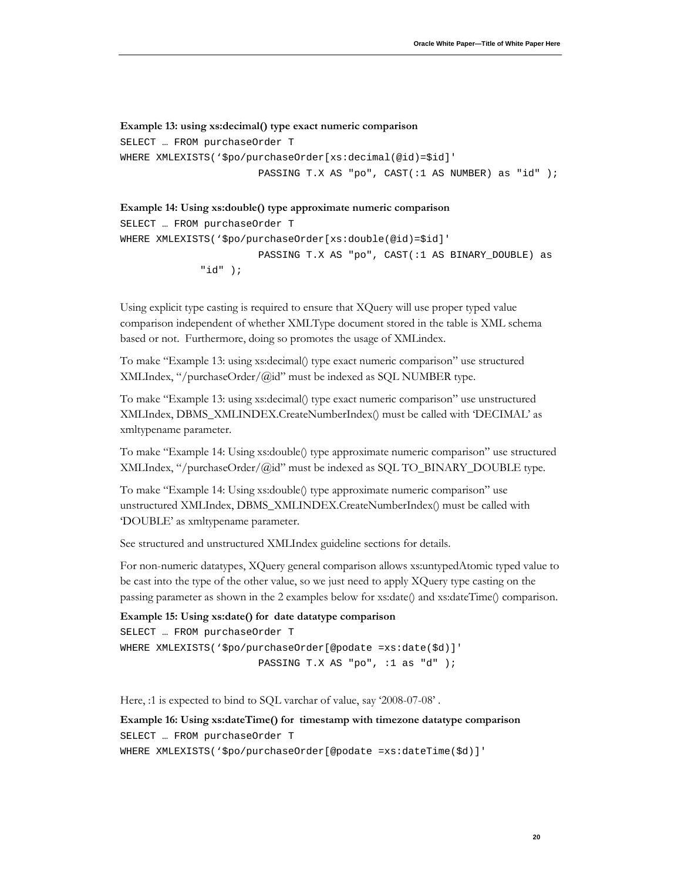**Example 13: using xs:decimal() type exact numeric comparison**

```
SELECT … FROM purchaseOrder T
WHERE XMLEXISTS('$po/purchaseOrder[xs:decimal(@id)=$id]'
                        PASSING T.X AS "po", CAST(:1 AS NUMBER) as "id" );
```

**Example 14: Using xs:double() type approximate numeric comparison**

```
SELECT … FROM purchaseOrder T
WHERE XMLEXISTS('$po/purchaseOrder[xs:double(@id)=$id]'
                        PASSING T.X AS "po", CAST(:1 AS BINARY_DOUBLE) as
              "id" );
```

Using explicit type casting is required to ensure that XQuery will use proper typed value comparison independent of whether XMLType document stored in the table is XML schema based or not. Furthermore, doing so promotes the usage of XMLindex.

To make "Example 13: using xs:decimal() type exact numeric comparison" use structured XMLIndex, "/purchaseOrder/@id" must be indexed as SQL NUMBER type.

To make "Example 13: using xs:decimal() type exact numeric comparison" use unstructured XMLIndex, DBMS_XMLINDEX.CreateNumberIndex() must be called with 'DECIMAL' as xmltypename parameter.

To make "Example 14: Using xs:double() type approximate numeric comparison" use structured XMLIndex, "/purchaseOrder/@id" must be indexed as SQL TO_BINARY_DOUBLE type.

To make "Example 14: Using xs:double() type approximate numeric comparison" use unstructured XMLIndex, DBMS_XMLINDEX.CreateNumberIndex() must be called with 'DOUBLE' as xmltypename parameter.

See structured and unstructured XMLIndex guideline sections for details.

For non-numeric datatypes, XQuery general comparison allows xs:untypedAtomic typed value to be cast into the type of the other value, so we just need to apply XQuery type casting on the passing parameter as shown in the 2 examples below for xs:date() and xs:dateTime() comparison.

**Example 15: Using xs:date() for date datatype comparison**

```
SELECT … FROM purchaseOrder T
WHERE XMLEXISTS('$po/purchaseOrder[@podate =xs:date($d)]'
                        PASSING T.X AS "po", :1 as "d" );
```

Here, :1 is expected to bind to SQL varchar of value, say '2008-07-08' .

**Example 16: Using xs:dateTime() for timestamp with timezone datatype comparison**

```
SELECT … FROM purchaseOrder T
WHERE XMLEXISTS('$po/purchaseOrder[@podate =xs:dateTime($d)]'
```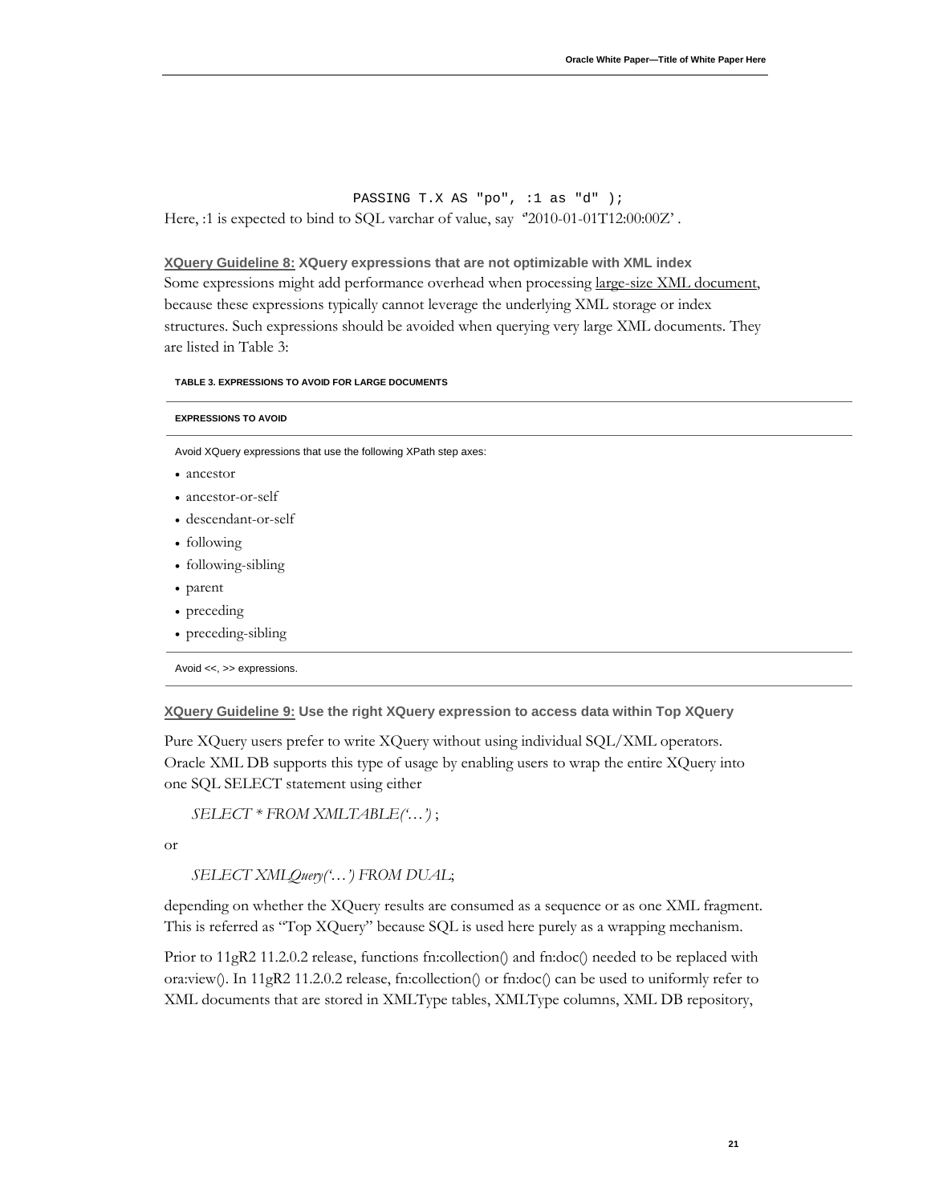```
PASSING T.X AS "po", :1 as "d" );
```

Here, :1 is expected to bind to SQL varchar of value, say '2010-01-01T12:00:00Z' .

**XQuery Guideline 8: XQuery expressions that are not optimizable with XML index**

Some expressions might add performance overhead when processing large-size XML document, because these expressions typically cannot leverage the underlying XML storage or index structures. Such expressions should be avoided when querying very large XML documents. They are listed in Table 3:

**TABLE 3. EXPRESSIONS TO AVOID FOR LARGE DOCUMENTS**

| EXPRESSIONS TO AVOID |
| --- |
| Avoid XQuery expressions that use the following XPath step axes:<br>• ancestor<br>• ancestor-or-self<br>• descendant-or-self<br>• following<br>• following-sibling<br>• parent<br>• preceding<br>• preceding-sibling |
| Avoid <<, >> expressions. |

**XQuery Guideline 9: Use the right XQuery expression to access data within Top XQuery**

Pure XQuery users prefer to write XQuery without using individual SQL/XML operators. Oracle XML DB supports this type of usage by enabling users to wrap the entire XQuery into one SQL SELECT statement using either

*SELECT * FROM XMLTABLE('…')* ;

or

*SELECT XMLQuery('…') FROM DUAL*;

depending on whether the XQuery results are consumed as a sequence or as one XML fragment. This is referred as "Top XQuery" because SQL is used here purely as a wrapping mechanism.

Prior to 11gR2 11.2.0.2 release, functions fn:collection() and fn:doc() needed to be replaced with ora:view(). In 11gR2 11.2.0.2 release, fn:collection() or fn:doc() can be used to uniformly refer to XML documents that are stored in XMLType tables, XMLType columns, XML DB repository,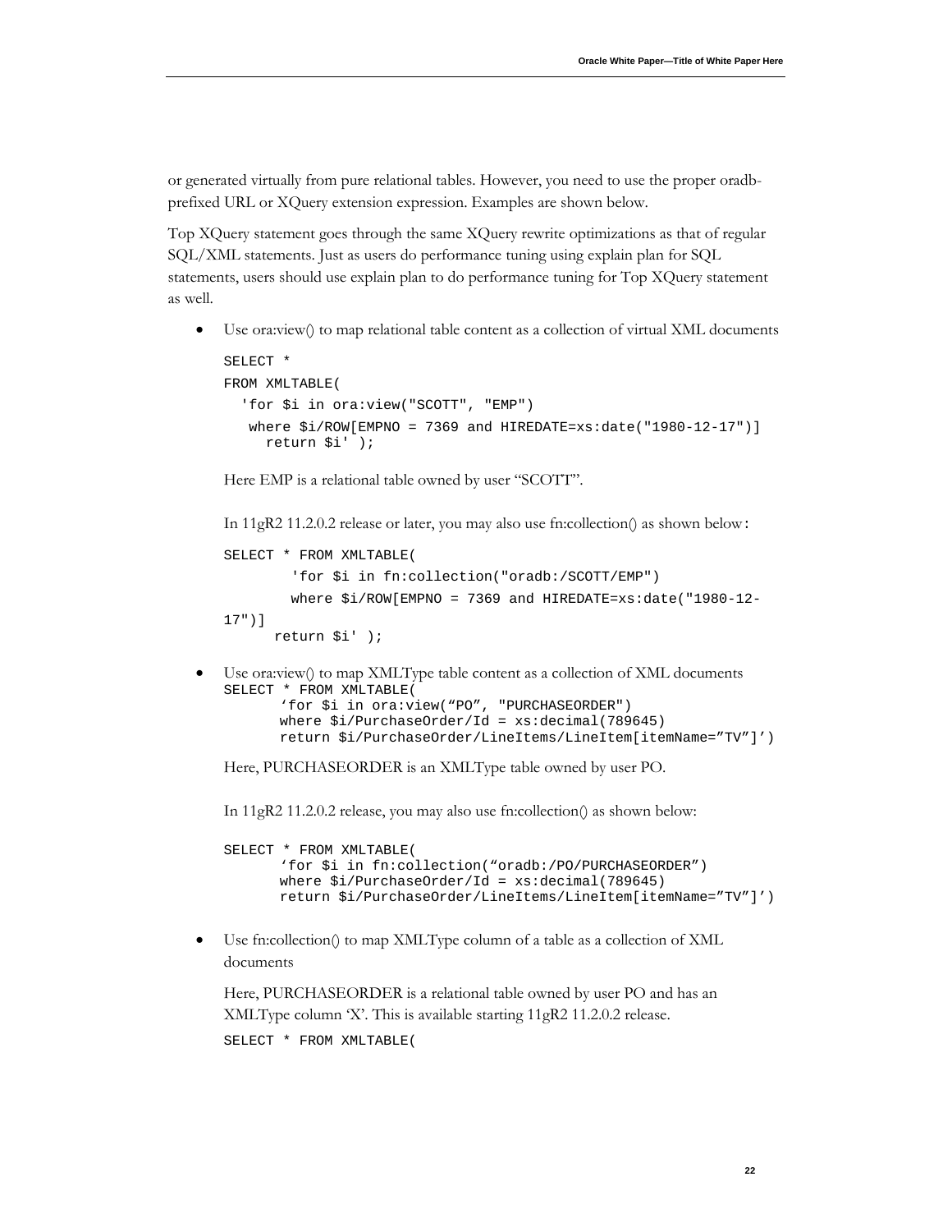or generated virtually from pure relational tables. However, you need to use the proper oradb-prefixed URL or XQuery extension expression. Examples are shown below.

Top XQuery statement goes through the same XQuery rewrite optimizations as that of regular SQL/XML statements. Just as users do performance tuning using explain plan for SQL statements, users should use explain plan to do performance tuning for Top XQuery statement as well.

- Use ora:view() to map relational table content as a collection of virtual XML documents

  ```
  SELECT *
  FROM XMLTABLE(
     'for $i in ora:view("SCOTT", "EMP")
      where $i/ROW[EMPNO = 7369 and HIREDATE=xs:date("1980-12-17")]
        return $i' );
  ```

  Here EMP is a relational table owned by user "SCOTT".

  In 11gR2 11.2.0.2 release or later, you may also use fn:collection() as shown below:

  ```
  SELECT * FROM XMLTABLE(
           'for $i in fn:collection("oradb:/SCOTT/EMP")
           where $i/ROW[EMPNO = 7369 and HIREDATE=xs:date("1980-12-
  17")]
        return $i' );
  ```

- Use ora:view() to map XMLType table content as a collection of XML documents

  ```
  SELECT * FROM XMLTABLE(
         'for $i in ora:view("PO", "PURCHASEORDER")
         where $i/PurchaseOrder/Id = xs:decimal(789645)
         return $i/PurchaseOrder/LineItems/LineItem[itemName="TV"]')
  ```

  Here, PURCHASEORDER is an XMLType table owned by user PO.

  In 11gR2 11.2.0.2 release, you may also use fn:collection() as shown below:

  ```
  SELECT * FROM XMLTABLE(
         'for $i in fn:collection("oradb:/PO/PURCHASEORDER")
         where $i/PurchaseOrder/Id = xs:decimal(789645)
         return $i/PurchaseOrder/LineItems/LineItem[itemName="TV"]')
  ```

- Use fn:collection() to map XMLType column of a table as a collection of XML documents

  Here, PURCHASEORDER is a relational table owned by user PO and has an XMLType column 'X'. This is available starting 11gR2 11.2.0.2 release.

  ```
  SELECT * FROM XMLTABLE(
  ```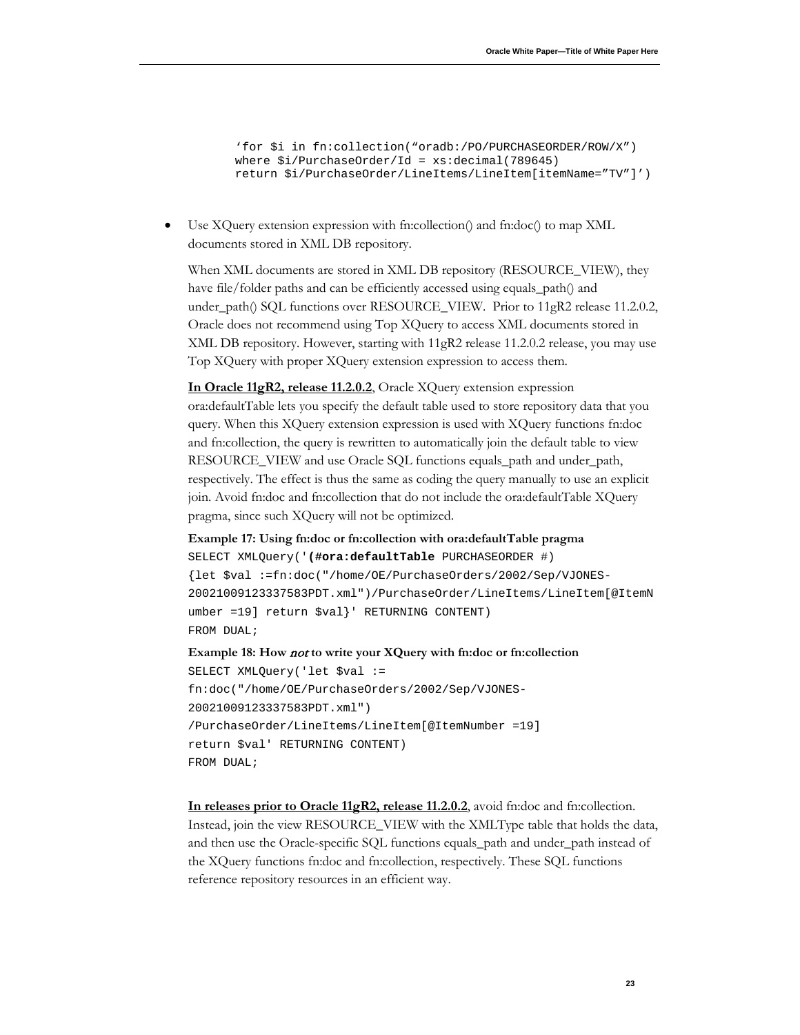```
'for $i in fn:collection("oradb:/PO/PURCHASEORDER/ROW/X")
where $i/PurchaseOrder/Id = xs:decimal(789645)
return $i/PurchaseOrder/LineItems/LineItem[itemName="TV"]')
```

- Use XQuery extension expression with fn:collection() and fn:doc() to map XML documents stored in XML DB repository.

  When XML documents are stored in XML DB repository (RESOURCE_VIEW), they have file/folder paths and can be efficiently accessed using equals_path() and under_path() SQL functions over RESOURCE_VIEW. Prior to 11gR2 release 11.2.0.2, Oracle does not recommend using Top XQuery to access XML documents stored in XML DB repository. However, starting with 11gR2 release 11.2.0.2 release, you may use Top XQuery with proper XQuery extension expression to access them.

  **In Oracle 11gR2, release 11.2.0.2**, Oracle XQuery extension expression ora:defaultTable lets you specify the default table used to store repository data that you query. When this XQuery extension expression is used with XQuery functions fn:doc and fn:collection, the query is rewritten to automatically join the default table to view RESOURCE_VIEW and use Oracle SQL functions equals_path and under_path, respectively. The effect is thus the same as coding the query manually to use an explicit join. Avoid fn:doc and fn:collection that do not include the ora:defaultTable XQuery pragma, since such XQuery will not be optimized.

  **Example 17: Using fn:doc or fn:collection with ora:defaultTable pragma**

  ```
  SELECT XMLQuery('(#ora:defaultTable PURCHASEORDER #)
  {let $val :=fn:doc("/home/OE/PurchaseOrders/2002/Sep/VJONES-
  20021009123337583PDT.xml")/PurchaseOrder/LineItems/LineItem[@ItemN
  umber =19] return $val}' RETURNING CONTENT)
  FROM DUAL;
  ```

  **Example 18: How *not* to write your XQuery with fn:doc or fn:collection**

  ```
  SELECT XMLQuery('let $val :=
  fn:doc("/home/OE/PurchaseOrders/2002/Sep/VJONES-
  20021009123337583PDT.xml")
  /PurchaseOrder/LineItems/LineItem[@ItemNumber =19]
  return $val' RETURNING CONTENT)
  FROM DUAL;
  ```

  **In releases prior to Oracle 11gR2, release 11.2.0.2**, avoid fn:doc and fn:collection. Instead, join the view RESOURCE_VIEW with the XMLType table that holds the data, and then use the Oracle-specific SQL functions equals_path and under_path instead of the XQuery functions fn:doc and fn:collection, respectively. These SQL functions reference repository resources in an efficient way.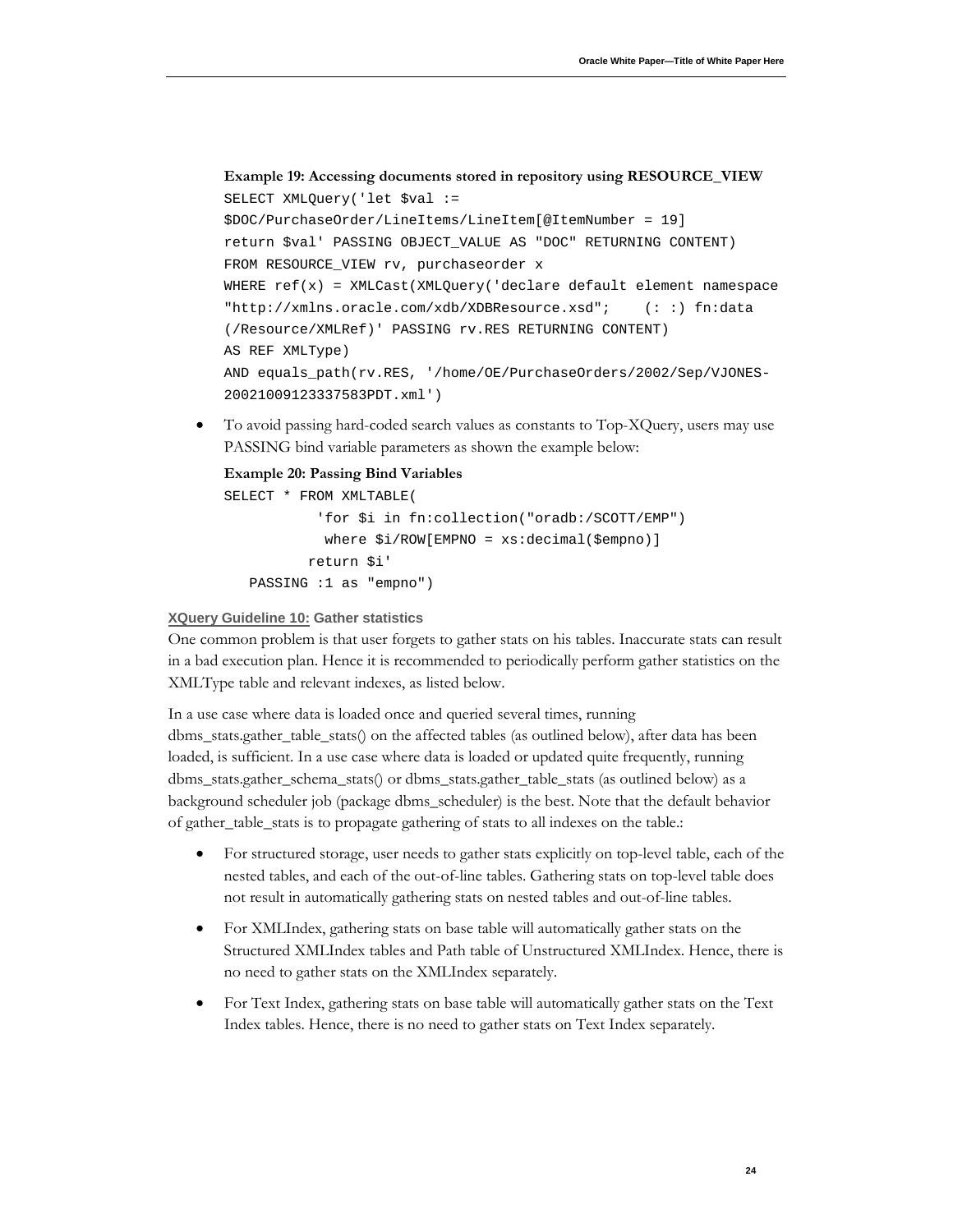**Example 19: Accessing documents stored in repository using RESOURCE_VIEW**

```
SELECT XMLQuery('let $val :=
$DOC/PurchaseOrder/LineItems/LineItem[@ItemNumber = 19]
return $val' PASSING OBJECT_VALUE AS "DOC" RETURNING CONTENT)
FROM RESOURCE_VIEW rv, purchaseorder x
WHERE ref(x) = XMLCast(XMLQuery('declare default element namespace
"http://xmlns.oracle.com/xdb/XDBResource.xsd";    (: :) fn:data
(/Resource/XMLRef)' PASSING rv.RES RETURNING CONTENT)
AS REF XMLType)
AND equals_path(rv.RES, '/home/OE/PurchaseOrders/2002/Sep/VJONES-
20021009123337583PDT.xml')
```

- To avoid passing hard-coded search values as constants to Top-XQuery, users may use PASSING bind variable parameters as shown the example below:

**Example 20: Passing Bind Variables**

```
SELECT * FROM XMLTABLE(
            'for $i in fn:collection("oradb:/SCOTT/EMP")
             where $i/ROW[EMPNO = xs:decimal($empno)]
           return $i'
    PASSING :1 as "empno")
```

**XQuery Guideline 10: Gather statistics**

One common problem is that user forgets to gather stats on his tables. Inaccurate stats can result in a bad execution plan. Hence it is recommended to periodically perform gather statistics on the XMLType table and relevant indexes, as listed below.

In a use case where data is loaded once and queried several times, running dbms_stats.gather_table_stats() on the affected tables (as outlined below), after data has been loaded, is sufficient. In a use case where data is loaded or updated quite frequently, running dbms_stats.gather_schema_stats() or dbms_stats.gather_table_stats (as outlined below) as a background scheduler job (package dbms_scheduler) is the best. Note that the default behavior of gather_table_stats is to propagate gathering of stats to all indexes on the table.:

- For structured storage, user needs to gather stats explicitly on top-level table, each of the nested tables, and each of the out-of-line tables. Gathering stats on top-level table does not result in automatically gathering stats on nested tables and out-of-line tables.
- For XMLIndex, gathering stats on base table will automatically gather stats on the Structured XMLIndex tables and Path table of Unstructured XMLIndex. Hence, there is no need to gather stats on the XMLIndex separately.
- For Text Index, gathering stats on base table will automatically gather stats on the Text Index tables. Hence, there is no need to gather stats on Text Index separately.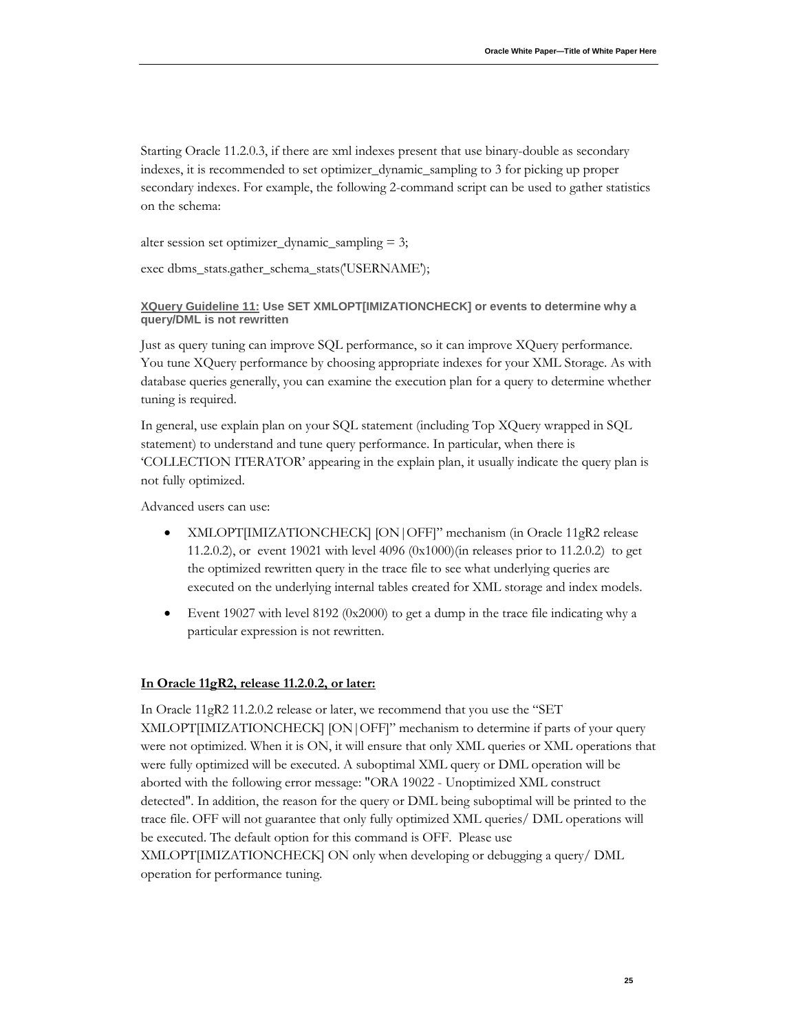Starting Oracle 11.2.0.3, if there are xml indexes present that use binary-double as secondary indexes, it is recommended to set optimizer_dynamic_sampling to 3 for picking up proper secondary indexes. For example, the following 2-command script can be used to gather statistics on the schema:

```
alter session set optimizer_dynamic_sampling = 3;

exec dbms_stats.gather_schema_stats('USERNAME');
```

#### XQuery Guideline 11: Use SET XMLOPT[IMIZATIONCHECK] or events to determine why a query/DML is not rewritten

Just as query tuning can improve SQL performance, so it can improve XQuery performance. You tune XQuery performance by choosing appropriate indexes for your XML Storage. As with database queries generally, you can examine the execution plan for a query to determine whether tuning is required.

In general, use explain plan on your SQL statement (including Top XQuery wrapped in SQL statement) to understand and tune query performance. In particular, when there is 'COLLECTION ITERATOR' appearing in the explain plan, it usually indicate the query plan is not fully optimized.

Advanced users can use:

- XMLOPT[IMIZATIONCHECK] [ON|OFF]" mechanism (in Oracle 11gR2 release 11.2.0.2), or event 19021 with level 4096 (0x1000)(in releases prior to 11.2.0.2) to get the optimized rewritten query in the trace file to see what underlying queries are executed on the underlying internal tables created for XML storage and index models.
- Event 19027 with level 8192 (0x2000) to get a dump in the trace file indicating why a particular expression is not rewritten.

**In Oracle 11gR2, release 11.2.0.2, or later:**

In Oracle 11gR2 11.2.0.2 release or later, we recommend that you use the "SET XMLOPT[IMIZATIONCHECK] [ON|OFF]" mechanism to determine if parts of your query were not optimized. When it is ON, it will ensure that only XML queries or XML operations that were fully optimized will be executed. A suboptimal XML query or DML operation will be aborted with the following error message: "ORA 19022 - Unoptimized XML construct detected". In addition, the reason for the query or DML being suboptimal will be printed to the trace file. OFF will not guarantee that only fully optimized XML queries/ DML operations will be executed. The default option for this command is OFF. Please use XMLOPT[IMIZATIONCHECK] ON only when developing or debugging a query/ DML operation for performance tuning.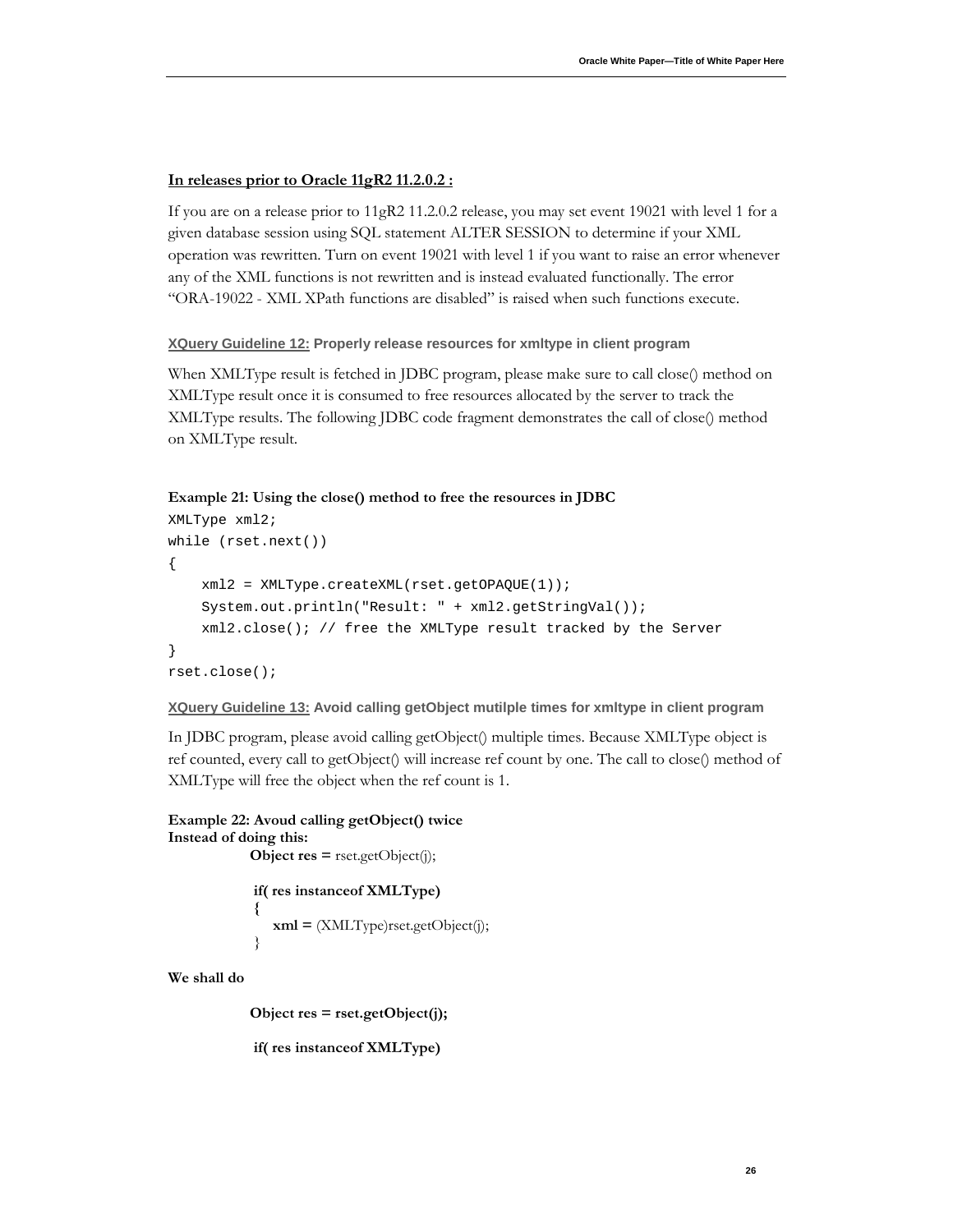**<u>In releases prior to Oracle 11gR2 11.2.0.2 :</u>**

If you are on a release prior to 11gR2 11.2.0.2 release, you may set event 19021 with level 1 for a given database session using SQL statement ALTER SESSION to determine if your XML operation was rewritten. Turn on event 19021 with level 1 if you want to raise an error whenever any of the XML functions is not rewritten and is instead evaluated functionally. The error "ORA-19022 - XML XPath functions are disabled" is raised when such functions execute.

### <u>XQuery Guideline 12:</u> Properly release resources for xmltype in client program

When XMLType result is fetched in JDBC program, please make sure to call close() method on XMLType result once it is consumed to free resources allocated by the server to track the XMLType results. The following JDBC code fragment demonstrates the call of close() method on XMLType result.

**Example 21: Using the close() method to free the resources in JDBC**

```
XMLType xml2;
while (rset.next())
{
    xml2 = XMLType.createXML(rset.getOPAQUE(1));
    System.out.println("Result: " + xml2.getStringVal());
    xml2.close(); // free the XMLType result tracked by the Server
}
rset.close();
```

### <u>XQuery Guideline 13:</u> Avoid calling getObject mutilple times for xmltype in client program

In JDBC program, please avoid calling getObject() multiple times. Because XMLType object is ref counted, every call to getObject() will increase ref count by one. The call to close() method of XMLType will free the object when the ref count is 1.

**Example 22: Avoud calling getObject() twice**
**Instead of doing this:**

```
Object res = rset.getObject(j);

 if( res instanceof XMLType)
 {
     xml = (XMLType)rset.getObject(j);
 }
```

**We shall do**

```
Object res = rset.getObject(j);

 if( res instanceof XMLType)
```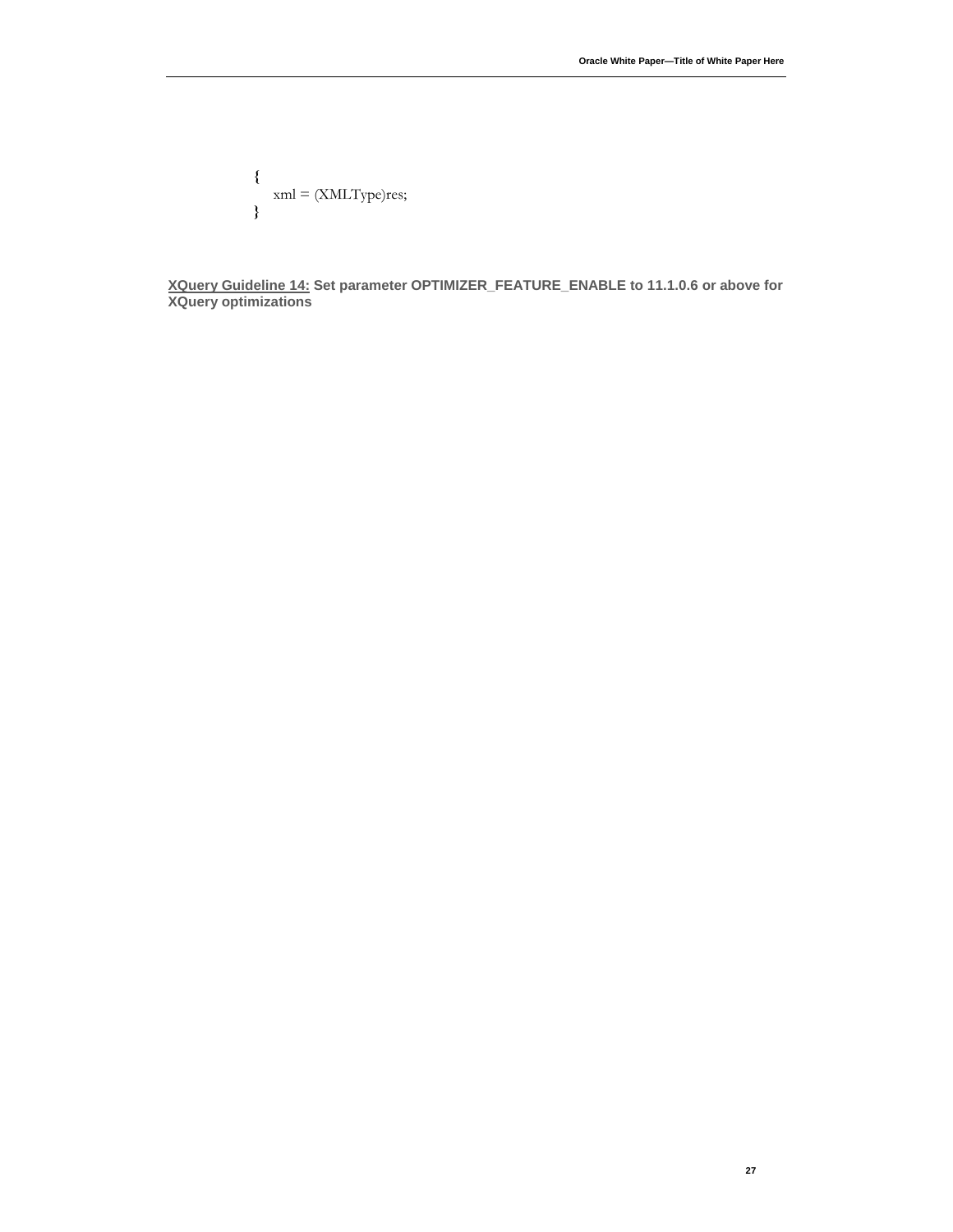```
{
    xml = (XMLType)res;
}
```

**XQuery Guideline 14: Set parameter OPTIMIZER_FEATURE_ENABLE to 11.1.0.6 or above for XQuery optimizations**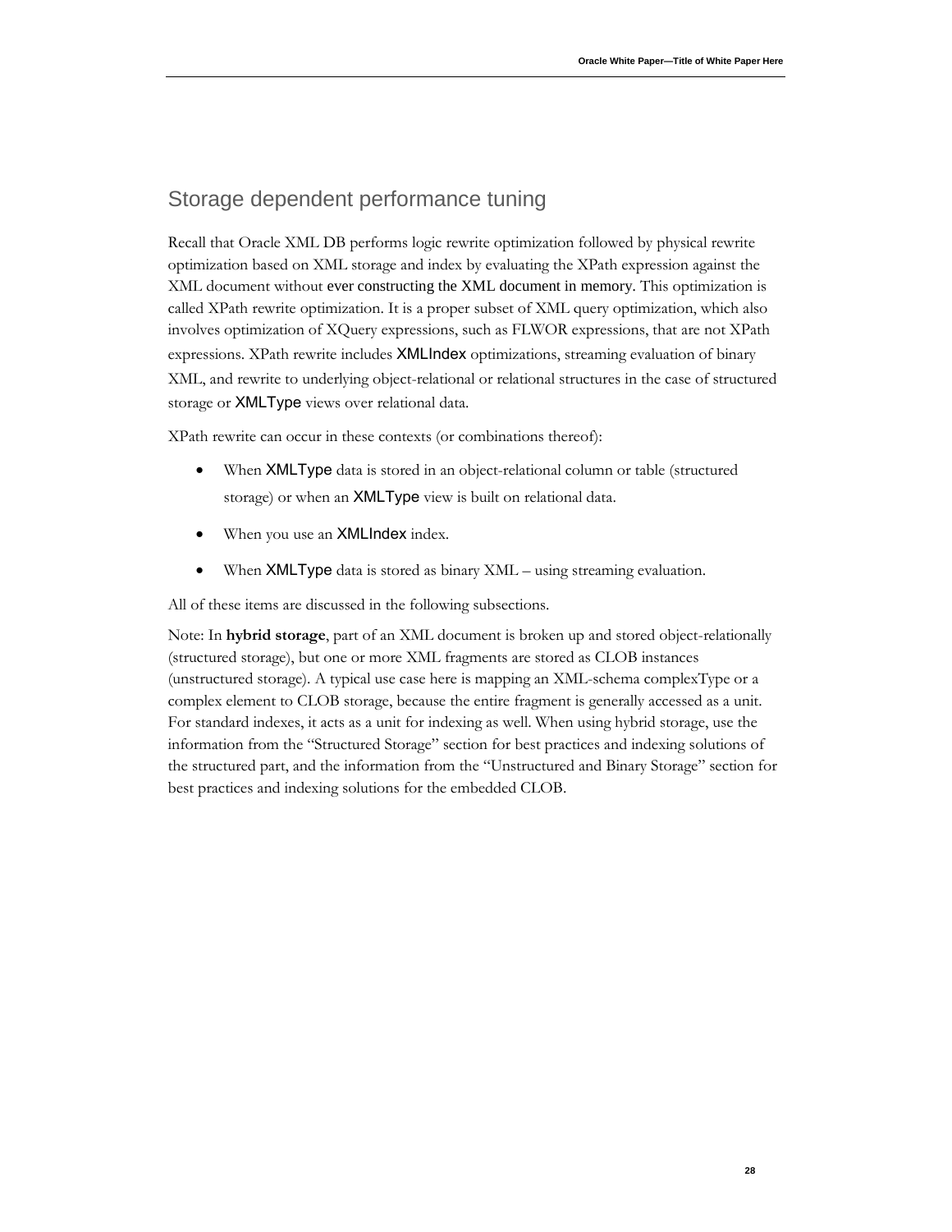## Storage dependent performance tuning

Recall that Oracle XML DB performs logic rewrite optimization followed by physical rewrite optimization based on XML storage and index by evaluating the XPath expression against the XML document without ever constructing the XML document in memory. This optimization is called XPath rewrite optimization. It is a proper subset of XML query optimization, which also involves optimization of XQuery expressions, such as FLWOR expressions, that are not XPath expressions. XPath rewrite includes XMLIndex optimizations, streaming evaluation of binary XML, and rewrite to underlying object-relational or relational structures in the case of structured storage or XMLType views over relational data.

XPath rewrite can occur in these contexts (or combinations thereof):

- When XMLType data is stored in an object-relational column or table (structured storage) or when an XMLType view is built on relational data.
- When you use an XMLIndex index.
- When XMLType data is stored as binary XML – using streaming evaluation.

All of these items are discussed in the following subsections.

Note: In **hybrid storage**, part of an XML document is broken up and stored object-relationally (structured storage), but one or more XML fragments are stored as CLOB instances (unstructured storage). A typical use case here is mapping an XML-schema complexType or a complex element to CLOB storage, because the entire fragment is generally accessed as a unit. For standard indexes, it acts as a unit for indexing as well. When using hybrid storage, use the information from the "Structured Storage" section for best practices and indexing solutions of the structured part, and the information from the "Unstructured and Binary Storage" section for best practices and indexing solutions for the embedded CLOB.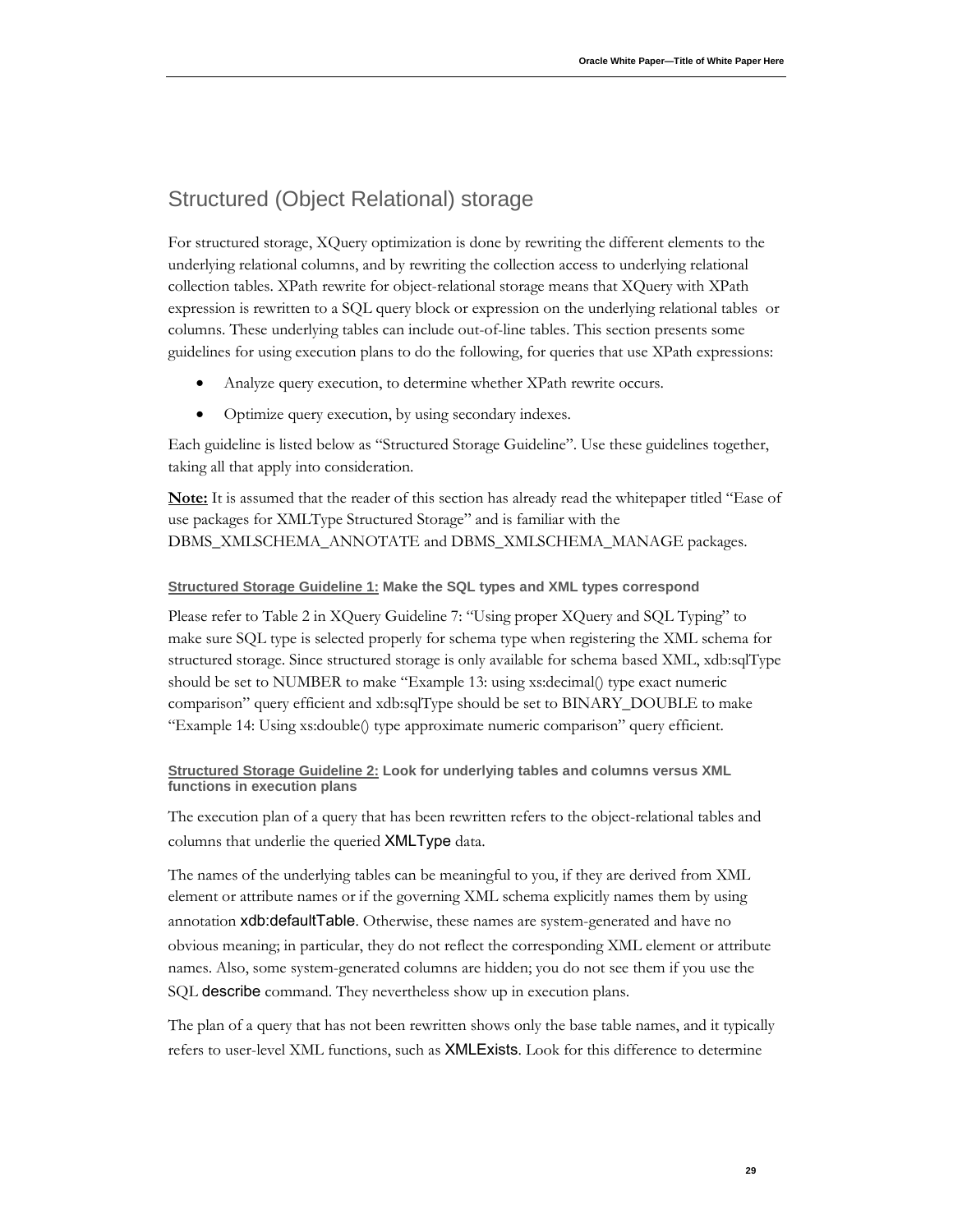## Structured (Object Relational) storage

For structured storage, XQuery optimization is done by rewriting the different elements to the underlying relational columns, and by rewriting the collection access to underlying relational collection tables. XPath rewrite for object-relational storage means that XQuery with XPath expression is rewritten to a SQL query block or expression on the underlying relational tables or columns. These underlying tables can include out-of-line tables. This section presents some guidelines for using execution plans to do the following, for queries that use XPath expressions:

- Analyze query execution, to determine whether XPath rewrite occurs.
- Optimize query execution, by using secondary indexes.

Each guideline is listed below as "Structured Storage Guideline". Use these guidelines together, taking all that apply into consideration.

**Note:** It is assumed that the reader of this section has already read the whitepaper titled "Ease of use packages for XMLType Structured Storage" and is familiar with the DBMS_XMLSCHEMA_ANNOTATE and DBMS_XMLSCHEMA_MANAGE packages.

#### Structured Storage Guideline 1: Make the SQL types and XML types correspond

Please refer to Table 2 in XQuery Guideline 7: "Using proper XQuery and SQL Typing" to make sure SQL type is selected properly for schema type when registering the XML schema for structured storage. Since structured storage is only available for schema based XML, xdb:sqlType should be set to NUMBER to make "Example 13: using xs:decimal() type exact numeric comparison" query efficient and xdb:sqlType should be set to BINARY_DOUBLE to make "Example 14: Using xs:double() type approximate numeric comparison" query efficient.

#### Structured Storage Guideline 2: Look for underlying tables and columns versus XML functions in execution plans

The execution plan of a query that has been rewritten refers to the object-relational tables and columns that underlie the queried XMLType data.

The names of the underlying tables can be meaningful to you, if they are derived from XML element or attribute names or if the governing XML schema explicitly names them by using annotation xdb:defaultTable. Otherwise, these names are system-generated and have no obvious meaning; in particular, they do not reflect the corresponding XML element or attribute names. Also, some system-generated columns are hidden; you do not see them if you use the SQL describe command. They nevertheless show up in execution plans.

The plan of a query that has not been rewritten shows only the base table names, and it typically refers to user-level XML functions, such as XMLExists. Look for this difference to determine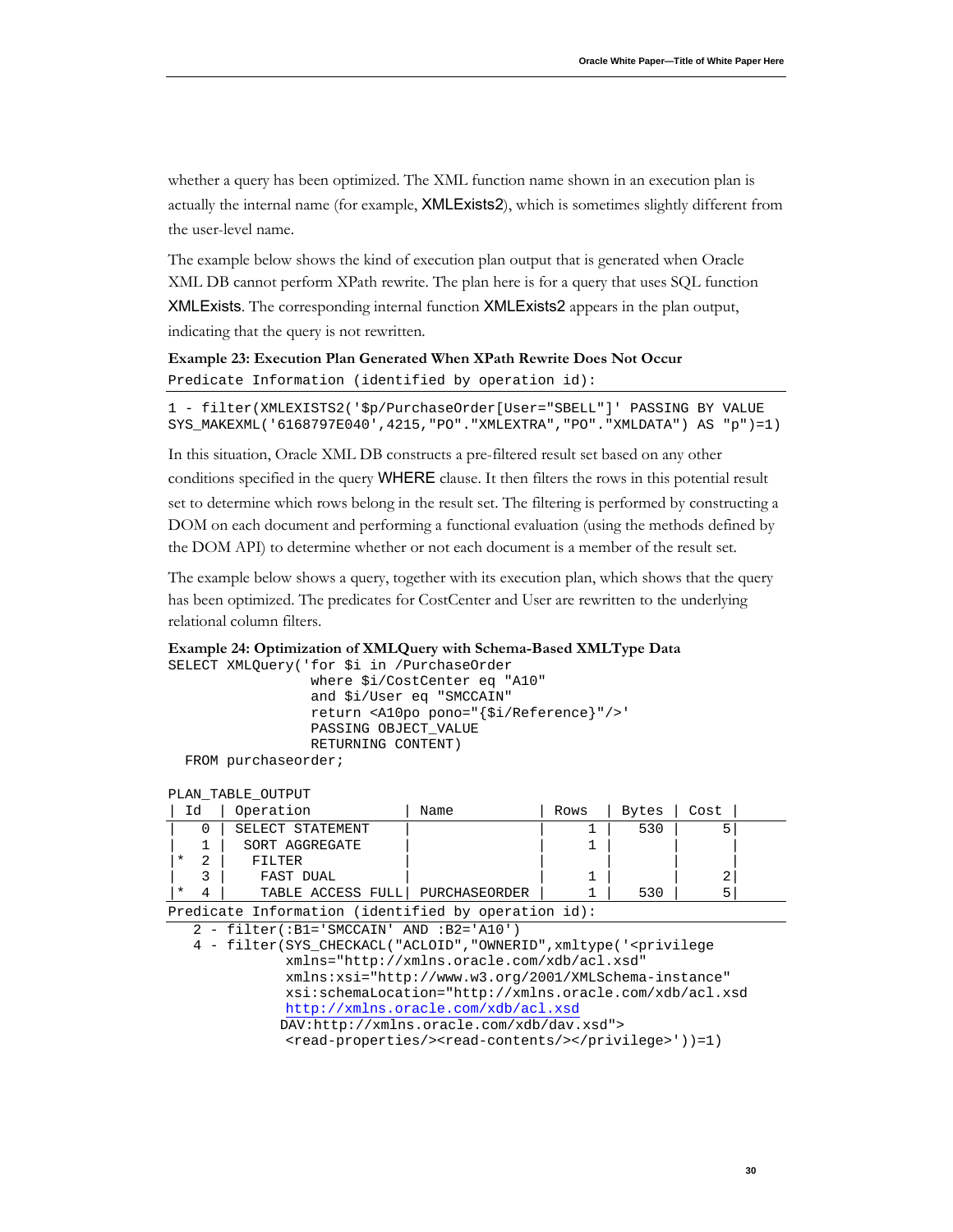whether a query has been optimized. The XML function name shown in an execution plan is actually the internal name (for example, XMLExists2), which is sometimes slightly different from the user-level name.

The example below shows the kind of execution plan output that is generated when Oracle XML DB cannot perform XPath rewrite. The plan here is for a query that uses SQL function XMLExists. The corresponding internal function XMLExists2 appears in the plan output, indicating that the query is not rewritten.

**Example 23: Execution Plan Generated When XPath Rewrite Does Not Occur**

```
Predicate Information (identified by operation id):
---------------------------------------------------
1 - filter(XMLEXISTS2('$p/PurchaseOrder[User="SBELL"]' PASSING BY VALUE
SYS_MAKEXML('6168797E040',4215,"PO"."XMLEXTRA","PO"."XMLDATA") AS "p")=1)
```

In this situation, Oracle XML DB constructs a pre-filtered result set based on any other conditions specified in the query WHERE clause. It then filters the rows in this potential result set to determine which rows belong in the result set. The filtering is performed by constructing a DOM on each document and performing a functional evaluation (using the methods defined by the DOM API) to determine whether or not each document is a member of the result set.

The example below shows a query, together with its execution plan, which shows that the query has been optimized. The predicates for CostCenter and User are rewritten to the underlying relational column filters.

**Example 24: Optimization of XMLQuery with Schema-Based XMLType Data**

```
SELECT XMLQuery('for $i in /PurchaseOrder
                 where $i/CostCenter eq "A10"
                 and $i/User eq "SMCCAIN"
                 return <A10po pono="{$i/Reference}"/>'
                 PASSING OBJECT_VALUE
                 RETURNING CONTENT)
  FROM purchaseorder;

PLAN_TABLE_OUTPUT
| Id  | Operation           | Name          | Rows  | Bytes | Cost |
-----------------------------------------------------------------------
|   0 | SELECT STATEMENT    |               |     1 |   530 |     5|
|   1 |  SORT AGGREGATE     |               |     1 |       |      |
|*  2 |   FILTER            |               |       |       |      |
|   3 |    FAST DUAL        |               |     1 |       |     2|
|*  4 |    TABLE ACCESS FULL| PURCHASEORDER |     1 |   530 |     5|
-----------------------------------------------------------------------
Predicate Information (identified by operation id):
---------------------------------------------------
   2 - filter(:B1='SMCCAIN' AND :B2='A10')
   4 - filter(SYS_CHECKACL("ACLOID","OWNERID",xmltype('<privilege
             xmlns="http://xmlns.oracle.com/xdb/acl.xsd"
             xmlns:xsi="http://www.w3.org/2001/XMLSchema-instance"
             xsi:schemaLocation="http://xmlns.oracle.com/xdb/acl.xsd
             http://xmlns.oracle.com/xdb/acl.xsd
            DAV:http://xmlns.oracle.com/xdb/dav.xsd">
             <read-properties/><read-contents/></privilege>'))=1)
```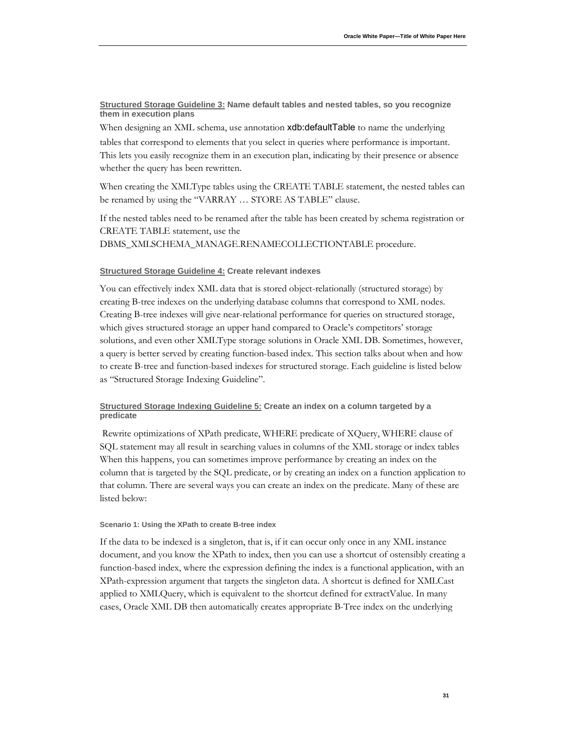### Structured Storage Guideline 3: Name default tables and nested tables, so you recognize them in execution plans

When designing an XML schema, use annotation xdb:defaultTable to name the underlying tables that correspond to elements that you select in queries where performance is important. This lets you easily recognize them in an execution plan, indicating by their presence or absence whether the query has been rewritten.

When creating the XMLType tables using the CREATE TABLE statement, the nested tables can be renamed by using the "VARRAY … STORE AS TABLE" clause.

If the nested tables need to be renamed after the table has been created by schema registration or CREATE TABLE statement, use the DBMS_XMLSCHEMA_MANAGE.RENAMECOLLECTIONTABLE procedure.

### Structured Storage Guideline 4: Create relevant indexes

You can effectively index XML data that is stored object-relationally (structured storage) by creating B-tree indexes on the underlying database columns that correspond to XML nodes. Creating B-tree indexes will give near-relational performance for queries on structured storage, which gives structured storage an upper hand compared to Oracle's competitors' storage solutions, and even other XMLType storage solutions in Oracle XML DB. Sometimes, however, a query is better served by creating function-based index. This section talks about when and how to create B-tree and function-based indexes for structured storage. Each guideline is listed below as "Structured Storage Indexing Guideline".

### Structured Storage Indexing Guideline 5: Create an index on a column targeted by a predicate

Rewrite optimizations of XPath predicate, WHERE predicate of XQuery, WHERE clause of SQL statement may all result in searching values in columns of the XML storage or index tables When this happens, you can sometimes improve performance by creating an index on the column that is targeted by the SQL predicate, or by creating an index on a function application to that column. There are several ways you can create an index on the predicate. Many of these are listed below:

#### Scenario 1: Using the XPath to create B-tree index

If the data to be indexed is a singleton, that is, if it can occur only once in any XML instance document, and you know the XPath to index, then you can use a shortcut of ostensibly creating a function-based index, where the expression defining the index is a functional application, with an XPath-expression argument that targets the singleton data. A shortcut is defined for XMLCast applied to XMLQuery, which is equivalent to the shortcut defined for extractValue. In many cases, Oracle XML DB then automatically creates appropriate B-Tree index on the underlying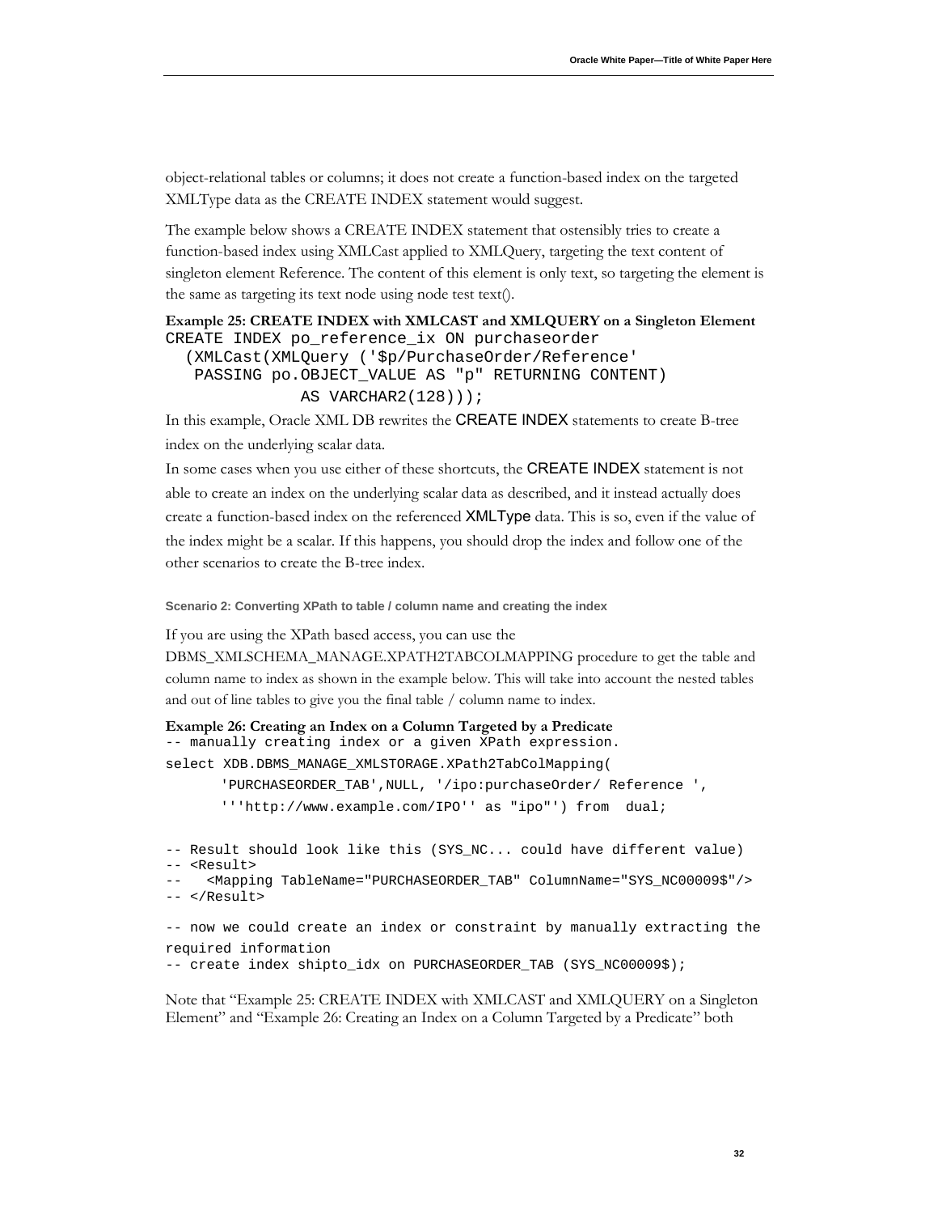object-relational tables or columns; it does not create a function-based index on the targeted XMLType data as the CREATE INDEX statement would suggest.

The example below shows a CREATE INDEX statement that ostensibly tries to create a function-based index using XMLCast applied to XMLQuery, targeting the text content of singleton element Reference. The content of this element is only text, so targeting the element is the same as targeting its text node using node test text().

**Example 25: CREATE INDEX with XMLCAST and XMLQUERY on a Singleton Element**

```
CREATE INDEX po_reference_ix ON purchaseorder
  (XMLCast(XMLQuery ('$p/PurchaseOrder/Reference'
   PASSING po.OBJECT_VALUE AS "p" RETURNING CONTENT)
              AS VARCHAR2(128)));
```

In this example, Oracle XML DB rewrites the CREATE INDEX statements to create B-tree index on the underlying scalar data.

In some cases when you use either of these shortcuts, the CREATE INDEX statement is not able to create an index on the underlying scalar data as described, and it instead actually does create a function-based index on the referenced XMLType data. This is so, even if the value of the index might be a scalar. If this happens, you should drop the index and follow one of the other scenarios to create the B-tree index.

#### Scenario 2: Converting XPath to table / column name and creating the index

If you are using the XPath based access, you can use the DBMS_XMLSCHEMA_MANAGE.XPATH2TABCOLMAPPING procedure to get the table and column name to index as shown in the example below. This will take into account the nested tables and out of line tables to give you the final table / column name to index.

**Example 26: Creating an Index on a Column Targeted by a Predicate**

```
-- manually creating index or a given XPath expression.
select XDB.DBMS_MANAGE_XMLSTORAGE.XPath2TabColMapping(
       'PURCHASEORDER_TAB',NULL, '/ipo:purchaseOrder/ Reference ',
       '''http://www.example.com/IPO'' as "ipo"') from  dual;

-- Result should look like this (SYS_NC... could have different value)
-- <Result>
--   <Mapping TableName="PURCHASEORDER_TAB" ColumnName="SYS_NC00009$"/>
-- </Result>

-- now we could create an index or constraint by manually extracting the
required information
-- create index shipto_idx on PURCHASEORDER_TAB (SYS_NC00009$);
```

Note that "Example 25: CREATE INDEX with XMLCAST and XMLQUERY on a Singleton Element" and "Example 26: Creating an Index on a Column Targeted by a Predicate" both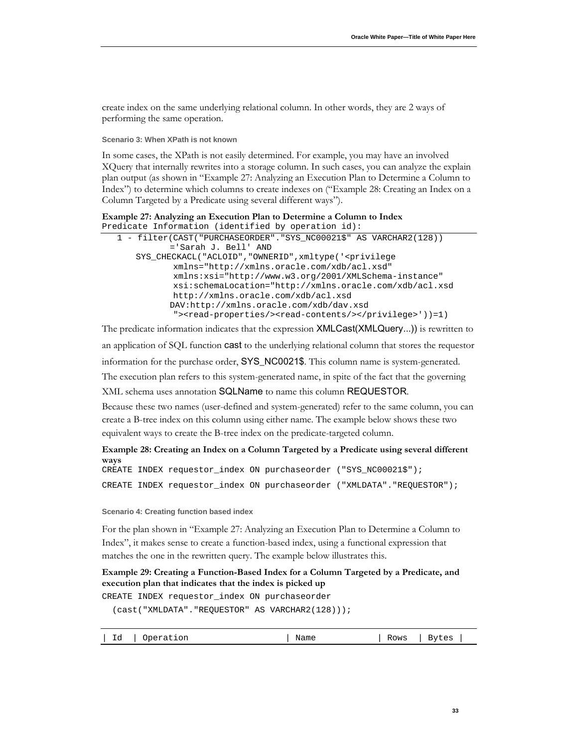create index on the same underlying relational column. In other words, they are 2 ways of performing the same operation.

#### Scenario 3: When XPath is not known

In some cases, the XPath is not easily determined. For example, you may have an involved XQuery that internally rewrites into a storage column. In such cases, you can analyze the explain plan output (as shown in "Example 27: Analyzing an Execution Plan to Determine a Column to Index") to determine which columns to create indexes on ("Example 28: Creating an Index on a Column Targeted by a Predicate using several different ways").

**Example 27: Analyzing an Execution Plan to Determine a Column to Index**

```
Predicate Information (identified by operation id):
---------------------------------------------------
   1 - filter(CAST("PURCHASEORDER"."SYS_NC00021$" AS VARCHAR2(128))
              ='Sarah J. Bell' AND
       SYS_CHECKACL("ACLOID","OWNERID",xmltype('<privilege
               xmlns="http://xmlns.oracle.com/xdb/acl.xsd"
               xmlns:xsi="http://www.w3.org/2001/XMLSchema-instance"
               xsi:schemaLocation="http://xmlns.oracle.com/xdb/acl.xsd
               http://xmlns.oracle.com/xdb/acl.xsd
              DAV:http://xmlns.oracle.com/xdb/dav.xsd
               "><read-properties/><read-contents/></privilege>'))=1)
```

The predicate information indicates that the expression XMLCast(XMLQuery...)) is rewritten to an application of SQL function cast to the underlying relational column that stores the requestor information for the purchase order, SYS_NC0021$. This column name is system-generated. The execution plan refers to this system-generated name, in spite of the fact that the governing XML schema uses annotation SQLName to name this column REQUESTOR.

Because these two names (user-defined and system-generated) refer to the same column, you can create a B-tree index on this column using either name. The example below shows these two equivalent ways to create the B-tree index on the predicate-targeted column.

**Example 28: Creating an Index on a Column Targeted by a Predicate using several different ways**

```
CREATE INDEX requestor_index ON purchaseorder ("SYS_NC00021$");
CREATE INDEX requestor_index ON purchaseorder ("XMLDATA"."REQUESTOR");
```

#### Scenario 4: Creating function based index

For the plan shown in "Example 27: Analyzing an Execution Plan to Determine a Column to Index", it makes sense to create a function-based index, using a functional expression that matches the one in the rewritten query. The example below illustrates this.

**Example 29: Creating a Function-Based Index for a Column Targeted by a Predicate, and execution plan that indicates that the index is picked up**

```
CREATE INDEX requestor_index ON purchaseorder
  (cast("XMLDATA"."REQUESTOR" AS VARCHAR2(128)));
```

```
| Id  | Operation                  | Name           | Rows  | Bytes |
--------------------------------------------------------------------
```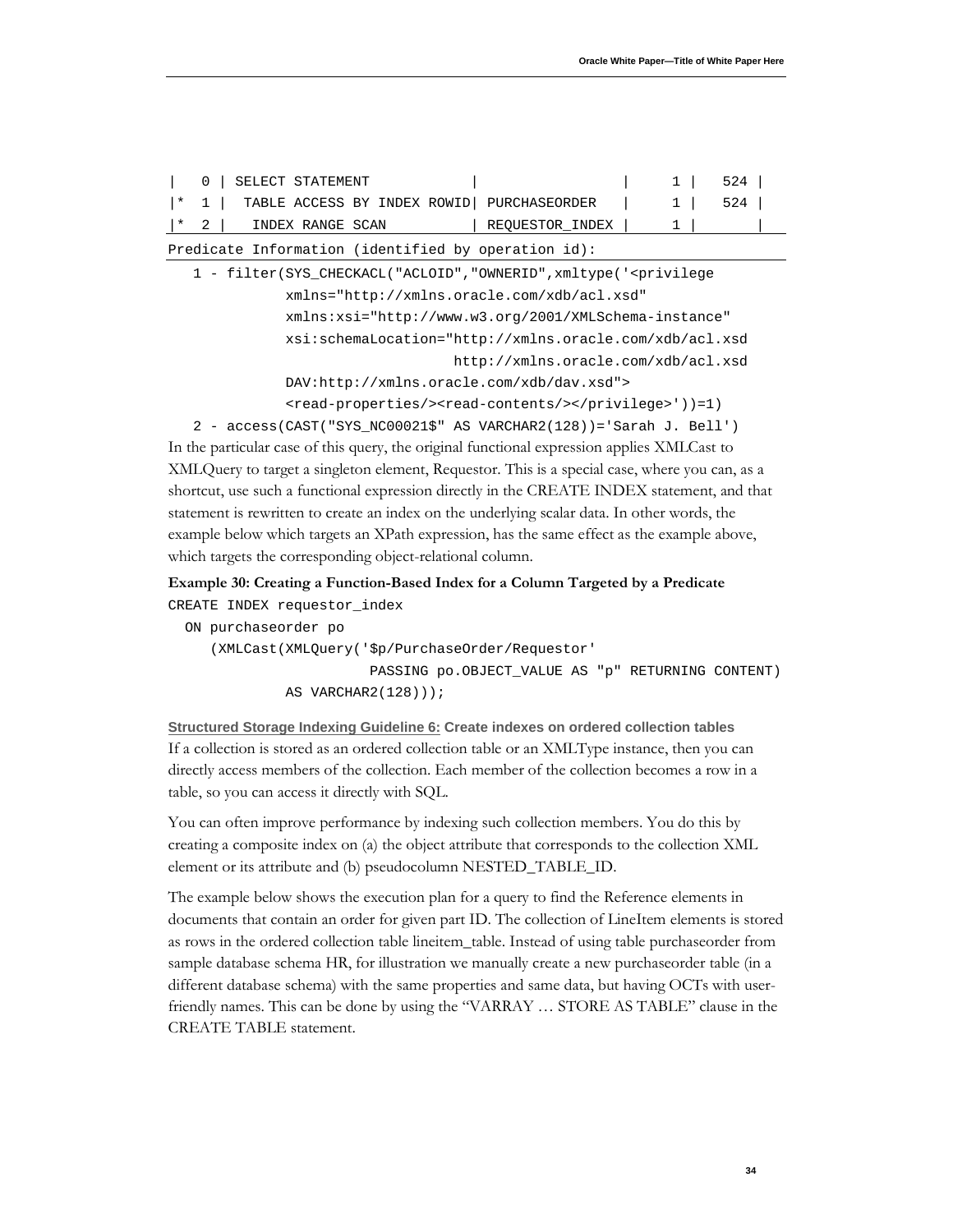```
|   0 | SELECT STATEMENT            |                 |     1 |   524 |
|*  1 |  TABLE ACCESS BY INDEX ROWID| PURCHASEORDER   |     1 |   524 |
|*  2 |   INDEX RANGE SCAN          | REQUESTOR_INDEX |     1 |       |
Predicate Information (identified by operation id):
   1 - filter(SYS_CHECKACL("ACLOID","OWNERID",xmltype('<privilege
              xmlns="http://xmlns.oracle.com/xdb/acl.xsd"
              xmlns:xsi="http://www.w3.org/2001/XMLSchema-instance"
              xsi:schemaLocation="http://xmlns.oracle.com/xdb/acl.xsd
                                  http://xmlns.oracle.com/xdb/acl.xsd
              DAV:http://xmlns.oracle.com/xdb/dav.xsd">
              <read-properties/><read-contents/></privilege>'))=1)
   2 - access(CAST("SYS_NC00021$" AS VARCHAR2(128))='Sarah J. Bell')
```

In the particular case of this query, the original functional expression applies XMLCast to XMLQuery to target a singleton element, Requestor. This is a special case, where you can, as a shortcut, use such a functional expression directly in the CREATE INDEX statement, and that statement is rewritten to create an index on the underlying scalar data. In other words, the example below which targets an XPath expression, has the same effect as the example above, which targets the corresponding object-relational column.

**Example 30: Creating a Function-Based Index for a Column Targeted by a Predicate**

```
CREATE INDEX requestor_index
  ON purchaseorder po
     (XMLCast(XMLQuery('$p/PurchaseOrder/Requestor'
                       PASSING po.OBJECT_VALUE AS "p" RETURNING CONTENT)
              AS VARCHAR2(128)));
```

**Structured Storage Indexing Guideline 6: Create indexes on ordered collection tables**

If a collection is stored as an ordered collection table or an XMLType instance, then you can directly access members of the collection. Each member of the collection becomes a row in a table, so you can access it directly with SQL.

You can often improve performance by indexing such collection members. You do this by creating a composite index on (a) the object attribute that corresponds to the collection XML element or its attribute and (b) pseudocolumn NESTED_TABLE_ID.

The example below shows the execution plan for a query to find the Reference elements in documents that contain an order for given part ID. The collection of LineItem elements is stored as rows in the ordered collection table lineitem_table. Instead of using table purchaseorder from sample database schema HR, for illustration we manually create a new purchaseorder table (in a different database schema) with the same properties and same data, but having OCTs with user-friendly names. This can be done by using the "VARRAY … STORE AS TABLE" clause in the CREATE TABLE statement.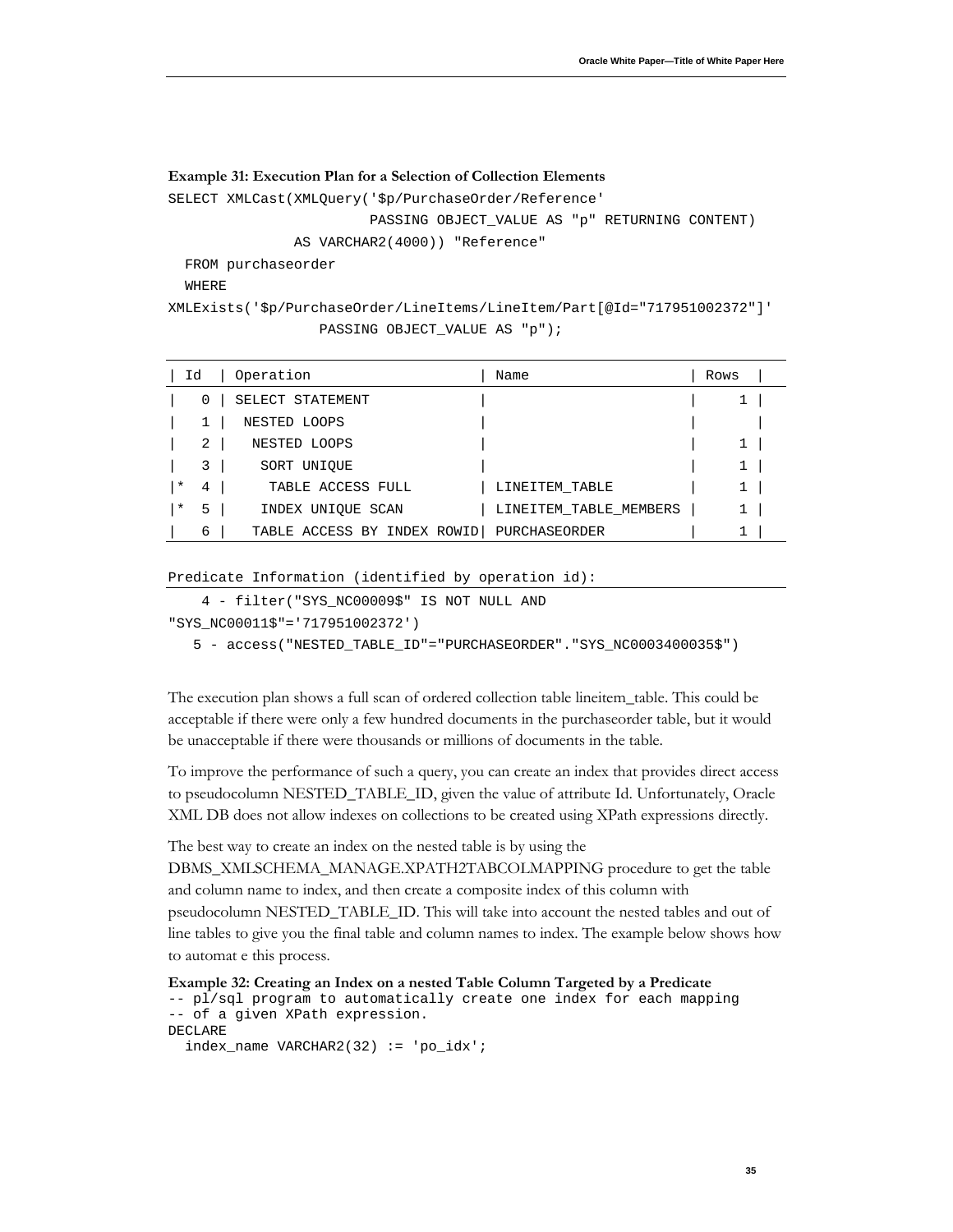**Example 31: Execution Plan for a Selection of Collection Elements**

```
SELECT XMLCast(XMLQuery('$p/PurchaseOrder/Reference'
                        PASSING OBJECT_VALUE AS "p" RETURNING CONTENT)
               AS VARCHAR2(4000)) "Reference"
  FROM purchaseorder
  WHERE
XMLExists('$p/PurchaseOrder/LineItems/LineItem/Part[@Id="717951002372"]'
                  PASSING OBJECT_VALUE AS "p");
```

```
| Id  | Operation                   | Name                   | Rows  |
|   0 | SELECT STATEMENT            |                        |     1 |
|   1 |  NESTED LOOPS               |                        |       |
|   2 |   NESTED LOOPS              |                        |     1 |
|   3 |    SORT UNIQUE              |                        |     1 |
|*  4 |     TABLE ACCESS FULL       | LINEITEM_TABLE         |     1 |
|*  5 |    INDEX UNIQUE SCAN        | LINEITEM_TABLE_MEMBERS |     1 |
|   6 |   TABLE ACCESS BY INDEX ROWID| PURCHASEORDER         |     1 |
```

```
Predicate Information (identified by operation id):
    4 - filter("SYS_NC00009$" IS NOT NULL AND
"SYS_NC00011$"='717951002372')
   5 - access("NESTED_TABLE_ID"="PURCHASEORDER"."SYS_NC0003400035$")
```

The execution plan shows a full scan of ordered collection table lineitem_table. This could be acceptable if there were only a few hundred documents in the purchaseorder table, but it would be unacceptable if there were thousands or millions of documents in the table.

To improve the performance of such a query, you can create an index that provides direct access to pseudocolumn NESTED_TABLE_ID, given the value of attribute Id. Unfortunately, Oracle XML DB does not allow indexes on collections to be created using XPath expressions directly.

The best way to create an index on the nested table is by using the DBMS_XMLSCHEMA_MANAGE.XPATH2TABCOLMAPPING procedure to get the table and column name to index, and then create a composite index of this column with pseudocolumn NESTED_TABLE_ID. This will take into account the nested tables and out of line tables to give you the final table and column names to index. The example below shows how to automat e this process.

**Example 32: Creating an Index on a nested Table Column Targeted by a Predicate**

```
-- pl/sql program to automatically create one index for each mapping
-- of a given XPath expression.
DECLARE
  index_name VARCHAR2(32) := 'po_idx';
```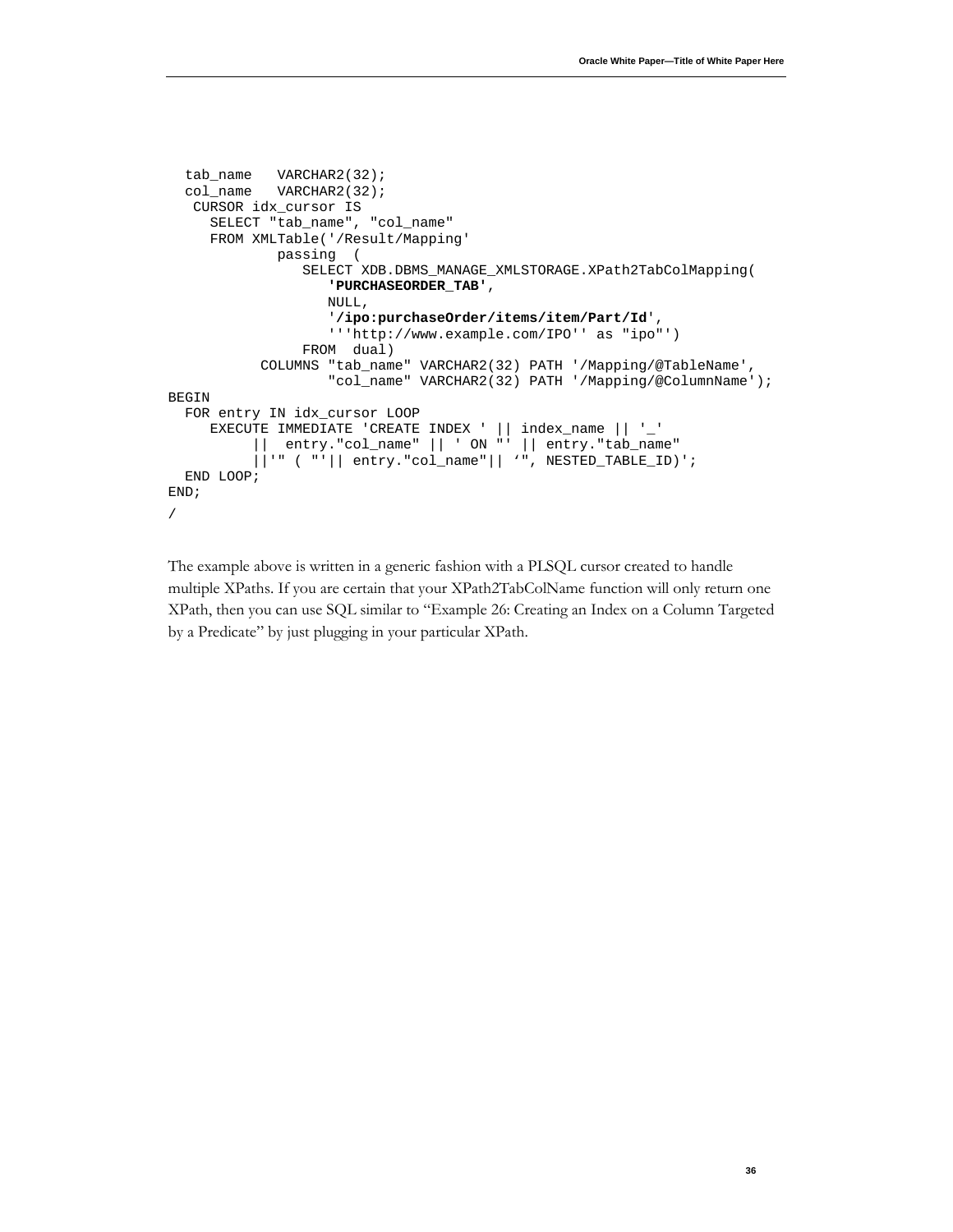```
  tab_name   VARCHAR2(32);
  col_name   VARCHAR2(32);
   CURSOR idx_cursor IS
     SELECT "tab_name", "col_name"
     FROM XMLTable('/Result/Mapping'
             passing  (
                SELECT XDB.DBMS_MANAGE_XMLSTORAGE.XPath2TabColMapping(
                   'PURCHASEORDER_TAB',
                   NULL,
                   '/ipo:purchaseOrder/items/item/Part/Id',
                   '''http://www.example.com/IPO'' as "ipo"')
                FROM  dual)
           COLUMNS "tab_name" VARCHAR2(32) PATH '/Mapping/@TableName',
                   "col_name" VARCHAR2(32) PATH '/Mapping/@ColumnName');
BEGIN
  FOR entry IN idx_cursor LOOP
     EXECUTE IMMEDIATE 'CREATE INDEX ' || index_name || '_'
          ||  entry."col_name" || ' ON "' || entry."tab_name"
          ||'" ( "'|| entry."col_name"|| '", NESTED_TABLE_ID)';
  END LOOP;
END;
/
```

The example above is written in a generic fashion with a PLSQL cursor created to handle multiple XPaths. If you are certain that your XPath2TabColName function will only return one XPath, then you can use SQL similar to "Example 26: Creating an Index on a Column Targeted by a Predicate" by just plugging in your particular XPath.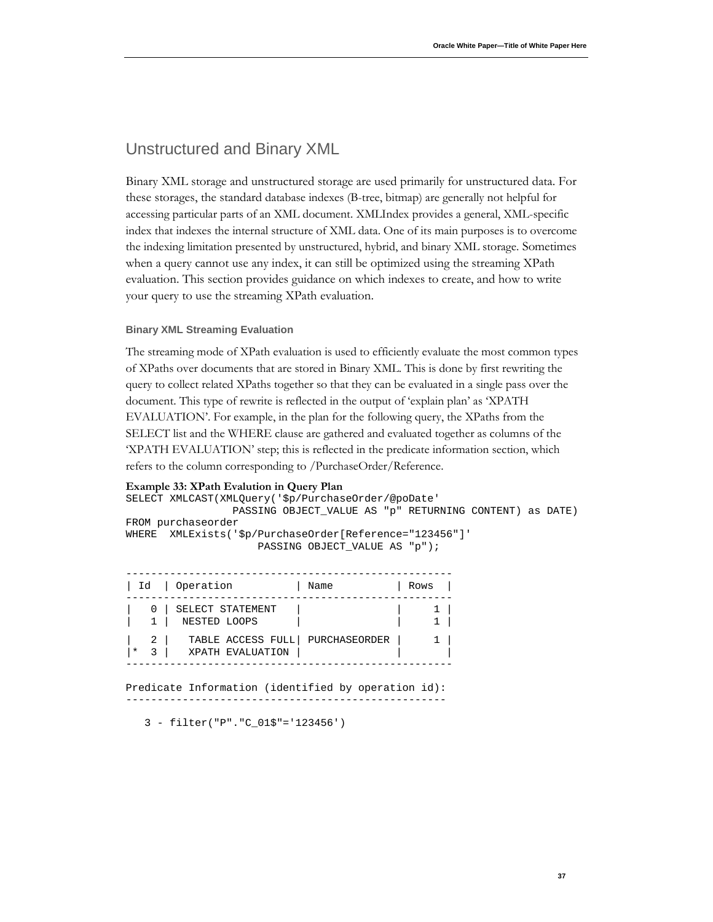## Unstructured and Binary XML

Binary XML storage and unstructured storage are used primarily for unstructured data. For these storages, the standard database indexes (B-tree, bitmap) are generally not helpful for accessing particular parts of an XML document. XMLIndex provides a general, XML-specific index that indexes the internal structure of XML data. One of its main purposes is to overcome the indexing limitation presented by unstructured, hybrid, and binary XML storage. Sometimes when a query cannot use any index, it can still be optimized using the streaming XPath evaluation. This section provides guidance on which indexes to create, and how to write your query to use the streaming XPath evaluation.

### Binary XML Streaming Evaluation

The streaming mode of XPath evaluation is used to efficiently evaluate the most common types of XPaths over documents that are stored in Binary XML. This is done by first rewriting the query to collect related XPaths together so that they can be evaluated in a single pass over the document. This type of rewrite is reflected in the output of 'explain plan' as 'XPATH EVALUATION'. For example, in the plan for the following query, the XPaths from the SELECT list and the WHERE clause are gathered and evaluated together as columns of the 'XPATH EVALUATION' step; this is reflected in the predicate information section, which refers to the column corresponding to /PurchaseOrder/Reference.

**Example 33: XPath Evalution in Query Plan**

```
SELECT XMLCAST(XMLQuery('$p/PurchaseOrder/@poDate'
                PASSING OBJECT_VALUE AS "p" RETURNING CONTENT) as DATE)
FROM purchaseorder
WHERE  XMLExists('$p/PurchaseOrder[Reference="123456"]'
                     PASSING OBJECT_VALUE AS "p");

---------------------------------------------------
| Id  | Operation          | Name          | Rows  |
---------------------------------------------------
|   0 | SELECT STATEMENT   |               |     1 |
|   1 |  NESTED LOOPS      |               |     1 |
|   2 |   TABLE ACCESS FULL| PURCHASEORDER |     1 |
|*  3 |   XPATH EVALUATION |               |       |
---------------------------------------------------

Predicate Information (identified by operation id):
---------------------------------------------------

   3 - filter("P"."C_01$"='123456')
```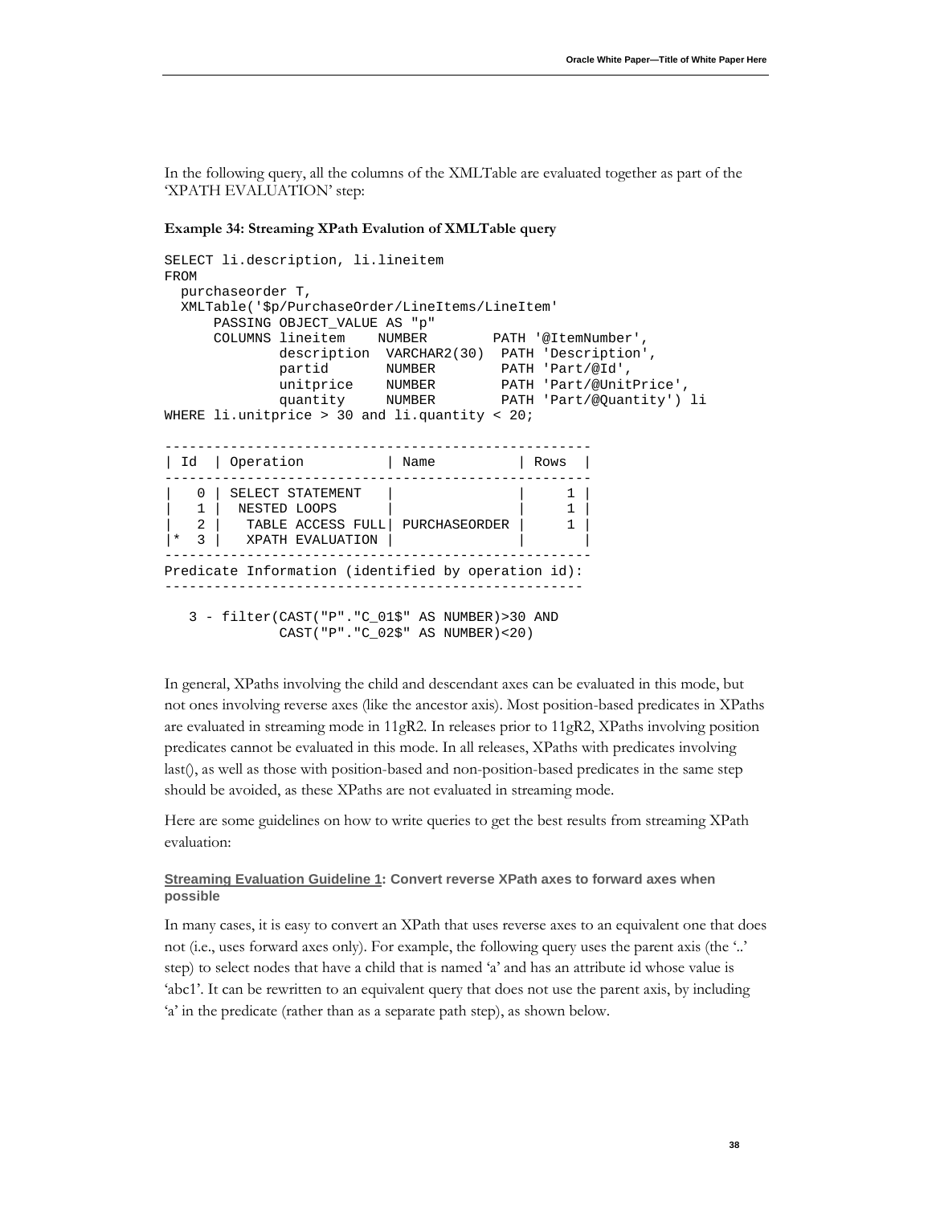In the following query, all the columns of the XMLTable are evaluated together as part of the 'XPATH EVALUATION' step:

**Example 34: Streaming XPath Evalution of XMLTable query**

```
SELECT li.description, li.lineitem
FROM
  purchaseorder T,
  XMLTable('$p/PurchaseOrder/LineItems/LineItem'
      PASSING OBJECT_VALUE AS "p"
      COLUMNS lineitem    NUMBER        PATH '@ItemNumber',
              description  VARCHAR2(30)  PATH 'Description',
              partid       NUMBER        PATH 'Part/@Id',
              unitprice    NUMBER        PATH 'Part/@UnitPrice',
              quantity     NUMBER        PATH 'Part/@Quantity') li
WHERE li.unitprice > 30 and li.quantity < 20;

----------------------------------------------------
| Id  | Operation          | Name          | Rows  |
----------------------------------------------------
|   0 | SELECT STATEMENT   |               |     1 |
|   1 |  NESTED LOOPS      |               |     1 |
|   2 |   TABLE ACCESS FULL| PURCHASEORDER |     1 |
|*  3 |   XPATH EVALUATION |               |       |
----------------------------------------------------
Predicate Information (identified by operation id):
---------------------------------------------------

   3 - filter(CAST("P"."C_01$" AS NUMBER)>30 AND
              CAST("P"."C_02$" AS NUMBER)<20)
```

In general, XPaths involving the child and descendant axes can be evaluated in this mode, but not ones involving reverse axes (like the ancestor axis). Most position-based predicates in XPaths are evaluated in streaming mode in 11gR2. In releases prior to 11gR2, XPaths involving position predicates cannot be evaluated in this mode. In all releases, XPaths with predicates involving last(), as well as those with position-based and non-position-based predicates in the same step should be avoided, as these XPaths are not evaluated in streaming mode.

Here are some guidelines on how to write queries to get the best results from streaming XPath evaluation:

#### Streaming Evaluation Guideline 1: Convert reverse XPath axes to forward axes when possible

In many cases, it is easy to convert an XPath that uses reverse axes to an equivalent one that does not (i.e., uses forward axes only). For example, the following query uses the parent axis (the '..' step) to select nodes that have a child that is named 'a' and has an attribute id whose value is 'abc1'. It can be rewritten to an equivalent query that does not use the parent axis, by including 'a' in the predicate (rather than as a separate path step), as shown below.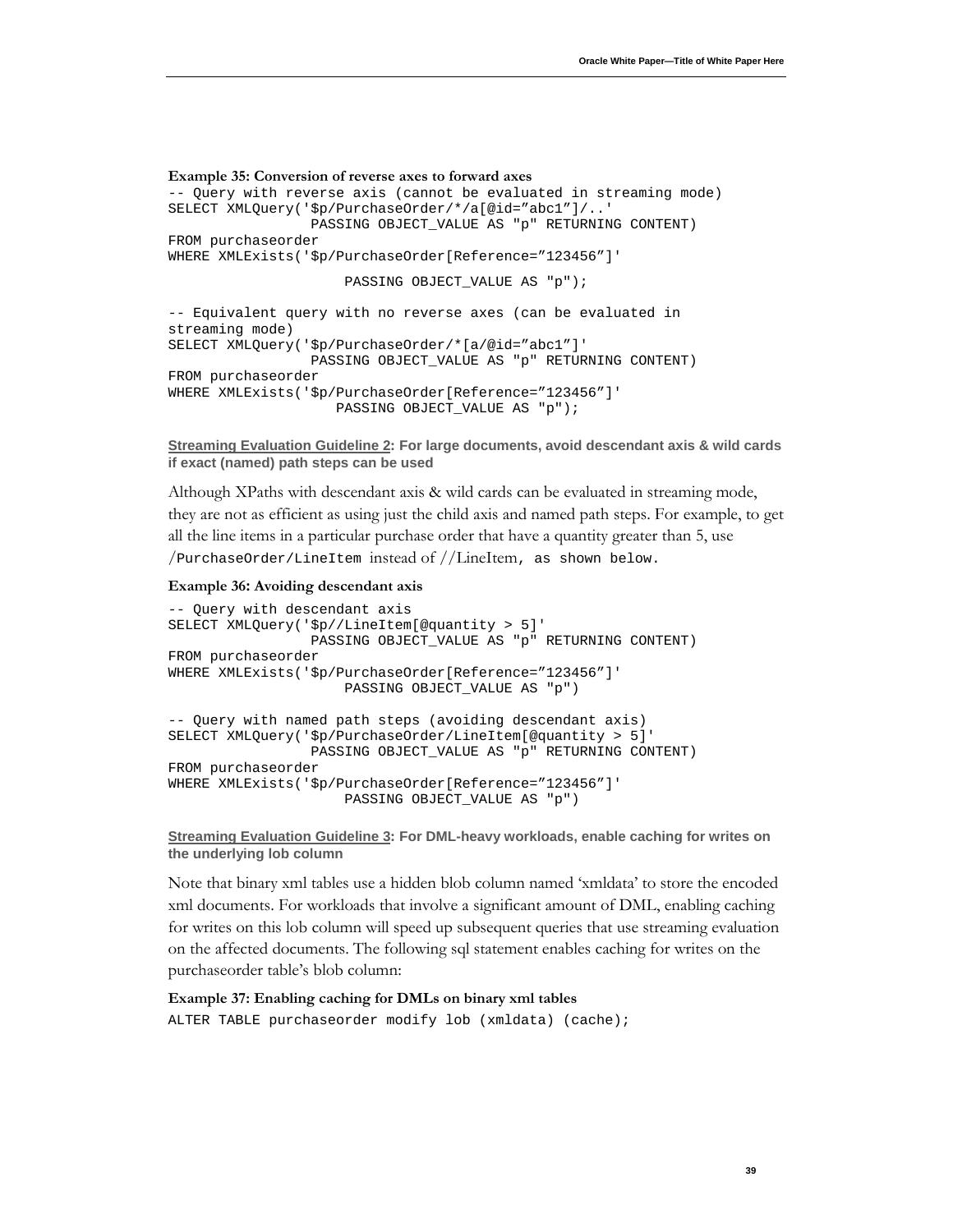**Example 35: Conversion of reverse axes to forward axes**

```
-- Query with reverse axis (cannot be evaluated in streaming mode)
SELECT XMLQuery('$p/PurchaseOrder/*/a[@id="abc1"]/..'
                PASSING OBJECT_VALUE AS "p" RETURNING CONTENT)
FROM purchaseorder
WHERE XMLExists('$p/PurchaseOrder[Reference="123456"]'
                     PASSING OBJECT_VALUE AS "p");

-- Equivalent query with no reverse axes (can be evaluated in
streaming mode)
SELECT XMLQuery('$p/PurchaseOrder/*[a/@id="abc1"]'
                PASSING OBJECT_VALUE AS "p" RETURNING CONTENT)
FROM purchaseorder
WHERE XMLExists('$p/PurchaseOrder[Reference="123456"]'
                    PASSING OBJECT_VALUE AS "p");
```

**Streaming Evaluation Guideline 2: For large documents, avoid descendant axis & wild cards if exact (named) path steps can be used**

Although XPaths with descendant axis & wild cards can be evaluated in streaming mode, they are not as efficient as using just the child axis and named path steps. For example, to get all the line items in a particular purchase order that have a quantity greater than 5, use /PurchaseOrder/LineItem instead of //LineItem, as shown below.

**Example 36: Avoiding descendant axis**

```
-- Query with descendant axis
SELECT XMLQuery('$p//LineItem[@quantity > 5]'
                PASSING OBJECT_VALUE AS "p" RETURNING CONTENT)
FROM purchaseorder
WHERE XMLExists('$p/PurchaseOrder[Reference="123456"]'
                     PASSING OBJECT_VALUE AS "p")

-- Query with named path steps (avoiding descendant axis)
SELECT XMLQuery('$p/PurchaseOrder/LineItem[@quantity > 5]'
                PASSING OBJECT_VALUE AS "p" RETURNING CONTENT)
FROM purchaseorder
WHERE XMLExists('$p/PurchaseOrder[Reference="123456"]'
                     PASSING OBJECT_VALUE AS "p")
```

**Streaming Evaluation Guideline 3: For DML-heavy workloads, enable caching for writes on the underlying lob column**

Note that binary xml tables use a hidden blob column named 'xmldata' to store the encoded xml documents. For workloads that involve a significant amount of DML, enabling caching for writes on this lob column will speed up subsequent queries that use streaming evaluation on the affected documents. The following sql statement enables caching for writes on the purchaseorder table's blob column:

**Example 37: Enabling caching for DMLs on binary xml tables**

```
ALTER TABLE purchaseorder modify lob (xmldata) (cache);
```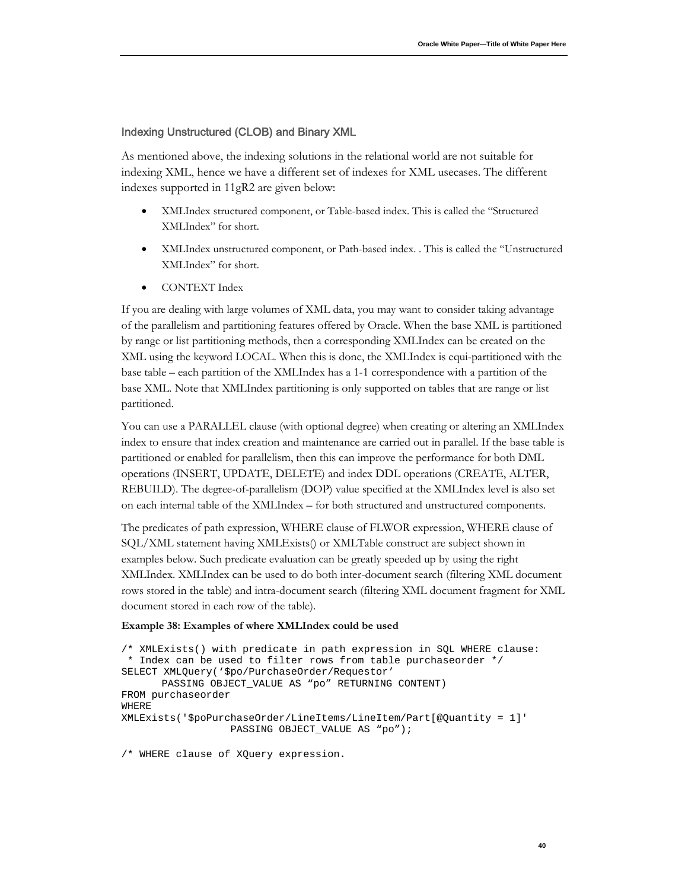### Indexing Unstructured (CLOB) and Binary XML

As mentioned above, the indexing solutions in the relational world are not suitable for indexing XML, hence we have a different set of indexes for XML usecases. The different indexes supported in 11gR2 are given below:

- XMLIndex structured component, or Table-based index. This is called the "Structured XMLIndex" for short.
- XMLIndex unstructured component, or Path-based index. . This is called the "Unstructured XMLIndex" for short.
- CONTEXT Index

If you are dealing with large volumes of XML data, you may want to consider taking advantage of the parallelism and partitioning features offered by Oracle. When the base XML is partitioned by range or list partitioning methods, then a corresponding XMLIndex can be created on the XML using the keyword LOCAL. When this is done, the XMLIndex is equi-partitioned with the base table – each partition of the XMLIndex has a 1-1 correspondence with a partition of the base XML. Note that XMLIndex partitioning is only supported on tables that are range or list partitioned.

You can use a PARALLEL clause (with optional degree) when creating or altering an XMLIndex index to ensure that index creation and maintenance are carried out in parallel. If the base table is partitioned or enabled for parallelism, then this can improve the performance for both DML operations (INSERT, UPDATE, DELETE) and index DDL operations (CREATE, ALTER, REBUILD). The degree-of-parallelism (DOP) value specified at the XMLIndex level is also set on each internal table of the XMLIndex – for both structured and unstructured components.

The predicates of path expression, WHERE clause of FLWOR expression, WHERE clause of SQL/XML statement having XMLExists() or XMLTable construct are subject shown in examples below. Such predicate evaluation can be greatly speeded up by using the right XMLIndex. XMLIndex can be used to do both inter-document search (filtering XML document rows stored in the table) and intra-document search (filtering XML document fragment for XML document stored in each row of the table).

**Example 38: Examples of where XMLIndex could be used**

```
/* XMLExists() with predicate in path expression in SQL WHERE clause:
 * Index can be used to filter rows from table purchaseorder */
SELECT XMLQuery('$po/PurchaseOrder/Requestor'
       PASSING OBJECT_VALUE AS "po" RETURNING CONTENT)
FROM purchaseorder
WHERE
XMLExists('$poPurchaseOrder/LineItems/LineItem/Part[@Quantity = 1]'
                  PASSING OBJECT_VALUE AS "po");

/* WHERE clause of XQuery expression.
```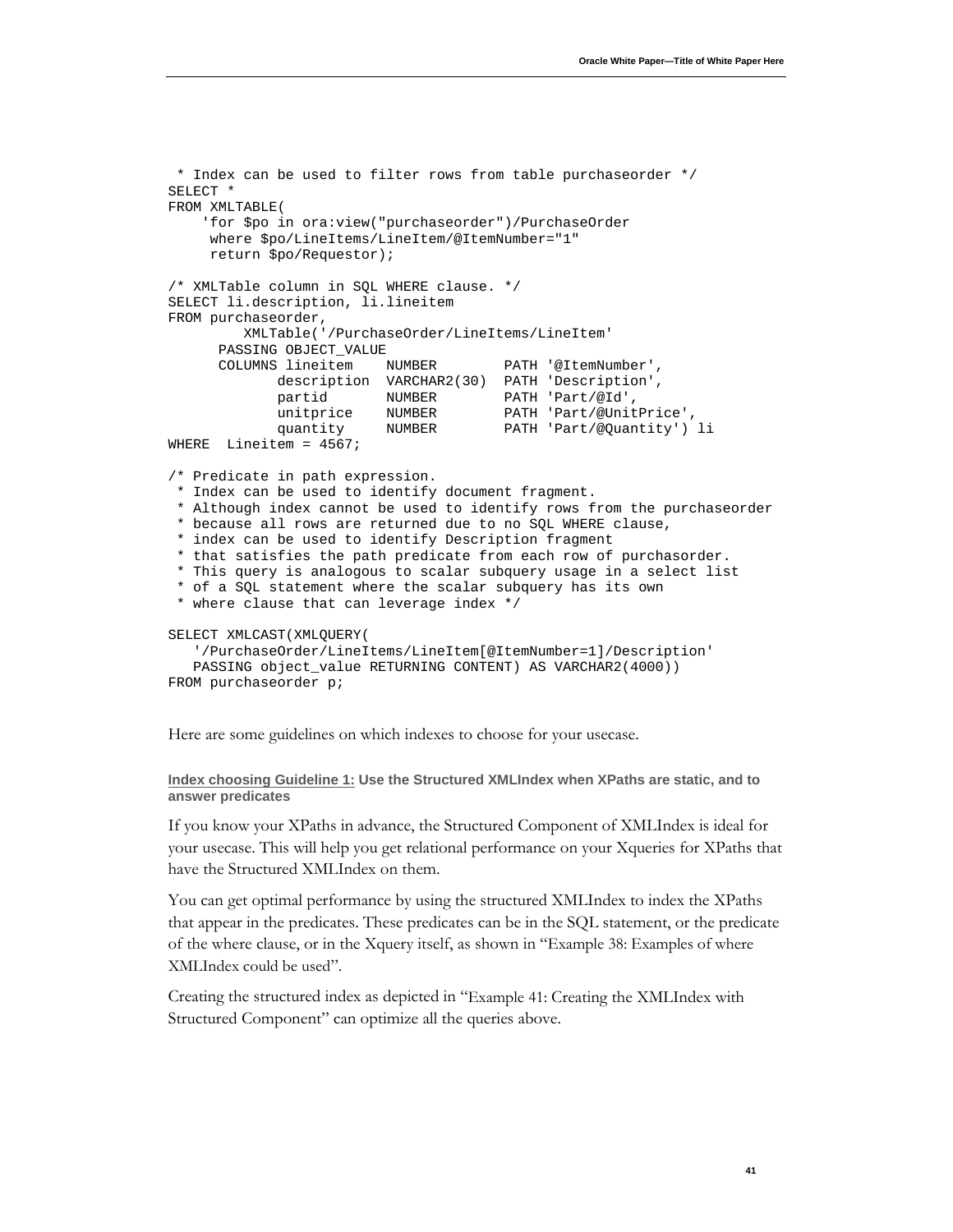```
 * Index can be used to filter rows from table purchaseorder */
SELECT *
FROM XMLTABLE(
    'for $po in ora:view("purchaseorder")/PurchaseOrder
     where $po/LineItems/LineItem/@ItemNumber="1"
     return $po/Requestor);

/* XMLTable column in SQL WHERE clause. */
SELECT li.description, li.lineitem
FROM purchaseorder,
        XMLTable('/PurchaseOrder/LineItems/LineItem'
      PASSING OBJECT_VALUE
      COLUMNS lineitem    NUMBER        PATH '@ItemNumber',
             description  VARCHAR2(30)  PATH 'Description',
             partid       NUMBER        PATH 'Part/@Id',
             unitprice    NUMBER        PATH 'Part/@UnitPrice',
             quantity     NUMBER        PATH 'Part/@Quantity') li
WHERE  Lineitem = 4567;

/* Predicate in path expression.
 * Index can be used to identify document fragment.
 * Although index cannot be used to identify rows from the purchaseorder
 * because all rows are returned due to no SQL WHERE clause,
 * index can be used to identify Description fragment
 * that satisfies the path predicate from each row of purchasorder.
 * This query is analogous to scalar subquery usage in a select list
 * of a SQL statement where the scalar subquery has its own
 * where clause that can leverage index */

SELECT XMLCAST(XMLQUERY(
   '/PurchaseOrder/LineItems/LineItem[@ItemNumber=1]/Description'
   PASSING object_value RETURNING CONTENT) AS VARCHAR2(4000))
FROM purchaseorder p;
```

Here are some guidelines on which indexes to choose for your usecase.

#### Index choosing Guideline 1: Use the Structured XMLIndex when XPaths are static, and to answer predicates

If you know your XPaths in advance, the Structured Component of XMLIndex is ideal for your usecase. This will help you get relational performance on your Xqueries for XPaths that have the Structured XMLIndex on them.

You can get optimal performance by using the structured XMLIndex to index the XPaths that appear in the predicates. These predicates can be in the SQL statement, or the predicate of the where clause, or in the Xquery itself, as shown in "Example 38: Examples of where XMLIndex could be used".

Creating the structured index as depicted in "Example 41: Creating the XMLIndex with Structured Component" can optimize all the queries above.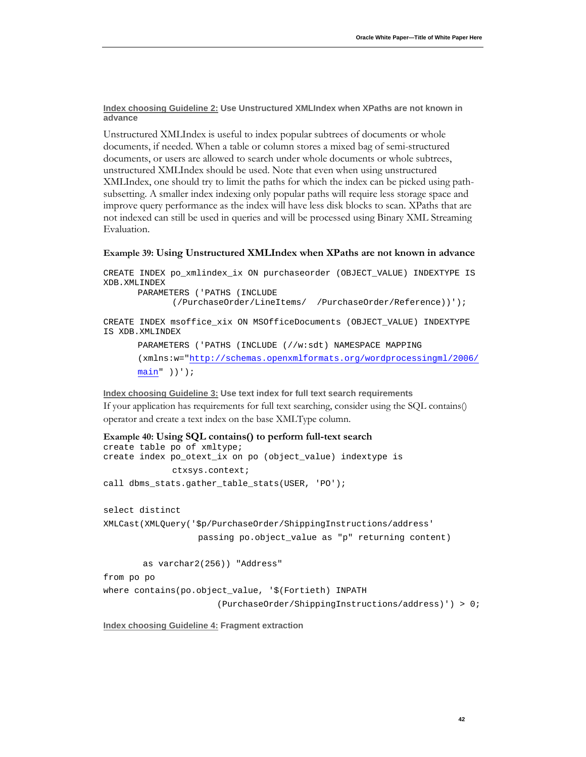**Index choosing Guideline 2: Use Unstructured XMLIndex when XPaths are not known in advance**

Unstructured XMLIndex is useful to index popular subtrees of documents or whole documents, if needed. When a table or column stores a mixed bag of semi-structured documents, or users are allowed to search under whole documents or whole subtrees, unstructured XMLIndex should be used. Note that even when using unstructured XMLIndex, one should try to limit the paths for which the index can be picked using path-subsetting. A smaller index indexing only popular paths will require less storage space and improve query performance as the index will have less disk blocks to scan. XPaths that are not indexed can still be used in queries and will be processed using Binary XML Streaming Evaluation.

**Example 39: Using Unstructured XMLIndex when XPaths are not known in advance**

```
CREATE INDEX po_xmlindex_ix ON purchaseorder (OBJECT_VALUE) INDEXTYPE IS
XDB.XMLINDEX
      PARAMETERS ('PATHS (INCLUDE
            (/PurchaseOrder/LineItems/  /PurchaseOrder/Reference))');

CREATE INDEX msoffice_xix ON MSOfficeDocuments (OBJECT_VALUE) INDEXTYPE
IS XDB.XMLINDEX
      PARAMETERS ('PATHS (INCLUDE (//w:sdt) NAMESPACE MAPPING
      (xmlns:w="http://schemas.openxmlformats.org/wordprocessingml/2006/
      main" ))');
```

**Index choosing Guideline 3: Use text index for full text search requirements**

If your application has requirements for full text searching, consider using the SQL contains() operator and create a text index on the base XMLType column.

**Example 40: Using SQL contains() to perform full-text search**

```
create table po of xmltype;
create index po_otext_ix on po (object_value) indextype is
            ctxsys.context;
call dbms_stats.gather_table_stats(USER, 'PO');

select distinct
XMLCast(XMLQuery('$p/PurchaseOrder/ShippingInstructions/address'
                 passing po.object_value as "p" returning content)

       as varchar2(256)) "Address"
from po po
where contains(po.object_value, '$(Fortieth) INPATH
                    (PurchaseOrder/ShippingInstructions/address)') > 0;
```

**Index choosing Guideline 4: Fragment extraction**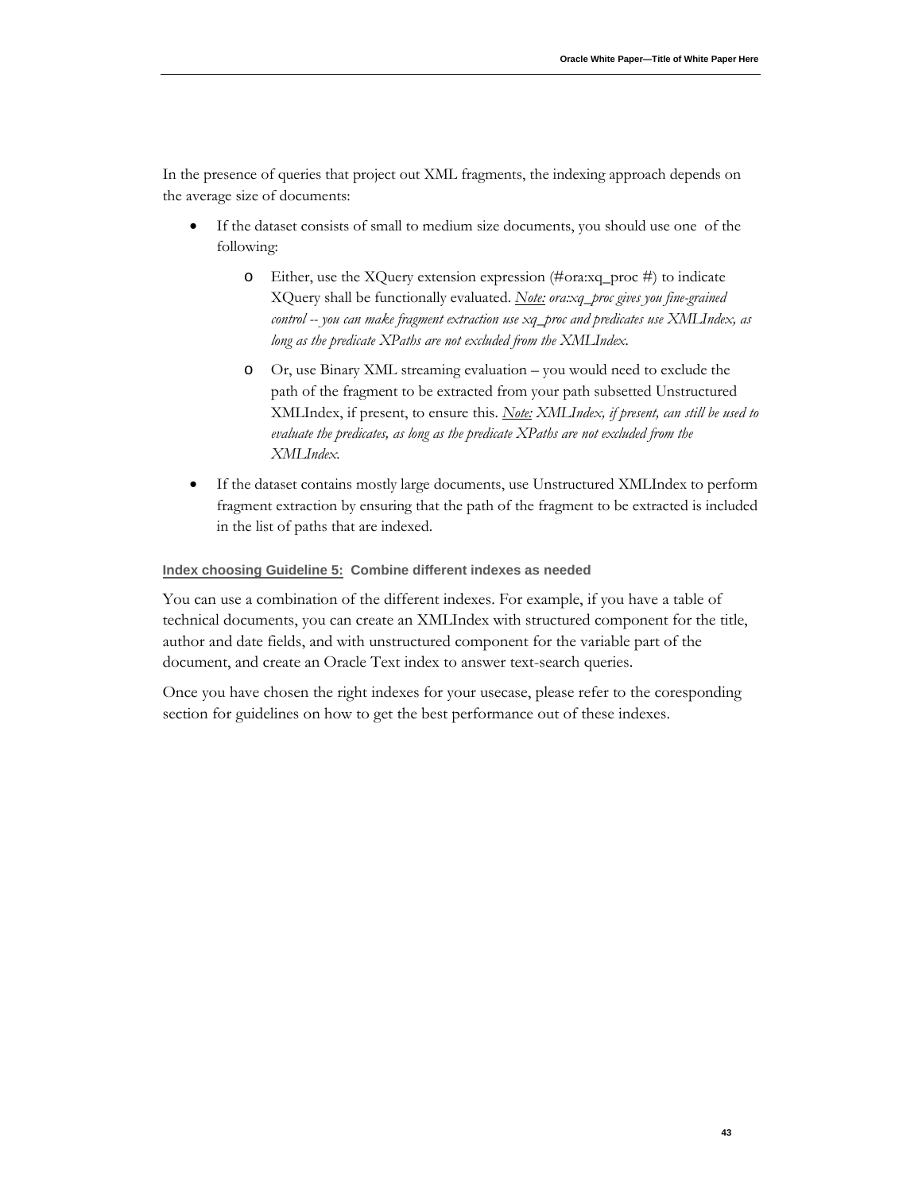In the presence of queries that project out XML fragments, the indexing approach depends on the average size of documents:

- If the dataset consists of small to medium size documents, you should use one of the following:
  - Either, use the XQuery extension expression (#ora:xq_proc #) to indicate XQuery shall be functionally evaluated. *Note: ora:xq_proc gives you fine-grained control -- you can make fragment extraction use xq_proc and predicates use XMLIndex, as long as the predicate XPaths are not excluded from the XMLIndex.*
  - Or, use Binary XML streaming evaluation – you would need to exclude the path of the fragment to be extracted from your path subsetted Unstructured XMLIndex, if present, to ensure this. *Note: XMLIndex, if present, can still be used to evaluate the predicates, as long as the predicate XPaths are not excluded from the XMLIndex.*
- If the dataset contains mostly large documents, use Unstructured XMLIndex to perform fragment extraction by ensuring that the path of the fragment to be extracted is included in the list of paths that are indexed.

#### Index choosing Guideline 5: Combine different indexes as needed

You can use a combination of the different indexes. For example, if you have a table of technical documents, you can create an XMLIndex with structured component for the title, author and date fields, and with unstructured component for the variable part of the document, and create an Oracle Text index to answer text-search queries.

Once you have chosen the right indexes for your usecase, please refer to the coresponding section for guidelines on how to get the best performance out of these indexes.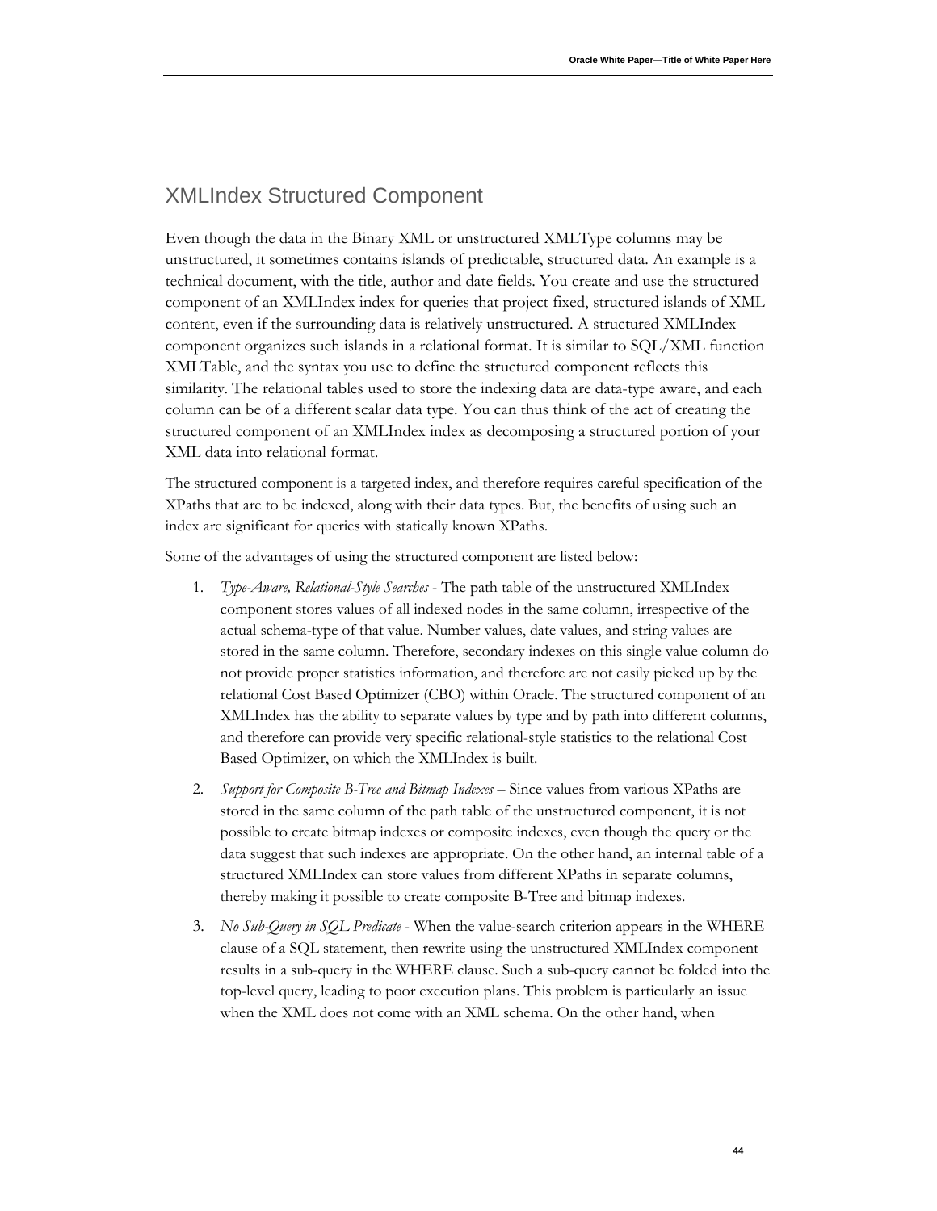## XMLIndex Structured Component

Even though the data in the Binary XML or unstructured XMLType columns may be unstructured, it sometimes contains islands of predictable, structured data. An example is a technical document, with the title, author and date fields. You create and use the structured component of an XMLIndex index for queries that project fixed, structured islands of XML content, even if the surrounding data is relatively unstructured. A structured XMLIndex component organizes such islands in a relational format. It is similar to SQL/XML function XMLTable, and the syntax you use to define the structured component reflects this similarity. The relational tables used to store the indexing data are data-type aware, and each column can be of a different scalar data type. You can thus think of the act of creating the structured component of an XMLIndex index as decomposing a structured portion of your XML data into relational format.

The structured component is a targeted index, and therefore requires careful specification of the XPaths that are to be indexed, along with their data types. But, the benefits of using such an index are significant for queries with statically known XPaths.

Some of the advantages of using the structured component are listed below:

1. *Type-Aware, Relational-Style Searches* - The path table of the unstructured XMLIndex component stores values of all indexed nodes in the same column, irrespective of the actual schema-type of that value. Number values, date values, and string values are stored in the same column. Therefore, secondary indexes on this single value column do not provide proper statistics information, and therefore are not easily picked up by the relational Cost Based Optimizer (CBO) within Oracle. The structured component of an XMLIndex has the ability to separate values by type and by path into different columns, and therefore can provide very specific relational-style statistics to the relational Cost Based Optimizer, on which the XMLIndex is built.
2. *Support for Composite B-Tree and Bitmap Indexes* – Since values from various XPaths are stored in the same column of the path table of the unstructured component, it is not possible to create bitmap indexes or composite indexes, even though the query or the data suggest that such indexes are appropriate. On the other hand, an internal table of a structured XMLIndex can store values from different XPaths in separate columns, thereby making it possible to create composite B-Tree and bitmap indexes.
3. *No Sub-Query in SQL Predicate* - When the value-search criterion appears in the WHERE clause of a SQL statement, then rewrite using the unstructured XMLIndex component results in a sub-query in the WHERE clause. Such a sub-query cannot be folded into the top-level query, leading to poor execution plans. This problem is particularly an issue when the XML does not come with an XML schema. On the other hand, when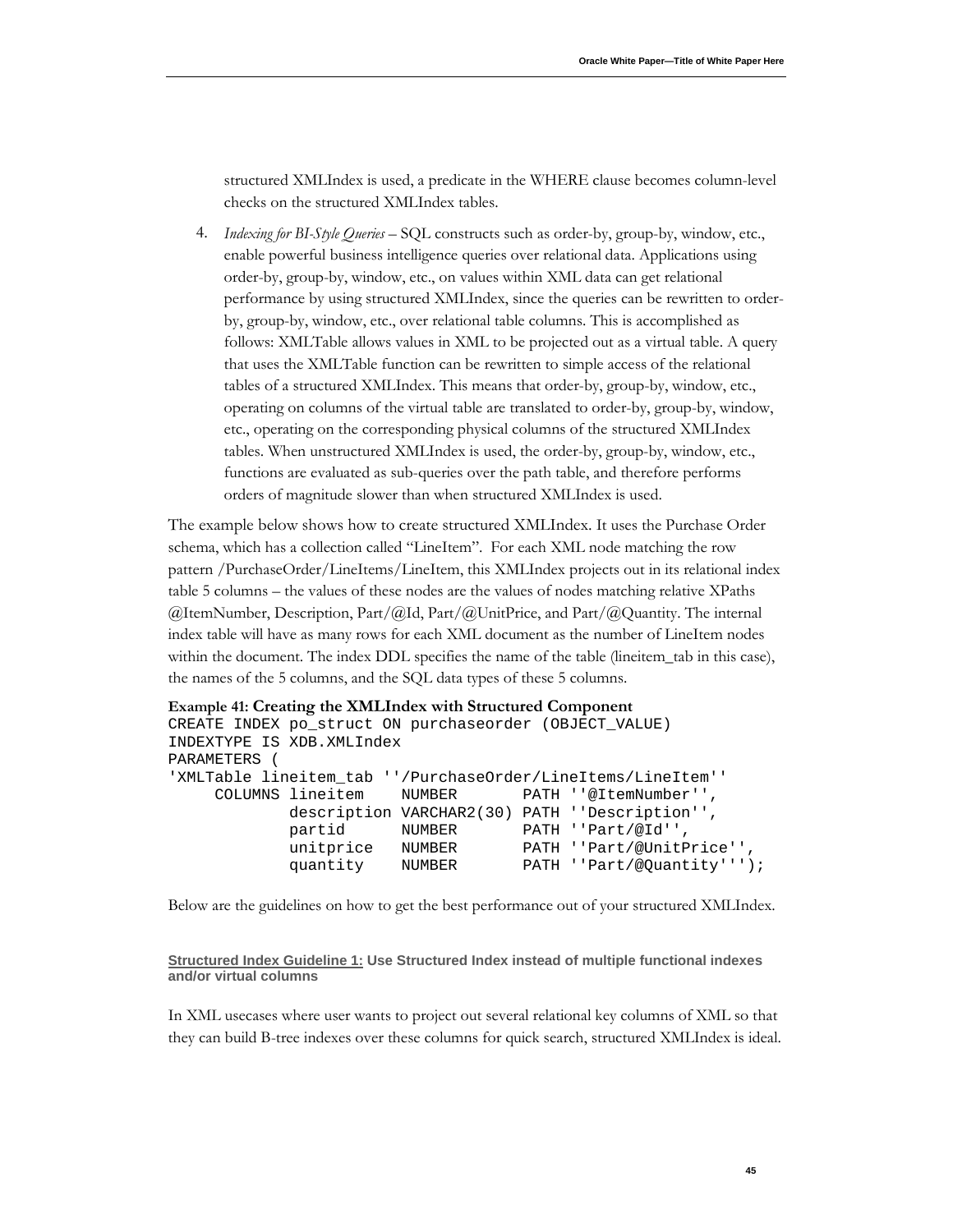structured XMLIndex is used, a predicate in the WHERE clause becomes column-level checks on the structured XMLIndex tables.

4. *Indexing for BI-Style Queries* – SQL constructs such as order-by, group-by, window, etc., enable powerful business intelligence queries over relational data. Applications using order-by, group-by, window, etc., on values within XML data can get relational performance by using structured XMLIndex, since the queries can be rewritten to order-by, group-by, window, etc., over relational table columns. This is accomplished as follows: XMLTable allows values in XML to be projected out as a virtual table. A query that uses the XMLTable function can be rewritten to simple access of the relational tables of a structured XMLIndex. This means that order-by, group-by, window, etc., operating on columns of the virtual table are translated to order-by, group-by, window, etc., operating on the corresponding physical columns of the structured XMLIndex tables. When unstructured XMLIndex is used, the order-by, group-by, window, etc., functions are evaluated as sub-queries over the path table, and therefore performs orders of magnitude slower than when structured XMLIndex is used.

The example below shows how to create structured XMLIndex. It uses the Purchase Order schema, which has a collection called "LineItem". For each XML node matching the row pattern /PurchaseOrder/LineItems/LineItem, this XMLIndex projects out in its relational index table 5 columns – the values of these nodes are the values of nodes matching relative XPaths @ItemNumber, Description, Part/@Id, Part/@UnitPrice, and Part/@Quantity. The internal index table will have as many rows for each XML document as the number of LineItem nodes within the document. The index DDL specifies the name of the table (lineitem_tab in this case), the names of the 5 columns, and the SQL data types of these 5 columns.

**Example 41: Creating the XMLIndex with Structured Component**

```
CREATE INDEX po_struct ON purchaseorder (OBJECT_VALUE)
INDEXTYPE IS XDB.XMLIndex
PARAMETERS (
'XMLTable lineitem_tab ''/PurchaseOrder/LineItems/LineItem''
     COLUMNS lineitem    NUMBER       PATH ''@ItemNumber'',
             description VARCHAR2(30) PATH ''Description'',
             partid      NUMBER       PATH ''Part/@Id'',
             unitprice   NUMBER       PATH ''Part/@UnitPrice'',
             quantity    NUMBER       PATH ''Part/@Quantity''');
```

Below are the guidelines on how to get the best performance out of your structured XMLIndex.

#### Structured Index Guideline 1: Use Structured Index instead of multiple functional indexes and/or virtual columns

In XML usecases where user wants to project out several relational key columns of XML so that they can build B-tree indexes over these columns for quick search, structured XMLIndex is ideal.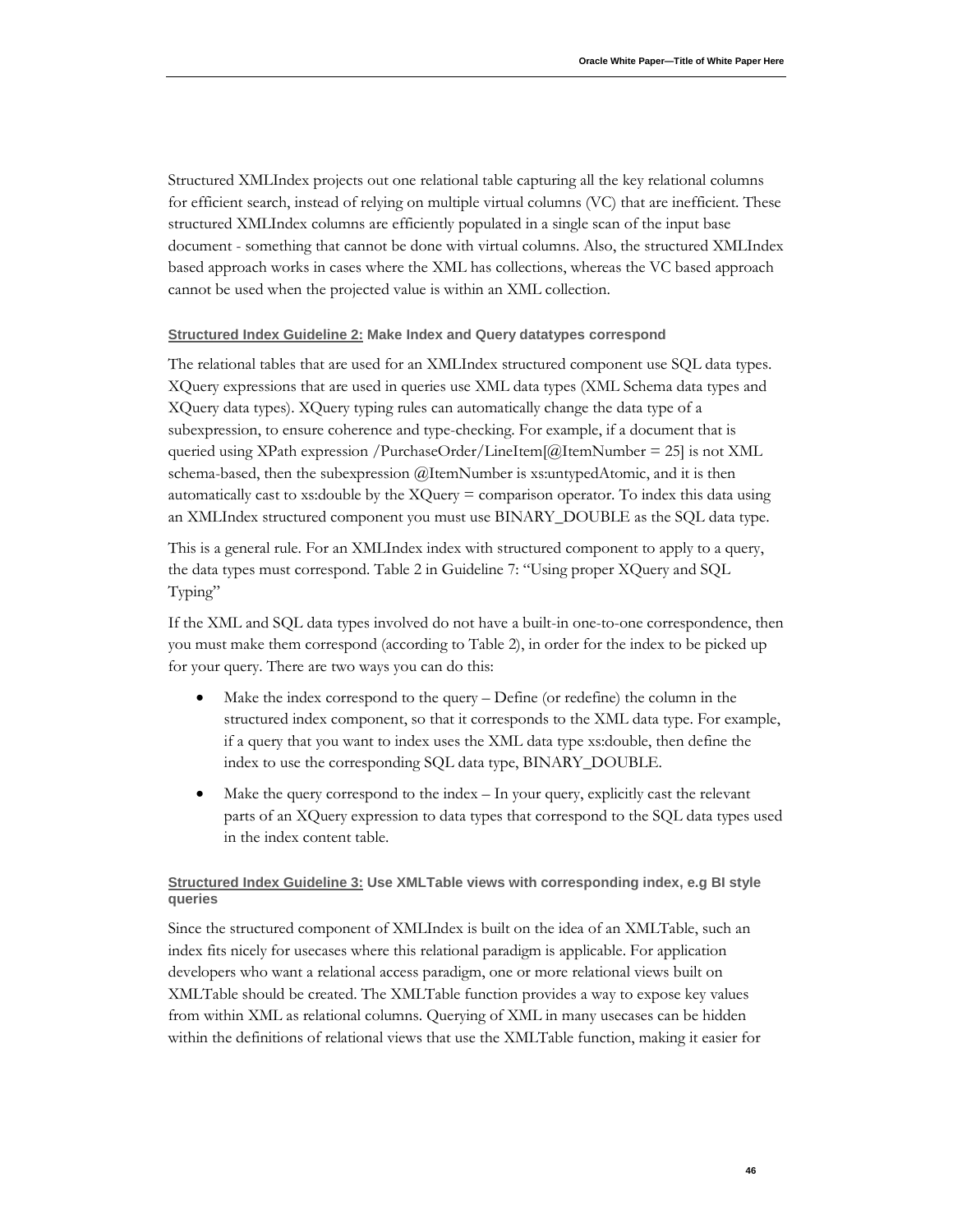Structured XMLIndex projects out one relational table capturing all the key relational columns for efficient search, instead of relying on multiple virtual columns (VC) that are inefficient. These structured XMLIndex columns are efficiently populated in a single scan of the input base document - something that cannot be done with virtual columns. Also, the structured XMLIndex based approach works in cases where the XML has collections, whereas the VC based approach cannot be used when the projected value is within an XML collection.

#### <u>Structured Index Guideline 2:</u> Make Index and Query datatypes correspond

The relational tables that are used for an XMLIndex structured component use SQL data types. XQuery expressions that are used in queries use XML data types (XML Schema data types and XQuery data types). XQuery typing rules can automatically change the data type of a subexpression, to ensure coherence and type-checking. For example, if a document that is queried using XPath expression /PurchaseOrder/LineItem[@ItemNumber = 25] is not XML schema-based, then the subexpression @ItemNumber is xs:untypedAtomic, and it is then automatically cast to xs:double by the XQuery = comparison operator. To index this data using an XMLIndex structured component you must use BINARY_DOUBLE as the SQL data type.

This is a general rule. For an XMLIndex index with structured component to apply to a query, the data types must correspond. Table 2 in Guideline 7: "Using proper XQuery and SQL Typing"

If the XML and SQL data types involved do not have a built-in one-to-one correspondence, then you must make them correspond (according to Table 2), in order for the index to be picked up for your query. There are two ways you can do this:

- Make the index correspond to the query – Define (or redefine) the column in the structured index component, so that it corresponds to the XML data type. For example, if a query that you want to index uses the XML data type xs:double, then define the index to use the corresponding SQL data type, BINARY_DOUBLE.
- Make the query correspond to the index – In your query, explicitly cast the relevant parts of an XQuery expression to data types that correspond to the SQL data types used in the index content table.

#### <u>Structured Index Guideline 3:</u> Use XMLTable views with corresponding index, e.g BI style queries

Since the structured component of XMLIndex is built on the idea of an XMLTable, such an index fits nicely for usecases where this relational paradigm is applicable. For application developers who want a relational access paradigm, one or more relational views built on XMLTable should be created. The XMLTable function provides a way to expose key values from within XML as relational columns. Querying of XML in many usecases can be hidden within the definitions of relational views that use the XMLTable function, making it easier for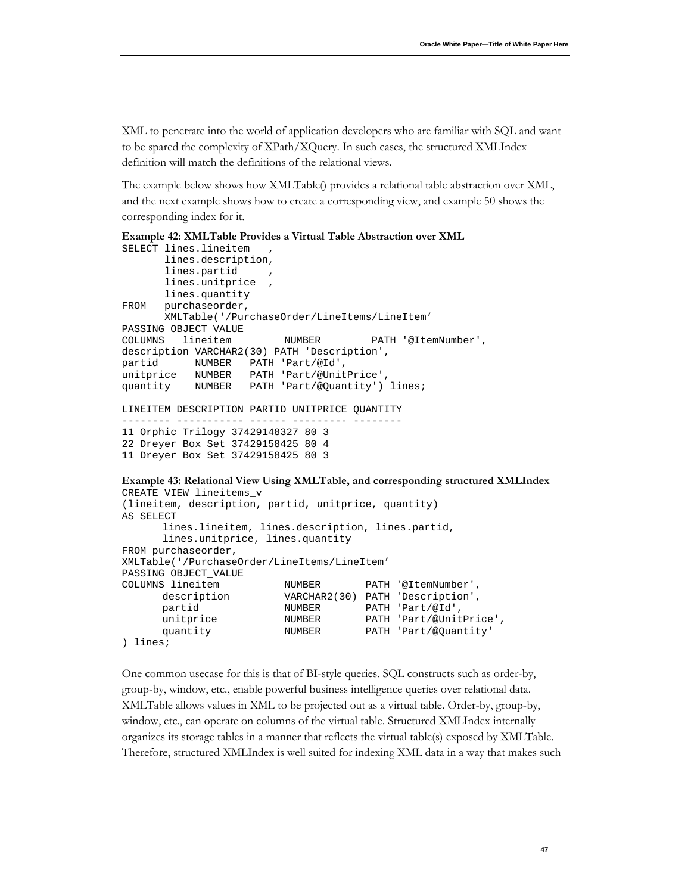XML to penetrate into the world of application developers who are familiar with SQL and want to be spared the complexity of XPath/XQuery. In such cases, the structured XMLIndex definition will match the definitions of the relational views.

The example below shows how XMLTable() provides a relational table abstraction over XML, and the next example shows how to create a corresponding view, and example 50 shows the corresponding index for it.

**Example 42: XMLTable Provides a Virtual Table Abstraction over XML**

```
SELECT lines.lineitem   ,
       lines.description,
       lines.partid     ,
       lines.unitprice  ,
       lines.quantity
FROM   purchaseorder,
       XMLTable('/PurchaseOrder/LineItems/LineItem'
PASSING OBJECT_VALUE
COLUMNS   lineitem         NUMBER         PATH '@ItemNumber',
description VARCHAR2(30) PATH 'Description',
partid      NUMBER   PATH 'Part/@Id',
unitprice   NUMBER   PATH 'Part/@UnitPrice',
quantity    NUMBER   PATH 'Part/@Quantity') lines;

LINEITEM DESCRIPTION PARTID UNITPRICE QUANTITY
-------- ----------- ------ --------- --------
11 Orphic Trilogy 37429148327 80 3
22 Dreyer Box Set 37429158425 80 4
11 Dreyer Box Set 37429158425 80 3
```

**Example 43: Relational View Using XMLTable, and corresponding structured XMLIndex**

```
CREATE VIEW lineitems_v
(lineitem, description, partid, unitprice, quantity)
AS SELECT
       lines.lineitem, lines.description, lines.partid,
       lines.unitprice, lines.quantity
FROM purchaseorder,
XMLTable('/PurchaseOrder/LineItems/LineItem'
PASSING OBJECT_VALUE
COLUMNS lineitem           NUMBER       PATH '@ItemNumber',
       description         VARCHAR2(30) PATH 'Description',
       partid              NUMBER       PATH 'Part/@Id',
       unitprice           NUMBER       PATH 'Part/@UnitPrice',
       quantity            NUMBER       PATH 'Part/@Quantity'
) lines;
```

One common usecase for this is that of BI-style queries. SQL constructs such as order-by, group-by, window, etc., enable powerful business intelligence queries over relational data. XMLTable allows values in XML to be projected out as a virtual table. Order-by, group-by, window, etc., can operate on columns of the virtual table. Structured XMLIndex internally organizes its storage tables in a manner that reflects the virtual table(s) exposed by XMLTable. Therefore, structured XMLIndex is well suited for indexing XML data in a way that makes such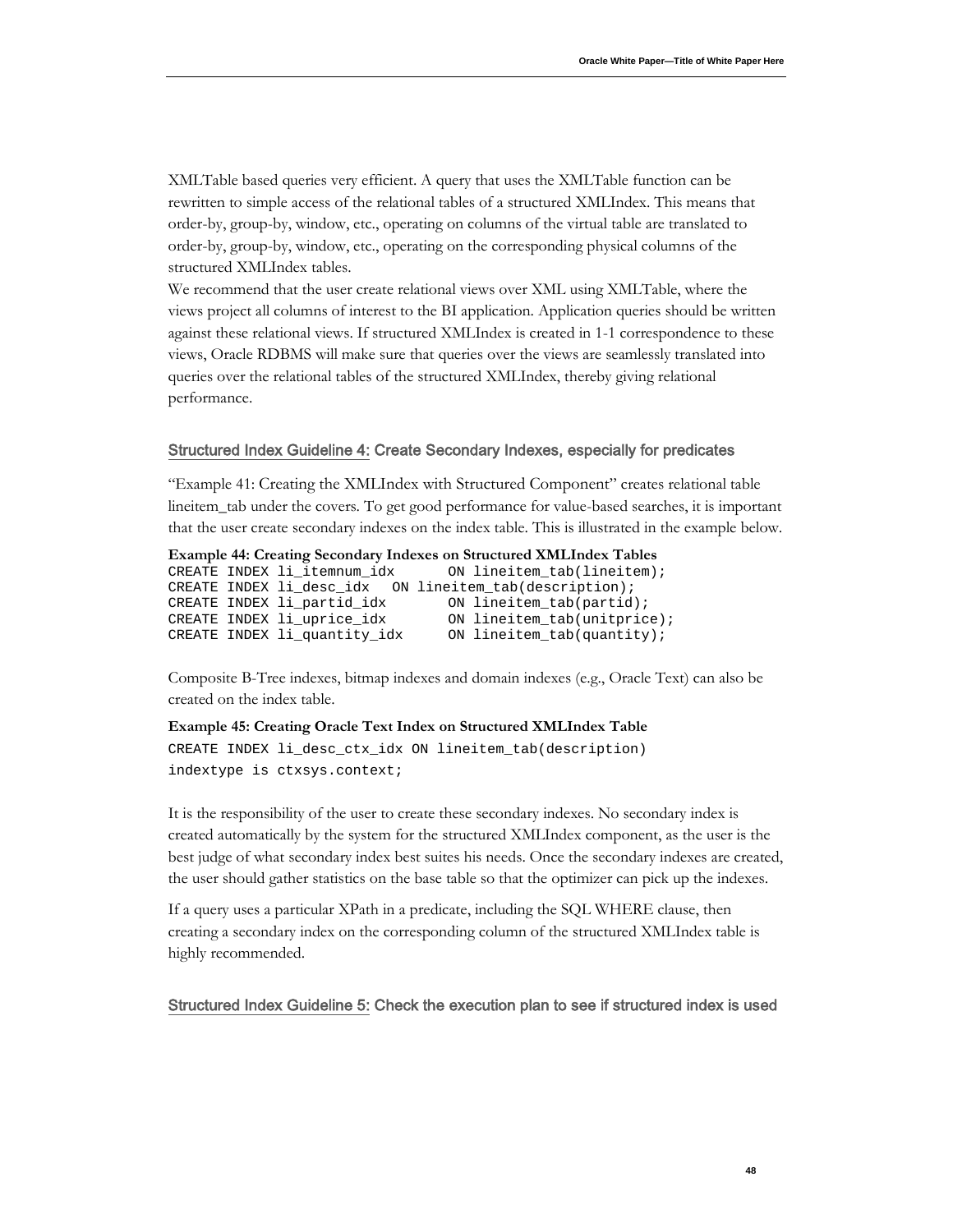XMLTable based queries very efficient. A query that uses the XMLTable function can be rewritten to simple access of the relational tables of a structured XMLIndex. This means that order-by, group-by, window, etc., operating on columns of the virtual table are translated to order-by, group-by, window, etc., operating on the corresponding physical columns of the structured XMLIndex tables.

We recommend that the user create relational views over XML using XMLTable, where the views project all columns of interest to the BI application. Application queries should be written against these relational views. If structured XMLIndex is created in 1-1 correspondence to these views, Oracle RDBMS will make sure that queries over the views are seamlessly translated into queries over the relational tables of the structured XMLIndex, thereby giving relational performance.

### Structured Index Guideline 4: Create Secondary Indexes, especially for predicates

"Example 41: Creating the XMLIndex with Structured Component" creates relational table lineitem_tab under the covers. To get good performance for value-based searches, it is important that the user create secondary indexes on the index table. This is illustrated in the example below.

**Example 44: Creating Secondary Indexes on Structured XMLIndex Tables**

```
CREATE INDEX li_itemnum_idx      ON lineitem_tab(lineitem);
CREATE INDEX li_desc_idx   ON lineitem_tab(description);
CREATE INDEX li_partid_idx       ON lineitem_tab(partid);
CREATE INDEX li_uprice_idx       ON lineitem_tab(unitprice);
CREATE INDEX li_quantity_idx     ON lineitem_tab(quantity);
```

Composite B-Tree indexes, bitmap indexes and domain indexes (e.g., Oracle Text) can also be created on the index table.

**Example 45: Creating Oracle Text Index on Structured XMLIndex Table**

```
CREATE INDEX li_desc_ctx_idx ON lineitem_tab(description)
indextype is ctxsys.context;
```

It is the responsibility of the user to create these secondary indexes. No secondary index is created automatically by the system for the structured XMLIndex component, as the user is the best judge of what secondary index best suites his needs. Once the secondary indexes are created, the user should gather statistics on the base table so that the optimizer can pick up the indexes.

If a query uses a particular XPath in a predicate, including the SQL WHERE clause, then creating a secondary index on the corresponding column of the structured XMLIndex table is highly recommended.

### Structured Index Guideline 5: Check the execution plan to see if structured index is used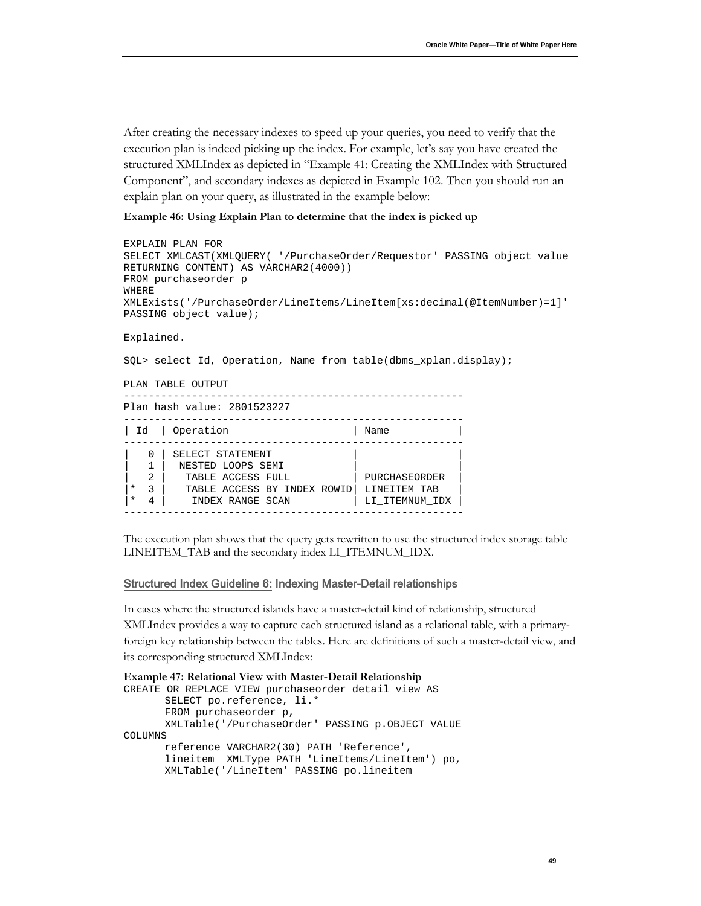After creating the necessary indexes to speed up your queries, you need to verify that the execution plan is indeed picking up the index. For example, let's say you have created the structured XMLIndex as depicted in "Example 41: Creating the XMLIndex with Structured Component", and secondary indexes as depicted in Example 102. Then you should run an explain plan on your query, as illustrated in the example below:

**Example 46: Using Explain Plan to determine that the index is picked up**

```
EXPLAIN PLAN FOR
SELECT XMLCAST(XMLQUERY( '/PurchaseOrder/Requestor' PASSING object_value
RETURNING CONTENT) AS VARCHAR2(4000))
FROM purchaseorder p
WHERE
XMLExists('/PurchaseOrder/LineItems/LineItem[xs:decimal(@ItemNumber)=1]'
PASSING object_value);

Explained.

SQL> select Id, Operation, Name from table(dbms_xplan.display);

PLAN_TABLE_OUTPUT
-------------------------------------------------------
Plan hash value: 2801523227
-------------------------------------------------------
| Id  | Operation                     | Name           |
-------------------------------------------------------
|   0 | SELECT STATEMENT              |                |
|   1 |  NESTED LOOPS SEMI            |                |
|   2 |   TABLE ACCESS FULL           | PURCHASEORDER  |
|*  3 |   TABLE ACCESS BY INDEX ROWID| LINEITEM_TAB   |
|*  4 |    INDEX RANGE SCAN           | LI_ITEMNUM_IDX |
-------------------------------------------------------
```

The execution plan shows that the query gets rewritten to use the structured index storage table LINEITEM_TAB and the secondary index LI_ITEMNUM_IDX.

### Structured Index Guideline 6: Indexing Master-Detail relationships

In cases where the structured islands have a master-detail kind of relationship, structured XMLIndex provides a way to capture each structured island as a relational table, with a primary-foreign key relationship between the tables. Here are definitions of such a master-detail view, and its corresponding structured XMLIndex:

**Example 47: Relational View with Master-Detail Relationship**

```
CREATE OR REPLACE VIEW purchaseorder_detail_view AS
       SELECT po.reference, li.*
       FROM purchaseorder p,
       XMLTable('/PurchaseOrder' PASSING p.OBJECT_VALUE
COLUMNS
       reference VARCHAR2(30) PATH 'Reference',
       lineitem  XMLType PATH 'LineItems/LineItem') po,
       XMLTable('/LineItem' PASSING po.lineitem
```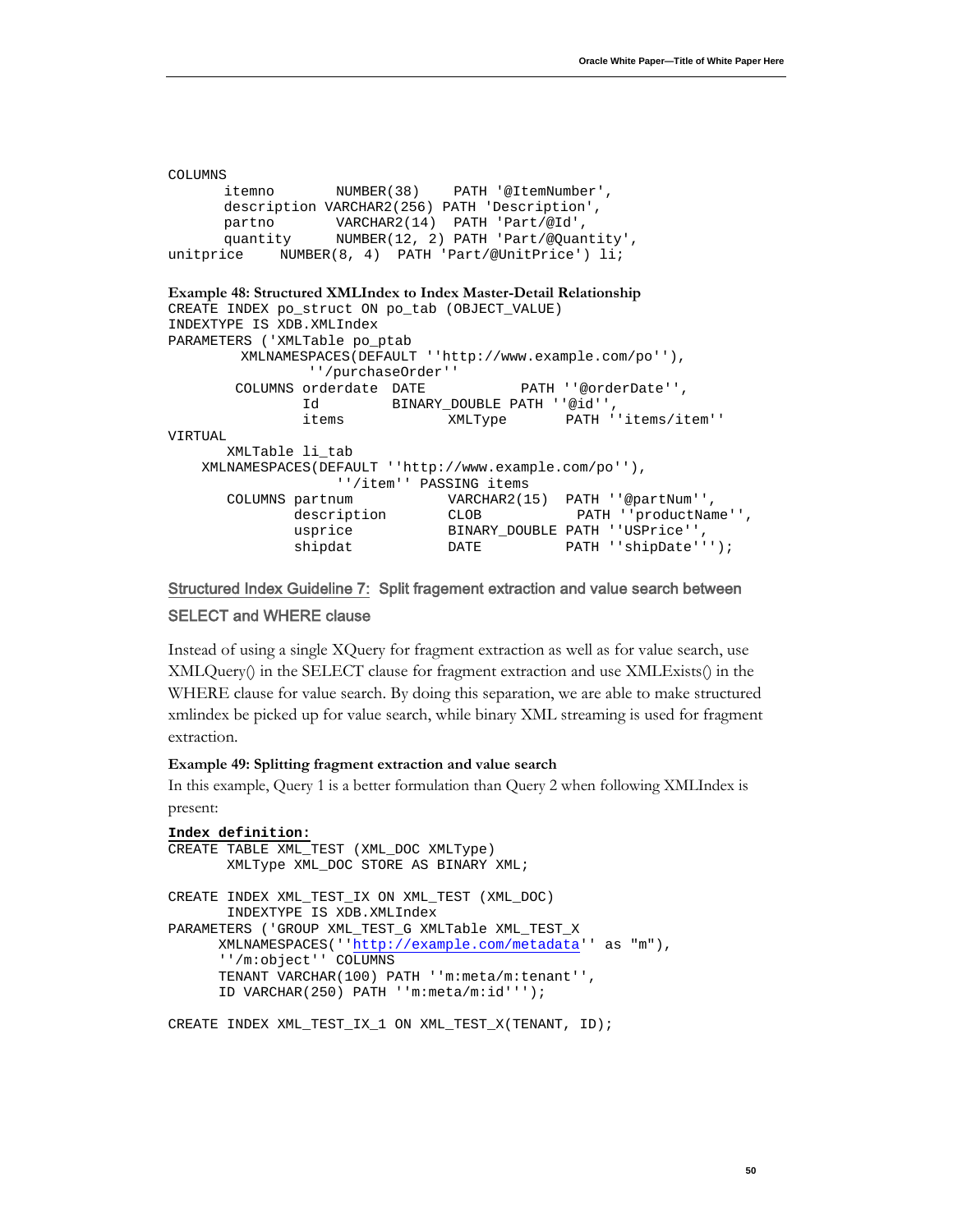```
COLUMNS
      itemno       NUMBER(38)    PATH '@ItemNumber',
      description VARCHAR2(256) PATH 'Description',
      partno       VARCHAR2(14)  PATH 'Part/@Id',
      quantity     NUMBER(12, 2) PATH 'Part/@Quantity',
unitprice    NUMBER(8, 4)  PATH 'Part/@UnitPrice') li;
```

**Example 48: Structured XMLIndex to Index Master-Detail Relationship**

```
CREATE INDEX po_struct ON po_tab (OBJECT_VALUE)
INDEXTYPE IS XDB.XMLIndex
PARAMETERS ('XMLTable po_ptab
        XMLNAMESPACES(DEFAULT ''http://www.example.com/po''),
                ''/purchaseOrder''
        COLUMNS orderdate  DATE           PATH ''@orderDate'',
                Id         BINARY_DOUBLE PATH ''@id'',
                items             XMLType       PATH ''items/item''
VIRTUAL
       XMLTable li_tab
    XMLNAMESPACES(DEFAULT ''http://www.example.com/po''),
                ''/item'' PASSING items
       COLUMNS partnum            VARCHAR2(15)  PATH ''@partNum'',
               description        CLOB           PATH ''productName'',
               usprice            BINARY_DOUBLE PATH ''USPrice'',
               shipdat            DATE          PATH ''shipDate''');
```

## Structured Index Guideline 7: Split fragement extraction and value search between SELECT and WHERE clause

Instead of using a single XQuery for fragment extraction as well as for value search, use XMLQuery() in the SELECT clause for fragment extraction and use XMLExists() in the WHERE clause for value search. By doing this separation, we are able to make structured xmlindex be picked up for value search, while binary XML streaming is used for fragment extraction.

**Example 49: Splitting fragment extraction and value search**

In this example, Query 1 is a better formulation than Query 2 when following XMLIndex is present:

```
Index definition:
CREATE TABLE XML_TEST (XML_DOC XMLType)
       XMLType XML_DOC STORE AS BINARY XML;

CREATE INDEX XML_TEST_IX ON XML_TEST (XML_DOC)
       INDEXTYPE IS XDB.XMLIndex
PARAMETERS ('GROUP XML_TEST_G XMLTable XML_TEST_X
      XMLNAMESPACES(''http://example.com/metadata'' as "m"),
      ''/m:object'' COLUMNS
      TENANT VARCHAR(100) PATH ''m:meta/m:tenant'',
      ID VARCHAR(250) PATH ''m:meta/m:id''');

CREATE INDEX XML_TEST_IX_1 ON XML_TEST_X(TENANT, ID);
```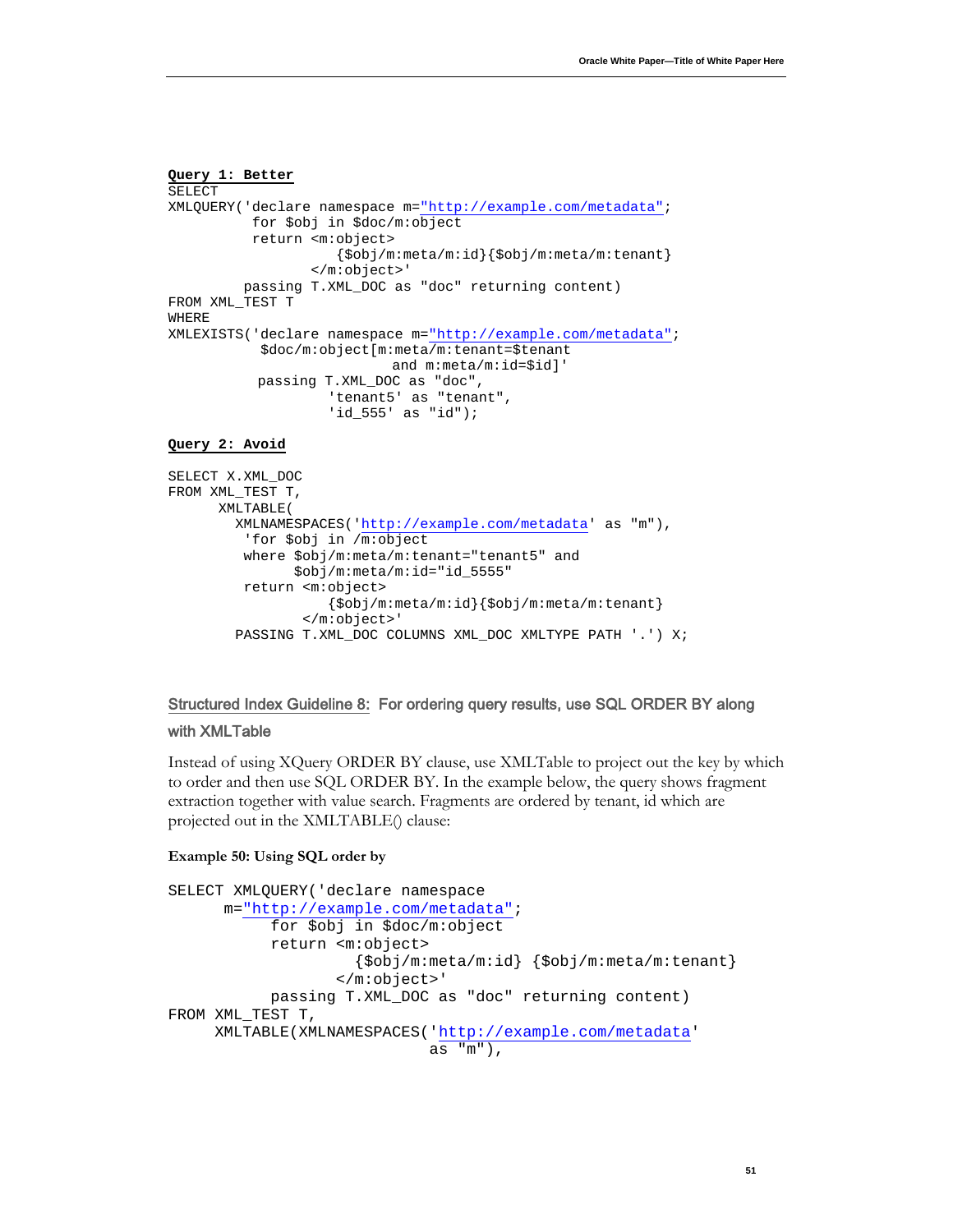**Query 1: Better**

```
SELECT
XMLQUERY('declare namespace m="http://example.com/metadata";
          for $obj in $doc/m:object
          return <m:object>
                    {$obj/m:meta/m:id}{$obj/m:meta/m:tenant}
                 </m:object>'
         passing T.XML_DOC as "doc" returning content)
FROM XML_TEST T
WHERE
XMLEXISTS('declare namespace m="http://example.com/metadata";
           $doc/m:object[m:meta/m:tenant=$tenant
                           and m:meta/m:id=$id]'
           passing T.XML_DOC as "doc",
                   'tenant5' as "tenant",
                   'id_555' as "id");
```

**Query 2: Avoid**

```
SELECT X.XML_DOC
FROM XML_TEST T,
      XMLTABLE(
        XMLNAMESPACES('http://example.com/metadata' as "m"),
         'for $obj in /m:object
         where $obj/m:meta/m:tenant="tenant5" and
               $obj/m:meta/m:id="id_5555"
         return <m:object>
                   {$obj/m:meta/m:id}{$obj/m:meta/m:tenant}
                </m:object>'
        PASSING T.XML_DOC COLUMNS XML_DOC XMLTYPE PATH '.') X;
```

### Structured Index Guideline 8: For ordering query results, use SQL ORDER BY along with XMLTable

Instead of using XQuery ORDER BY clause, use XMLTable to project out the key by which to order and then use SQL ORDER BY. In the example below, the query shows fragment extraction together with value search. Fragments are ordered by tenant, id which are projected out in the XMLTABLE() clause:

**Example 50: Using SQL order by**

```
SELECT XMLQUERY('declare namespace
      m="http://example.com/metadata";
           for $obj in $doc/m:object
           return <m:object>
                    {$obj/m:meta/m:id} {$obj/m:meta/m:tenant}
                  </m:object>'
           passing T.XML_DOC as "doc" returning content)
FROM XML_TEST T,
     XMLTABLE(XMLNAMESPACES('http://example.com/metadata'
                            as "m"),
```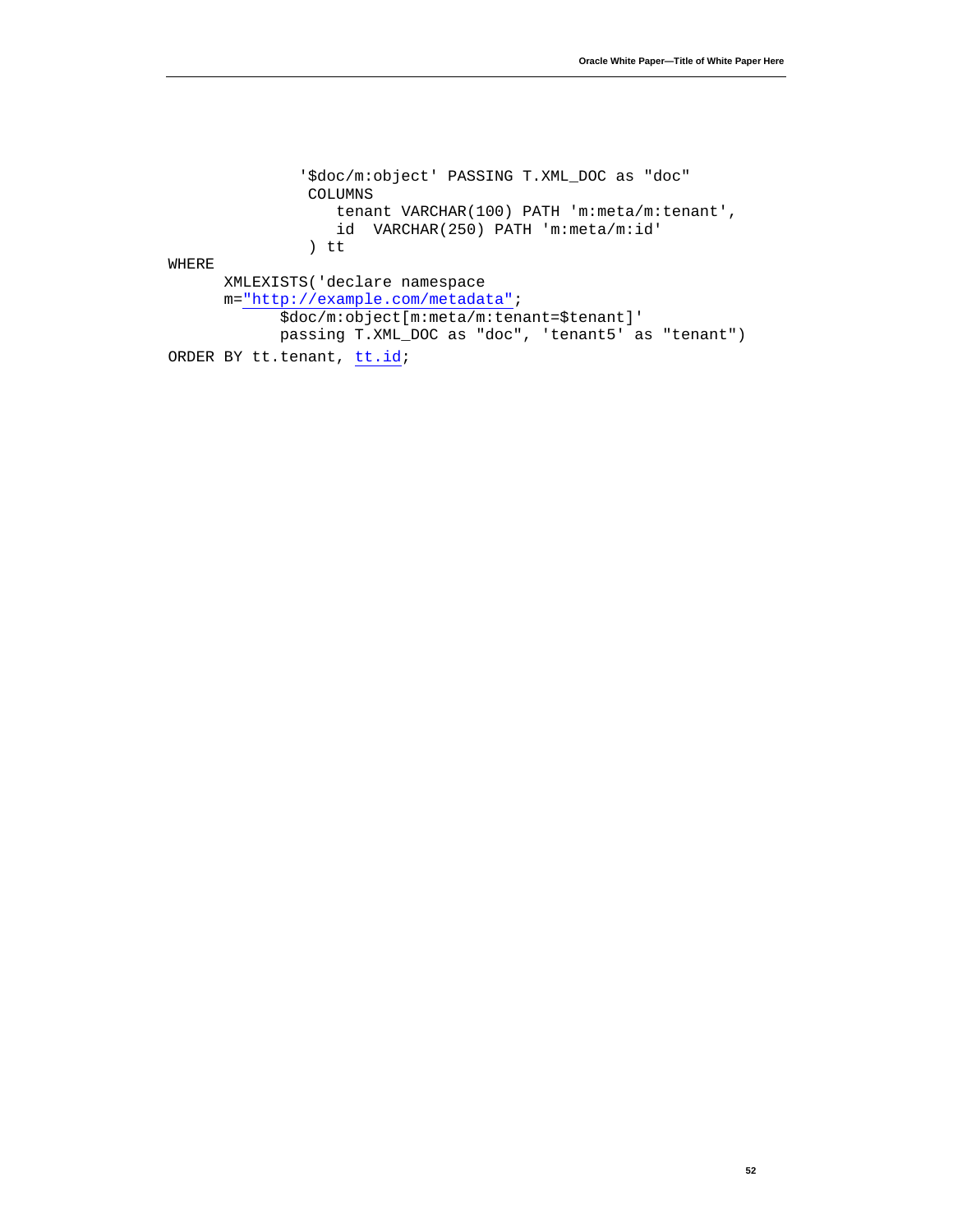```
               '$doc/m:object' PASSING T.XML_DOC as "doc"
                COLUMNS
                   tenant VARCHAR(100) PATH 'm:meta/m:tenant',
                   id  VARCHAR(250) PATH 'm:meta/m:id'
                ) tt
WHERE
      XMLEXISTS('declare namespace
      m="http://example.com/metadata";
            $doc/m:object[m:meta/m:tenant=$tenant]'
            passing T.XML_DOC as "doc", 'tenant5' as "tenant")
ORDER BY tt.tenant, tt.id;
```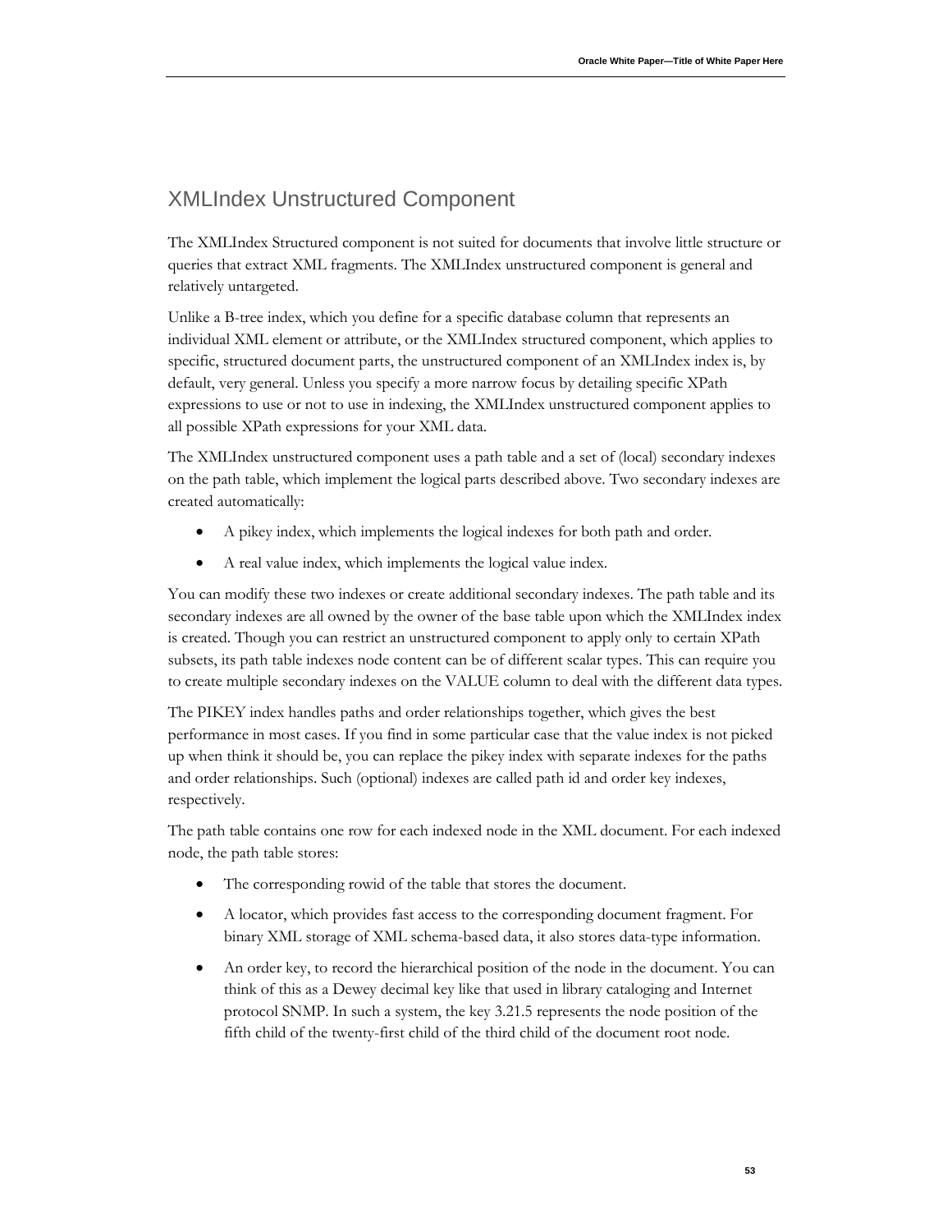## XMLIndex Unstructured Component

The XMLIndex Structured component is not suited for documents that involve little structure or queries that extract XML fragments. The XMLIndex unstructured component is general and relatively untargeted.

Unlike a B-tree index, which you define for a specific database column that represents an individual XML element or attribute, or the XMLIndex structured component, which applies to specific, structured document parts, the unstructured component of an XMLIndex index is, by default, very general. Unless you specify a more narrow focus by detailing specific XPath expressions to use or not to use in indexing, the XMLIndex unstructured component applies to all possible XPath expressions for your XML data.

The XMLIndex unstructured component uses a path table and a set of (local) secondary indexes on the path table, which implement the logical parts described above. Two secondary indexes are created automatically:

- A pikey index, which implements the logical indexes for both path and order.
- A real value index, which implements the logical value index.

You can modify these two indexes or create additional secondary indexes. The path table and its secondary indexes are all owned by the owner of the base table upon which the XMLIndex index is created. Though you can restrict an unstructured component to apply only to certain XPath subsets, its path table indexes node content can be of different scalar types. This can require you to create multiple secondary indexes on the VALUE column to deal with the different data types.

The PIKEY index handles paths and order relationships together, which gives the best performance in most cases. If you find in some particular case that the value index is not picked up when think it should be, you can replace the pikey index with separate indexes for the paths and order relationships. Such (optional) indexes are called path id and order key indexes, respectively.

The path table contains one row for each indexed node in the XML document. For each indexed node, the path table stores:

- The corresponding rowid of the table that stores the document.
- A locator, which provides fast access to the corresponding document fragment. For binary XML storage of XML schema-based data, it also stores data-type information.
- An order key, to record the hierarchical position of the node in the document. You can think of this as a Dewey decimal key like that used in library cataloging and Internet protocol SNMP. In such a system, the key 3.21.5 represents the node position of the fifth child of the twenty-first child of the third child of the document root node.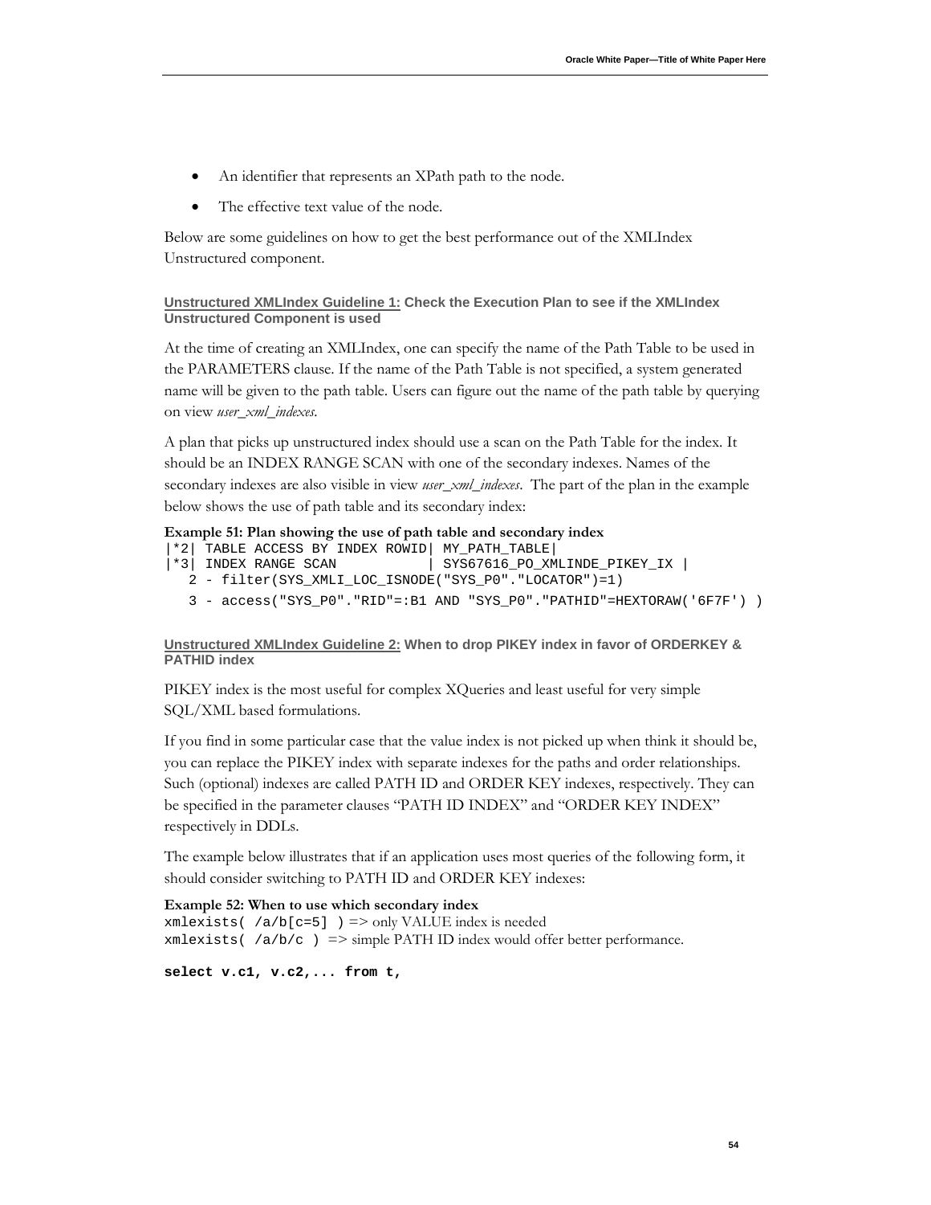- An identifier that represents an XPath path to the node.
- The effective text value of the node.

Below are some guidelines on how to get the best performance out of the XMLIndex Unstructured component.

#### Unstructured XMLIndex Guideline 1: Check the Execution Plan to see if the XMLIndex Unstructured Component is used

At the time of creating an XMLIndex, one can specify the name of the Path Table to be used in the PARAMETERS clause. If the name of the Path Table is not specified, a system generated name will be given to the path table. Users can figure out the name of the path table by querying on view *user_xml_indexes*.

A plan that picks up unstructured index should use a scan on the Path Table for the index. It should be an INDEX RANGE SCAN with one of the secondary indexes. Names of the secondary indexes are also visible in view *user_xml_indexes*. The part of the plan in the example below shows the use of path table and its secondary index:

**Example 51: Plan showing the use of path table and secondary index**

```
|*2| TABLE ACCESS BY INDEX ROWID| MY_PATH_TABLE|
|*3| INDEX RANGE SCAN           | SYS67616_PO_XMLINDE_PIKEY_IX |
   2 - filter(SYS_XMLI_LOC_ISNODE("SYS_P0"."LOCATOR")=1)
   3 - access("SYS_P0"."RID"=:B1 AND "SYS_P0"."PATHID"=HEXTORAW('6F7F') )
```

#### Unstructured XMLIndex Guideline 2: When to drop PIKEY index in favor of ORDERKEY & PATHID index

PIKEY index is the most useful for complex XQueries and least useful for very simple SQL/XML based formulations.

If you find in some particular case that the value index is not picked up when think it should be, you can replace the PIKEY index with separate indexes for the paths and order relationships. Such (optional) indexes are called PATH ID and ORDER KEY indexes, respectively. They can be specified in the parameter clauses "PATH ID INDEX" and "ORDER KEY INDEX" respectively in DDLs.

The example below illustrates that if an application uses most queries of the following form, it should consider switching to PATH ID and ORDER KEY indexes:

**Example 52: When to use which secondary index**

`xmlexists( /a/b[c=5] )` => only VALUE index is needed
`xmlexists( /a/b/c )` => simple PATH ID index would offer better performance.

```
select v.c1, v.c2,... from t,
```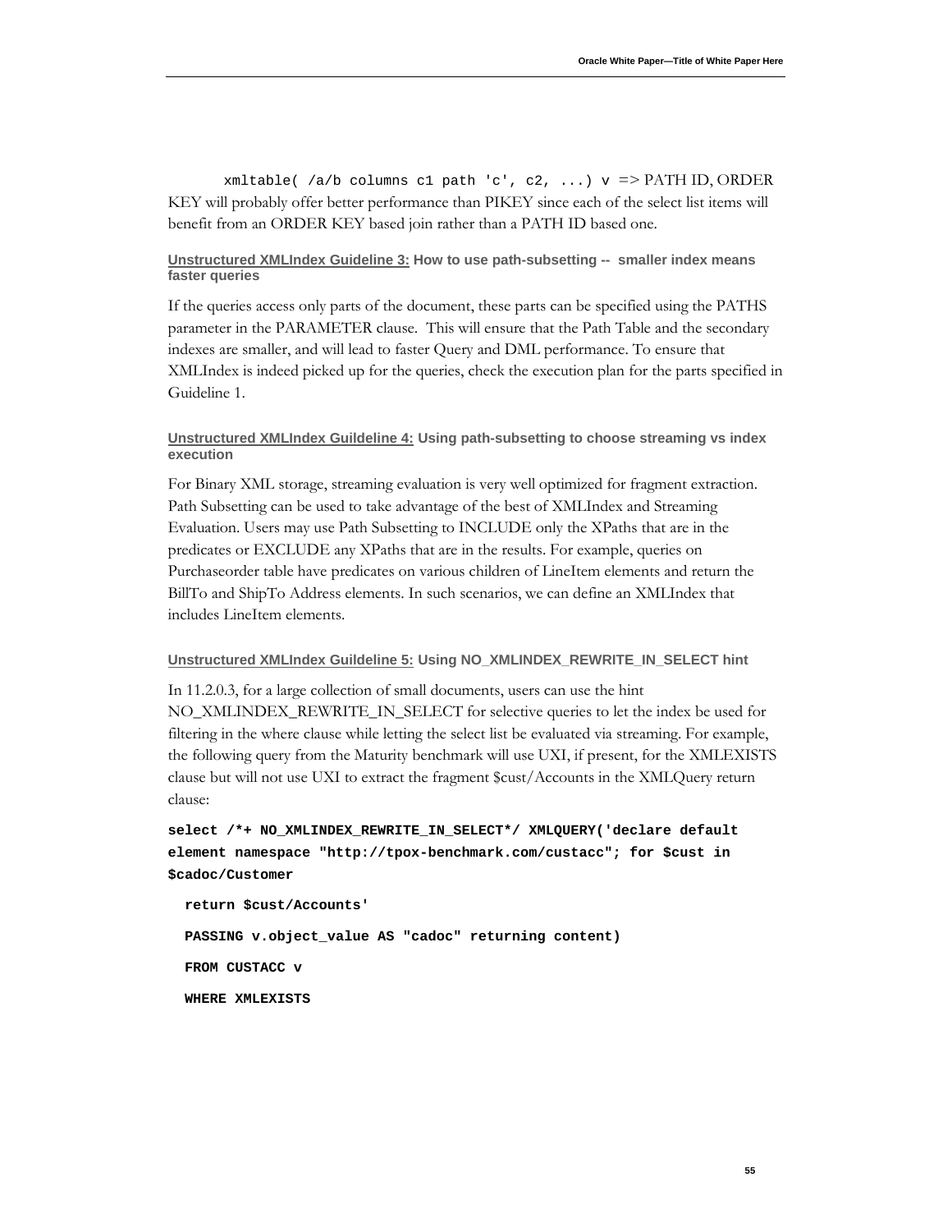xmltable( /a/b columns c1 path 'c', c2, ...) v => PATH ID, ORDER KEY will probably offer better performance than PIKEY since each of the select list items will benefit from an ORDER KEY based join rather than a PATH ID based one.

#### Unstructured XMLIndex Guideline 3: How to use path-subsetting -- smaller index means faster queries

If the queries access only parts of the document, these parts can be specified using the PATHS parameter in the PARAMETER clause. This will ensure that the Path Table and the secondary indexes are smaller, and will lead to faster Query and DML performance. To ensure that XMLIndex is indeed picked up for the queries, check the execution plan for the parts specified in Guideline 1.

#### Unstructured XMLIndex Guildeline 4: Using path-subsetting to choose streaming vs index execution

For Binary XML storage, streaming evaluation is very well optimized for fragment extraction. Path Subsetting can be used to take advantage of the best of XMLIndex and Streaming Evaluation. Users may use Path Subsetting to INCLUDE only the XPaths that are in the predicates or EXCLUDE any XPaths that are in the results. For example, queries on Purchaseorder table have predicates on various children of LineItem elements and return the BillTo and ShipTo Address elements. In such scenarios, we can define an XMLIndex that includes LineItem elements.

#### Unstructured XMLIndex Guildeline 5: Using NO_XMLINDEX_REWRITE_IN_SELECT hint

In 11.2.0.3, for a large collection of small documents, users can use the hint NO_XMLINDEX_REWRITE_IN_SELECT for selective queries to let the index be used for filtering in the where clause while letting the select list be evaluated via streaming. For example, the following query from the Maturity benchmark will use UXI, if present, for the XMLEXISTS clause but will not use UXI to extract the fragment $cust/Accounts in the XMLQuery return clause:

```
select /*+ NO_XMLINDEX_REWRITE_IN_SELECT*/ XMLQUERY('declare default
element namespace "http://tpox-benchmark.com/custacc"; for $cust in
$cadoc/Customer

  return $cust/Accounts'

  PASSING v.object_value AS "cadoc" returning content)

  FROM CUSTACC v

  WHERE XMLEXISTS
```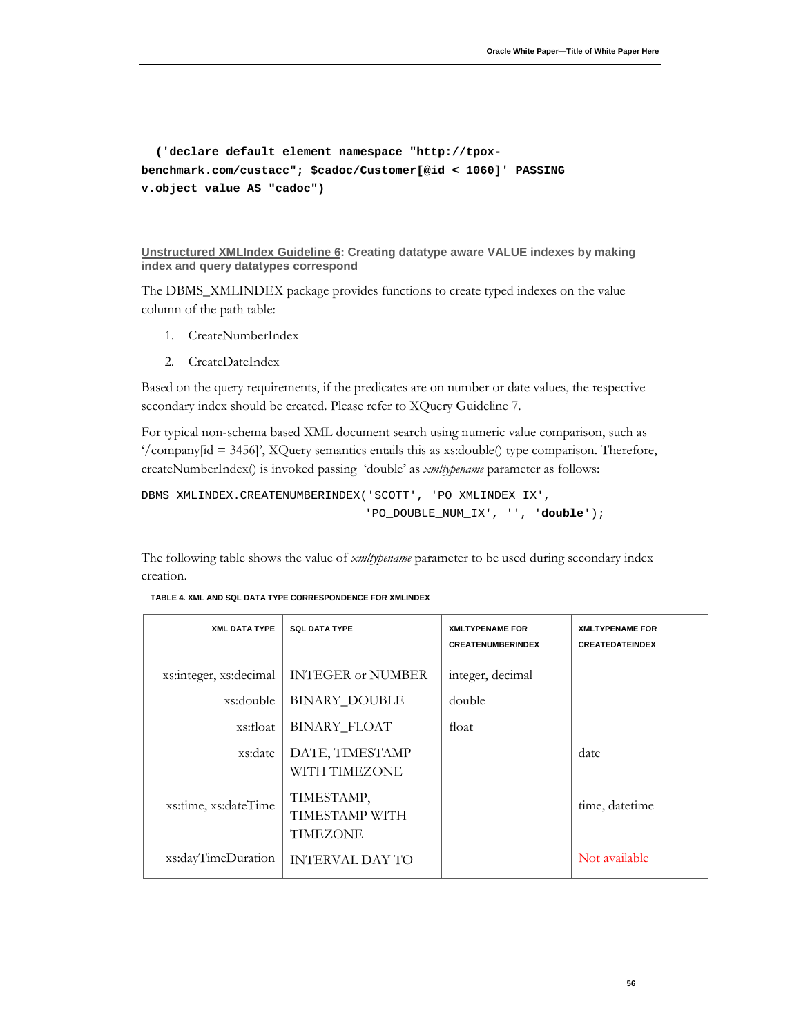```
  ('declare default element namespace "http://tpox-
benchmark.com/custacc"; $cadoc/Customer[@id < 1060]' PASSING
v.object_value AS "cadoc")
```

**Unstructured XMLIndex Guideline 6: Creating datatype aware VALUE indexes by making index and query datatypes correspond**

The DBMS_XMLINDEX package provides functions to create typed indexes on the value column of the path table:

1. CreateNumberIndex
2. CreateDateIndex

Based on the query requirements, if the predicates are on number or date values, the respective secondary index should be created. Please refer to XQuery Guideline 7.

For typical non-schema based XML document search using numeric value comparison, such as '/company[id = 3456]', XQuery semantics entails this as xs:double() type comparison. Therefore, createNumberIndex() is invoked passing 'double' as *xmltypename* parameter as follows:

```
DBMS_XMLINDEX.CREATENUMBERINDEX('SCOTT', 'PO_XMLINDEX_IX',
                                 'PO_DOUBLE_NUM_IX', '', 'double');
```

The following table shows the value of *xmltypename* parameter to be used during secondary index creation.

TABLE 4. XML AND SQL DATA TYPE CORRESPONDENCE FOR XMLINDEX

| XML DATA TYPE | SQL DATA TYPE | XMLTYPENAME FOR CREATENUMBERINDEX | XMLTYPENAME FOR CREATEDATEINDEX |
|---|---|---|---|
| xs:integer, xs:decimal | INTEGER or NUMBER | integer, decimal | |
| xs:double | BINARY_DOUBLE | double | |
| xs:float | BINARY_FLOAT | float | |
| xs:date | DATE, TIMESTAMP WITH TIMEZONE | | date |
| xs:time, xs:dateTime | TIMESTAMP, TIMESTAMP WITH TIMEZONE | | time, datetime |
| xs:dayTimeDuration | INTERVAL DAY TO | | Not available |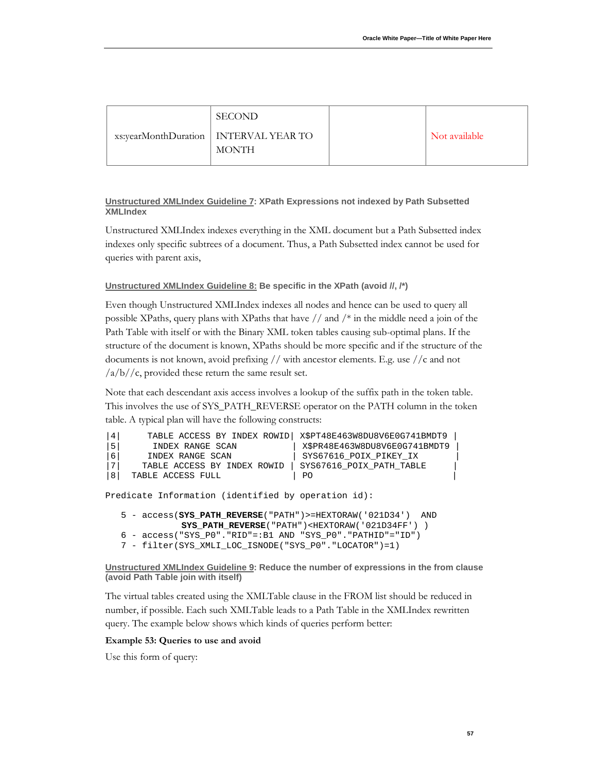|  | SECOND |  |  |
| --- | --- | --- | --- |
| xs:yearMonthDuration | INTERVAL YEAR TO MONTH |  | Not available |

**Unstructured XMLIndex Guideline 7: XPath Expressions not indexed by Path Subsetted XMLIndex**

Unstructured XMLIndex indexes everything in the XML document but a Path Subsetted index indexes only specific subtrees of a document. Thus, a Path Subsetted index cannot be used for queries with parent axis,

**Unstructured XMLIndex Guideline 8: Be specific in the XPath (avoid //, /*)**

Even though Unstructured XMLIndex indexes all nodes and hence can be used to query all possible XPaths, query plans with XPaths that have // and /* in the middle need a join of the Path Table with itself or with the Binary XML token tables causing sub-optimal plans. If the structure of the document is known, XPaths should be more specific and if the structure of the documents is not known, avoid prefixing // with ancestor elements. E.g. use //c and not /a/b//c, provided these return the same result set.

Note that each descendant axis access involves a lookup of the suffix path in the token table. This involves the use of SYS_PATH_REVERSE operator on the PATH column in the token table. A typical plan will have the following constructs:

```
|4|      TABLE ACCESS BY INDEX ROWID| X$PT48E463W8DU8V6E0G741BMDT9 |
|5|       INDEX RANGE SCAN          | X$PR48E463W8DU8V6E0G741BMDT9 |
|6|      INDEX RANGE SCAN           | SYS67616_POIX_PIKEY_IX        |
|7|     TABLE ACCESS BY INDEX ROWID | SYS67616_POIX_PATH_TABLE      |
|8|   TABLE ACCESS FULL             | PO                            |

Predicate Information (identified by operation id):

   5 - access(SYS_PATH_REVERSE("PATH")>=HEXTORAW('021D34')  AND
              SYS_PATH_REVERSE("PATH")<HEXTORAW('021D34FF') )
   6 - access("SYS_P0"."RID"=:B1 AND "SYS_P0"."PATHID"="ID")
   7 - filter(SYS_XMLI_LOC_ISNODE("SYS_P0"."LOCATOR")=1)
```

**Unstructured XMLIndex Guideline 9: Reduce the number of expressions in the from clause (avoid Path Table join with itself)**

The virtual tables created using the XMLTable clause in the FROM list should be reduced in number, if possible. Each such XMLTable leads to a Path Table in the XMLIndex rewritten query. The example below shows which kinds of queries perform better:

**Example 53: Queries to use and avoid**

Use this form of query: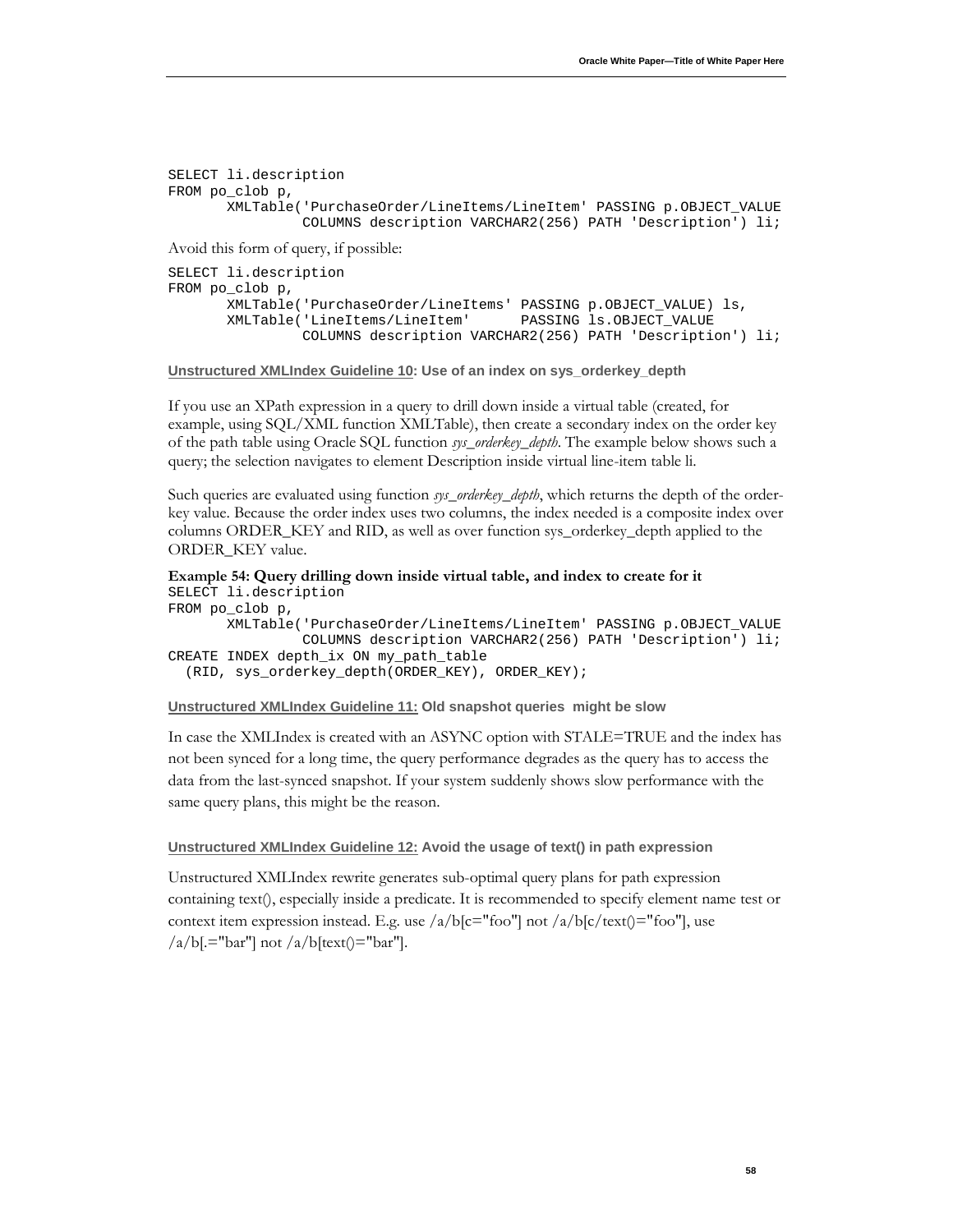```
SELECT li.description
FROM po_clob p,
       XMLTable('PurchaseOrder/LineItems/LineItem' PASSING p.OBJECT_VALUE
                COLUMNS description VARCHAR2(256) PATH 'Description') li;
```

Avoid this form of query, if possible:

```
SELECT li.description
FROM po_clob p,
       XMLTable('PurchaseOrder/LineItems' PASSING p.OBJECT_VALUE) ls,
       XMLTable('LineItems/LineItem'      PASSING ls.OBJECT_VALUE
                COLUMNS description VARCHAR2(256) PATH 'Description') li;
```

#### Unstructured XMLIndex Guideline 10: Use of an index on sys_orderkey_depth

If you use an XPath expression in a query to drill down inside a virtual table (created, for example, using SQL/XML function XMLTable), then create a secondary index on the order key of the path table using Oracle SQL function *sys_orderkey_depth*. The example below shows such a query; the selection navigates to element Description inside virtual line-item table li.

Such queries are evaluated using function *sys_orderkey_depth*, which returns the depth of the order-key value. Because the order index uses two columns, the index needed is a composite index over columns ORDER_KEY and RID, as well as over function sys_orderkey_depth applied to the ORDER_KEY value.

**Example 54: Query drilling down inside virtual table, and index to create for it**

```
SELECT li.description
FROM po_clob p,
       XMLTable('PurchaseOrder/LineItems/LineItem' PASSING p.OBJECT_VALUE
                COLUMNS description VARCHAR2(256) PATH 'Description') li;
CREATE INDEX depth_ix ON my_path_table
  (RID, sys_orderkey_depth(ORDER_KEY), ORDER_KEY);
```

#### Unstructured XMLIndex Guideline 11: Old snapshot queries might be slow

In case the XMLIndex is created with an ASYNC option with STALE=TRUE and the index has not been synced for a long time, the query performance degrades as the query has to access the data from the last-synced snapshot. If your system suddenly shows slow performance with the same query plans, this might be the reason.

#### Unstructured XMLIndex Guideline 12: Avoid the usage of text() in path expression

Unstructured XMLIndex rewrite generates sub-optimal query plans for path expression containing text(), especially inside a predicate. It is recommended to specify element name test or context item expression instead. E.g. use /a/b[c="foo"] not /a/b[c/text()="foo"], use /a/b[.="bar"] not /a/b[text()="bar"].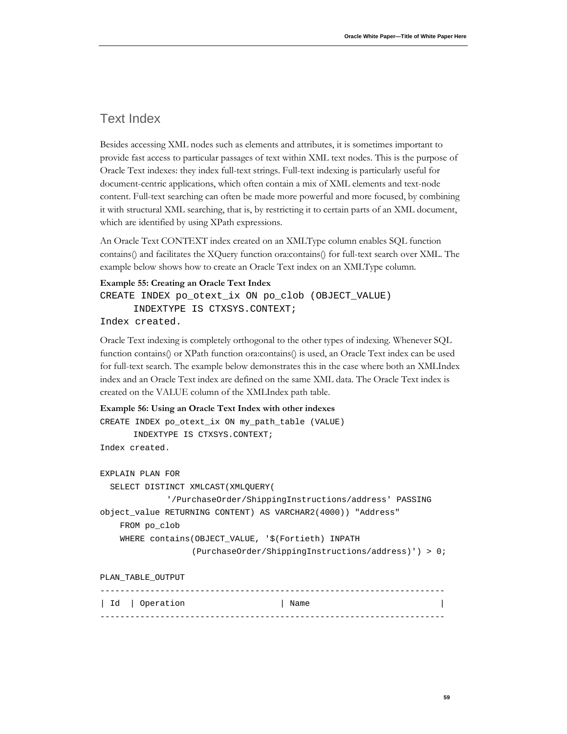## Text Index

Besides accessing XML nodes such as elements and attributes, it is sometimes important to provide fast access to particular passages of text within XML text nodes. This is the purpose of Oracle Text indexes: they index full-text strings. Full-text indexing is particularly useful for document-centric applications, which often contain a mix of XML elements and text-node content. Full-text searching can often be made more powerful and more focused, by combining it with structural XML searching, that is, by restricting it to certain parts of an XML document, which are identified by using XPath expressions.

An Oracle Text CONTEXT index created on an XMLType column enables SQL function contains() and facilitates the XQuery function ora:contains() for full-text search over XML. The example below shows how to create an Oracle Text index on an XMLType column.

**Example 55: Creating an Oracle Text Index**

```
CREATE INDEX po_otext_ix ON po_clob (OBJECT_VALUE)
      INDEXTYPE IS CTXSYS.CONTEXT;
Index created.
```

Oracle Text indexing is completely orthogonal to the other types of indexing. Whenever SQL function contains() or XPath function ora:contains() is used, an Oracle Text index can be used for full-text search. The example below demonstrates this in the case where both an XMLIndex index and an Oracle Text index are defined on the same XML data. The Oracle Text index is created on the VALUE column of the XMLIndex path table.

**Example 56: Using an Oracle Text Index with other indexes**

```
CREATE INDEX po_otext_ix ON my_path_table (VALUE)
      INDEXTYPE IS CTXSYS.CONTEXT;
Index created.

EXPLAIN PLAN FOR
  SELECT DISTINCT XMLCAST(XMLQUERY(
             '/PurchaseOrder/ShippingInstructions/address' PASSING
object_value RETURNING CONTENT) AS VARCHAR2(4000)) "Address"
    FROM po_clob
    WHERE contains(OBJECT_VALUE, '$(Fortieth) INPATH
                  (PurchaseOrder/ShippingInstructions/address)') > 0;

PLAN_TABLE_OUTPUT
---------------------------------------------------------------------
| Id  | Operation                    | Name                          |
---------------------------------------------------------------------
```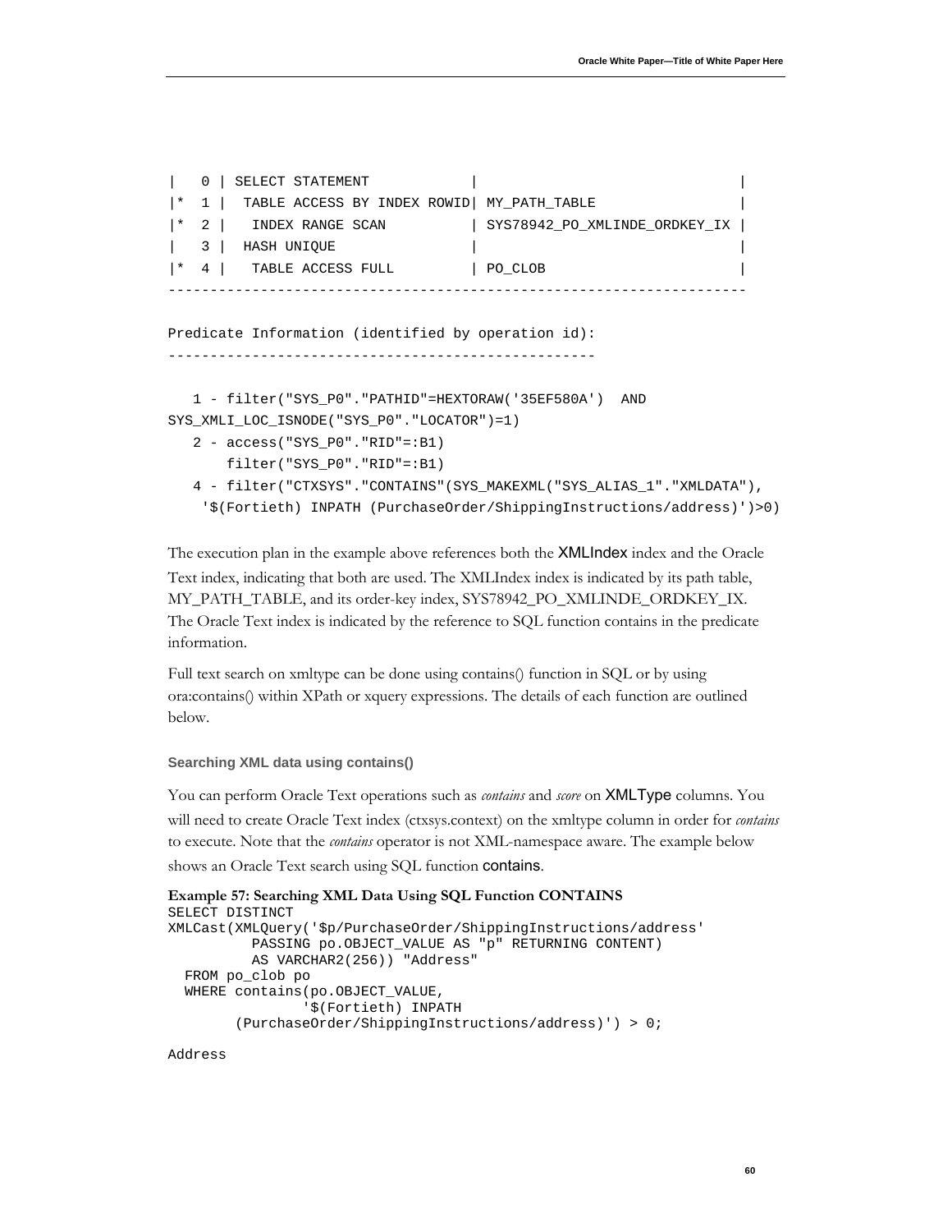```
|   0 | SELECT STATEMENT             |                              |
|*  1 |  TABLE ACCESS BY INDEX ROWID| MY_PATH_TABLE                |
|*  2 |   INDEX RANGE SCAN          | SYS78942_PO_XMLINDE_ORDKEY_IX |
|   3 |  HASH UNIQUE                |                              |
|*  4 |   TABLE ACCESS FULL         | PO_CLOB                      |
---------------------------------------------------------------------

Predicate Information (identified by operation id):
---------------------------------------------------

   1 - filter("SYS_P0"."PATHID"=HEXTORAW('35EF580A')  AND
SYS_XMLI_LOC_ISNODE("SYS_P0"."LOCATOR")=1)
   2 - access("SYS_P0"."RID"=:B1)
       filter("SYS_P0"."RID"=:B1)
   4 - filter("CTXSYS"."CONTAINS"(SYS_MAKEXML("SYS_ALIAS_1"."XMLDATA"),
    '$(Fortieth) INPATH (PurchaseOrder/ShippingInstructions/address)')>0)
```

The execution plan in the example above references both the XMLIndex index and the Oracle Text index, indicating that both are used. The XMLIndex index is indicated by its path table, MY_PATH_TABLE, and its order-key index, SYS78942_PO_XMLINDE_ORDKEY_IX. The Oracle Text index is indicated by the reference to SQL function contains in the predicate information.

Full text search on xmltype can be done using contains() function in SQL or by using ora:contains() within XPath or xquery expressions. The details of each function are outlined below.

### Searching XML data using contains()

You can perform Oracle Text operations such as *contains* and *score* on XMLType columns. You will need to create Oracle Text index (ctxsys.context) on the xmltype column in order for *contains* to execute. Note that the *contains* operator is not XML-namespace aware. The example below shows an Oracle Text search using SQL function contains.

**Example 57: Searching XML Data Using SQL Function CONTAINS**

```
SELECT DISTINCT
XMLCast(XMLQuery('$p/PurchaseOrder/ShippingInstructions/address'
          PASSING po.OBJECT_VALUE AS "p" RETURNING CONTENT)
          AS VARCHAR2(256)) "Address"
  FROM po_clob po
  WHERE contains(po.OBJECT_VALUE,
                '$(Fortieth) INPATH
        (PurchaseOrder/ShippingInstructions/address)') > 0;

Address
```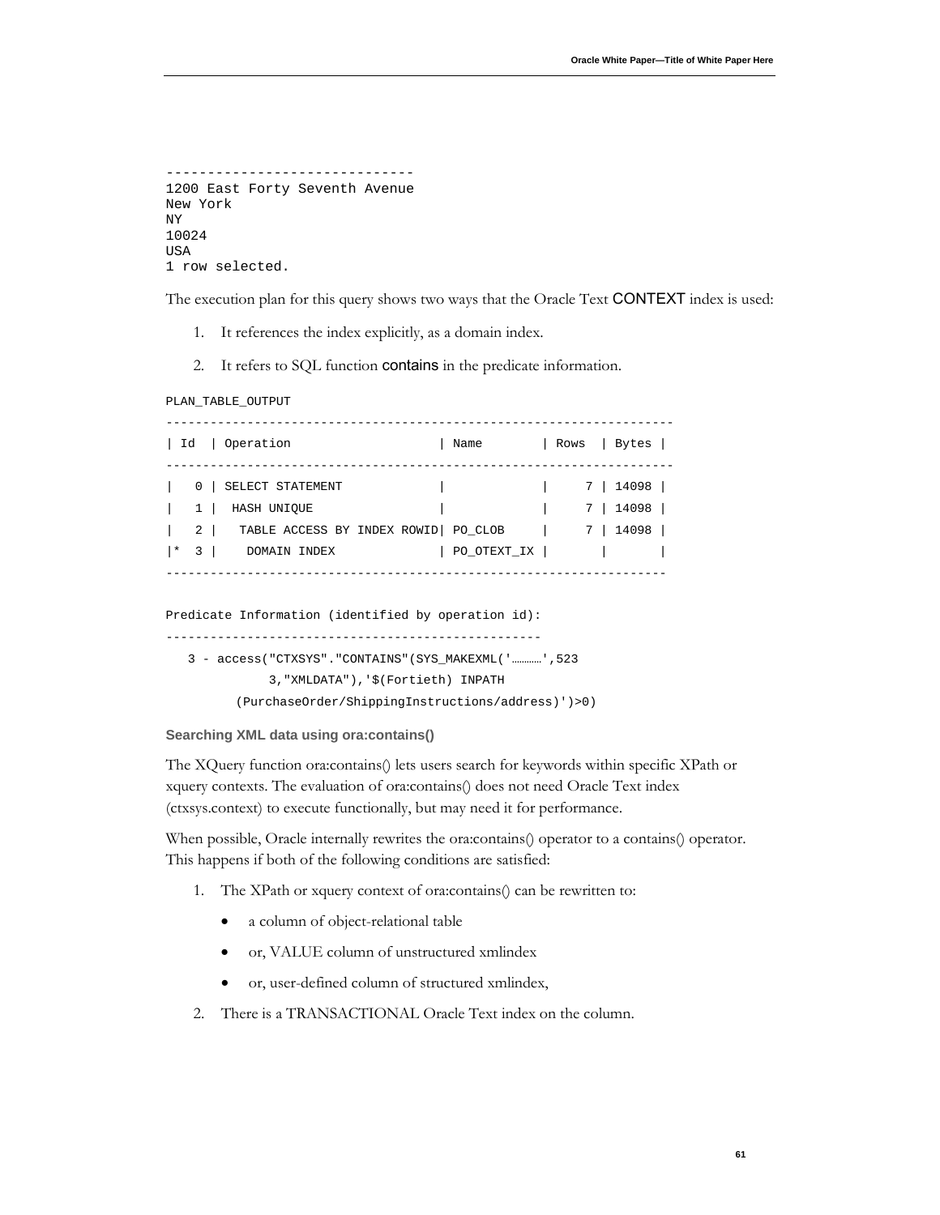```
------------------------------
1200 East Forty Seventh Avenue
New York
NY
10024
USA
1 row selected.
```

The execution plan for this query shows two ways that the Oracle Text CONTEXT index is used:

1. It references the index explicitly, as a domain index.
2. It refers to SQL function contains in the predicate information.

```
PLAN_TABLE_OUTPUT
-------------------------------------------------------------------
| Id  | Operation                     | Name        | Rows  | Bytes |
-------------------------------------------------------------------
|   0 | SELECT STATEMENT              |             |     7 | 14098 |
|   1 |  HASH UNIQUE                  |             |     7 | 14098 |
|   2 |   TABLE ACCESS BY INDEX ROWID| PO_CLOB     |     7 | 14098 |
|*  3 |    DOMAIN INDEX              | PO_OTEXT_IX |       |       |
------------------------------------------------------------------

Predicate Information (identified by operation id):
--------------------------------------------------
   3 - access("CTXSYS"."CONTAINS"(SYS_MAKEXML('…………',523
             3,"XMLDATA"),'$(Fortieth) INPATH
         (PurchaseOrder/ShippingInstructions/address)')>0)
```

#### Searching XML data using ora:contains()

The XQuery function ora:contains() lets users search for keywords within specific XPath or xquery contexts. The evaluation of ora:contains() does not need Oracle Text index (ctxsys.context) to execute functionally, but may need it for performance.

When possible, Oracle internally rewrites the ora:contains() operator to a contains() operator. This happens if both of the following conditions are satisfied:

1. The XPath or xquery context of ora:contains() can be rewritten to:
   - a column of object-relational table
   - or, VALUE column of unstructured xmlindex
   - or, user-defined column of structured xmlindex,
2. There is a TRANSACTIONAL Oracle Text index on the column.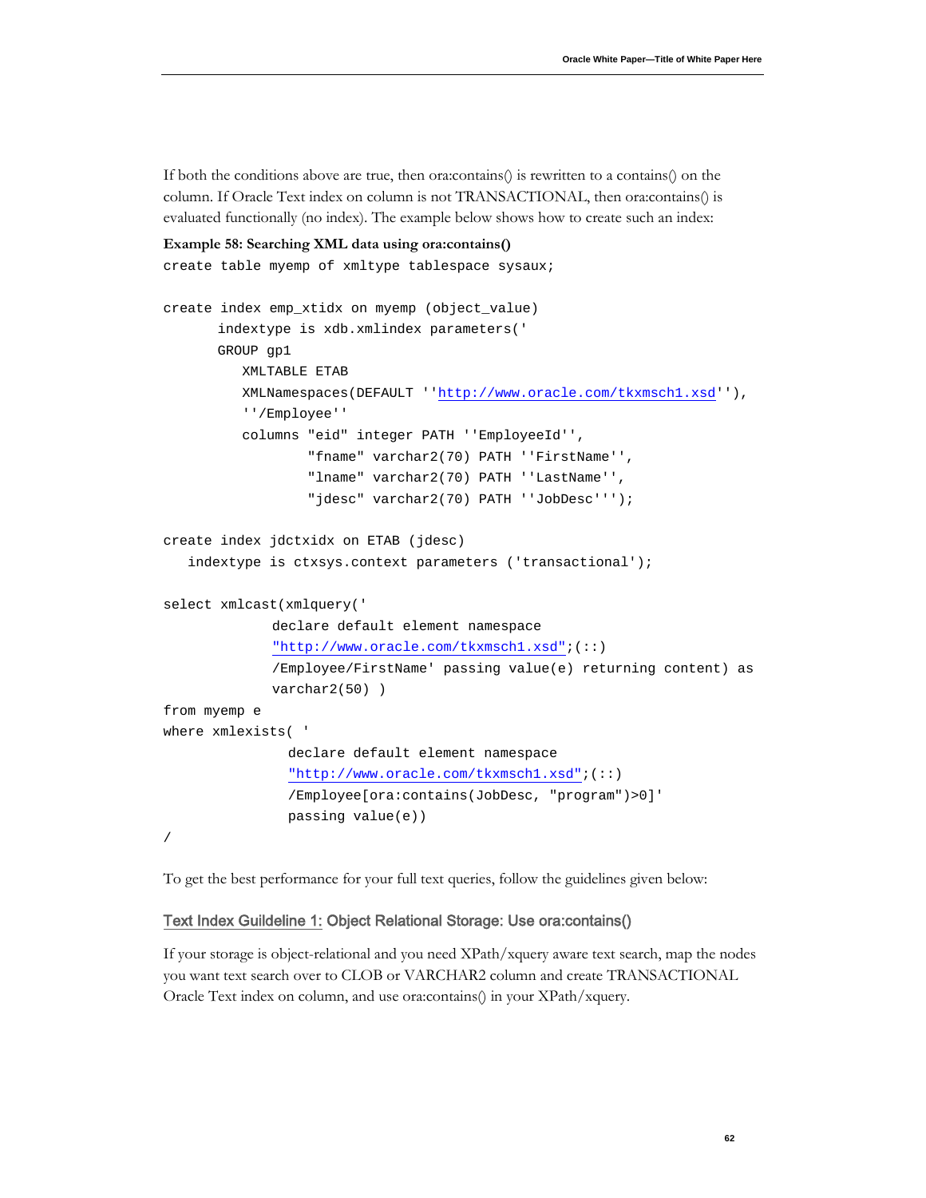If both the conditions above are true, then ora:contains() is rewritten to a contains() on the column. If Oracle Text index on column is not TRANSACTIONAL, then ora:contains() is evaluated functionally (no index). The example below shows how to create such an index:

**Example 58: Searching XML data using ora:contains()**

```
create table myemp of xmltype tablespace sysaux;

create index emp_xtidx on myemp (object_value)
       indextype is xdb.xmlindex parameters('
       GROUP gp1
          XMLTABLE ETAB
          XMLNamespaces(DEFAULT ''http://www.oracle.com/tkxmsch1.xsd''),
          ''/Employee''
          columns "eid" integer PATH ''EmployeeId'',
                  "fname" varchar2(70) PATH ''FirstName'',
                  "lname" varchar2(70) PATH ''LastName'',
                  "jdesc" varchar2(70) PATH ''JobDesc''');

create index jdctxidx on ETAB (jdesc)
   indextype is ctxsys.context parameters ('transactional');

select xmlcast(xmlquery('
             declare default element namespace
             "http://www.oracle.com/tkxmsch1.xsd";(::)
             /Employee/FirstName' passing value(e) returning content) as
             varchar2(50) )
from myemp e
where xmlexists( '
               declare default element namespace
               "http://www.oracle.com/tkxmsch1.xsd";(::)
               /Employee[ora:contains(JobDesc, "program")>0]'
               passing value(e))
/
```

To get the best performance for your full text queries, follow the guidelines given below:

### Text Index Guildeline 1: Object Relational Storage: Use ora:contains()

If your storage is object-relational and you need XPath/xquery aware text search, map the nodes you want text search over to CLOB or VARCHAR2 column and create TRANSACTIONAL Oracle Text index on column, and use ora:contains() in your XPath/xquery.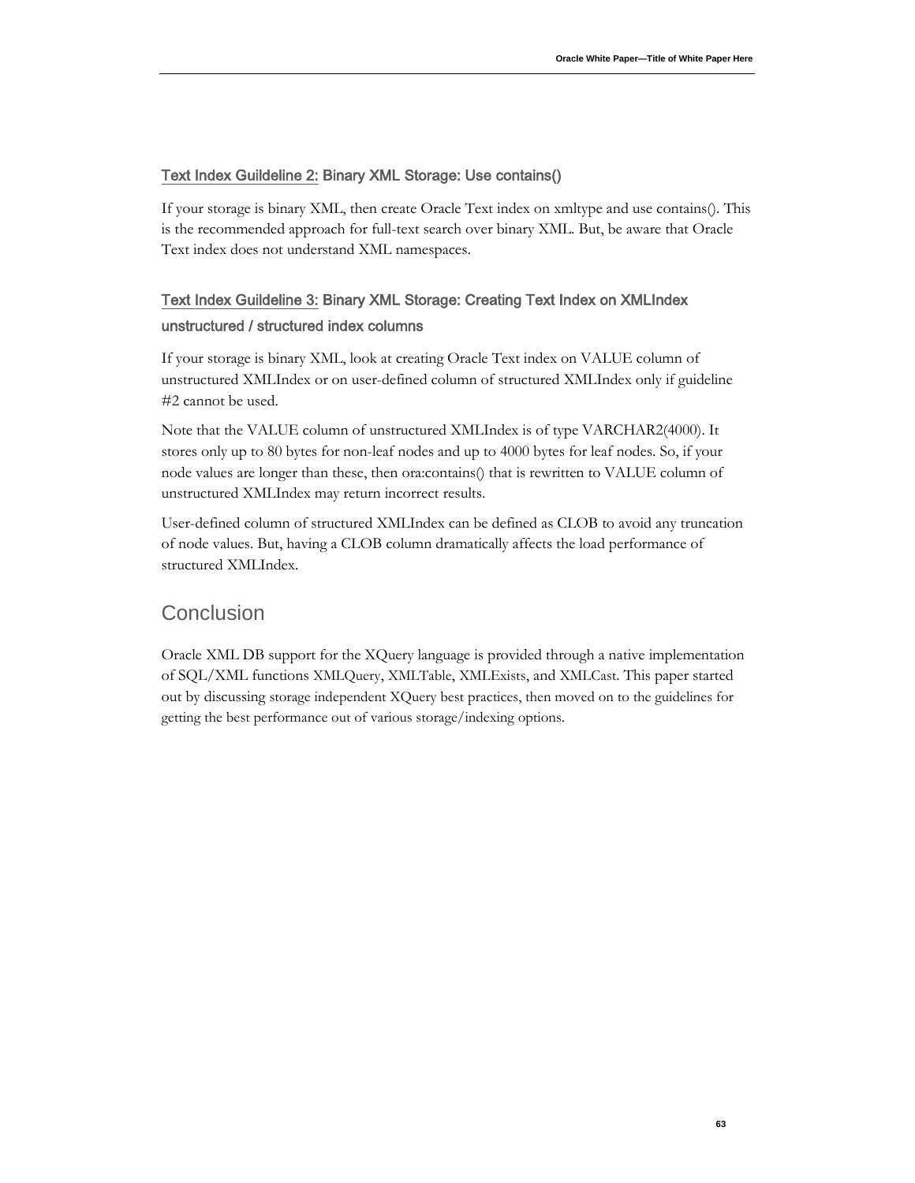### Text Index Guildeline 2: Binary XML Storage: Use contains()

If your storage is binary XML, then create Oracle Text index on xmltype and use contains(). This is the recommended approach for full-text search over binary XML. But, be aware that Oracle Text index does not understand XML namespaces.

### Text Index Guildeline 3: Binary XML Storage: Creating Text Index on XMLIndex unstructured / structured index columns

If your storage is binary XML, look at creating Oracle Text index on VALUE column of unstructured XMLIndex or on user-defined column of structured XMLIndex only if guideline #2 cannot be used.

Note that the VALUE column of unstructured XMLIndex is of type VARCHAR2(4000). It stores only up to 80 bytes for non-leaf nodes and up to 4000 bytes for leaf nodes. So, if your node values are longer than these, then ora:contains() that is rewritten to VALUE column of unstructured XMLIndex may return incorrect results.

User-defined column of structured XMLIndex can be defined as CLOB to avoid any truncation of node values. But, having a CLOB column dramatically affects the load performance of structured XMLIndex.

## Conclusion

Oracle XML DB support for the XQuery language is provided through a native implementation of SQL/XML functions XMLQuery, XMLTable, XMLExists, and XMLCast. This paper started out by discussing storage independent XQuery best practices, then moved on to the guidelines for getting the best performance out of various storage/indexing options.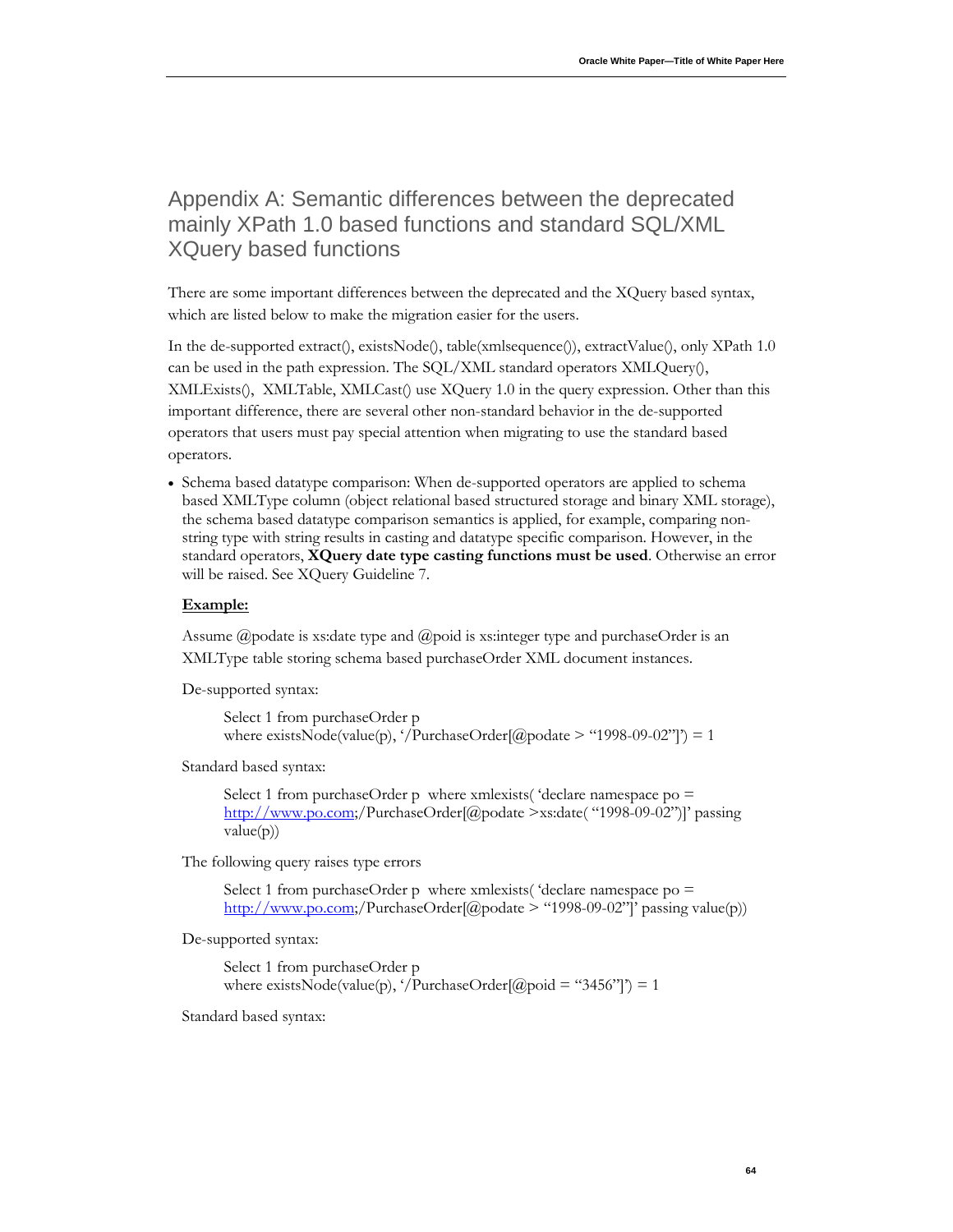## Appendix A: Semantic differences between the deprecated mainly XPath 1.0 based functions and standard SQL/XML XQuery based functions

There are some important differences between the deprecated and the XQuery based syntax, which are listed below to make the migration easier for the users.

In the de-supported extract(), existsNode(), table(xmlsequence()), extractValue(), only XPath 1.0 can be used in the path expression. The SQL/XML standard operators XMLQuery(), XMLExists(), XMLTable, XMLCast() use XQuery 1.0 in the query expression. Other than this important difference, there are several other non-standard behavior in the de-supported operators that users must pay special attention when migrating to use the standard based operators.

- Schema based datatype comparison: When de-supported operators are applied to schema based XMLType column (object relational based structured storage and binary XML storage), the schema based datatype comparison semantics is applied, for example, comparing non-string type with string results in casting and datatype specific comparison. However, in the standard operators, **XQuery date type casting functions must be used**. Otherwise an error will be raised. See XQuery Guideline 7.

  **Example:**

  Assume @podate is xs:date type and @poid is xs:integer type and purchaseOrder is an XMLType table storing schema based purchaseOrder XML document instances.

  De-supported syntax:

  ```
  Select 1 from purchaseOrder p
  where existsNode(value(p), '/PurchaseOrder[@podate > "1998-09-02"]') = 1
  ```

  Standard based syntax:

  ```
  Select 1 from purchaseOrder p  where xmlexists( 'declare namespace po =
  http://www.po.com;/PurchaseOrder[@podate >xs:date( "1998-09-02")]' passing
  value(p))
  ```

  The following query raises type errors

  ```
  Select 1 from purchaseOrder p  where xmlexists( 'declare namespace po =
  http://www.po.com;/PurchaseOrder[@podate > "1998-09-02"]' passing value(p))
  ```

  De-supported syntax:

  ```
  Select 1 from purchaseOrder p
  where existsNode(value(p), '/PurchaseOrder[@poid = "3456"]') = 1
  ```

  Standard based syntax: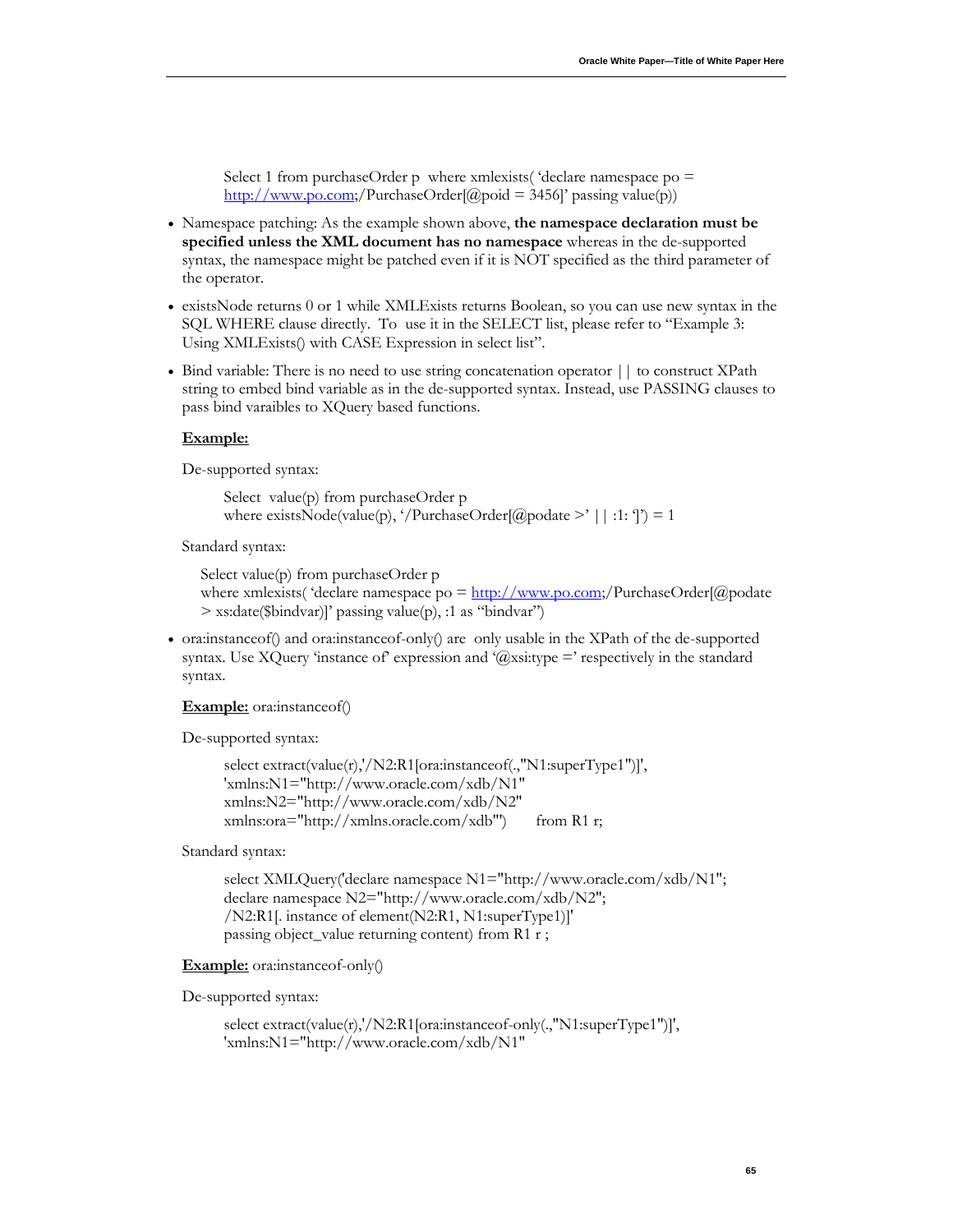```
Select 1 from purchaseOrder p  where xmlexists( 'declare namespace po =
http://www.po.com;/PurchaseOrder[@poid = 3456]' passing value(p))
```

- Namespace patching: As the example shown above, **the namespace declaration must be specified unless the XML document has no namespace** whereas in the de-supported syntax, the namespace might be patched even if it is NOT specified as the third parameter of the operator.
- existsNode returns 0 or 1 while XMLExists returns Boolean, so you can use new syntax in the SQL WHERE clause directly. To use it in the SELECT list, please refer to "Example 3: Using XMLExists() with CASE Expression in select list".
- Bind variable: There is no need to use string concatenation operator || to construct XPath string to embed bind variable as in the de-supported syntax. Instead, use PASSING clauses to pass bind varaibles to XQuery based functions.

**Example:**

De-supported syntax:

```
Select  value(p) from purchaseOrder p
where existsNode(value(p), '/PurchaseOrder[@podate >' || :1: ']') = 1
```

Standard syntax:

```
Select value(p) from purchaseOrder p
where xmlexists( 'declare namespace po = http://www.po.com;/PurchaseOrder[@podate
> xs:date($bindvar)]' passing value(p), :1 as "bindvar")
```

- ora:instanceof() and ora:instanceof-only() are only usable in the XPath of the de-supported syntax. Use XQuery 'instance of' expression and '@xsi:type =' respectively in the standard syntax.

**Example:** ora:instanceof()

De-supported syntax:

```
select extract(value(r),'/N2:R1[ora:instanceof(.,"N1:superType1")]',
'xmlns:N1="http://www.oracle.com/xdb/N1"
xmlns:N2="http://www.oracle.com/xdb/N2"
xmlns:ora="http://xmlns.oracle.com/xdb"')       from R1 r;
```

Standard syntax:

```
select XMLQuery('declare namespace N1="http://www.oracle.com/xdb/N1";
declare namespace N2="http://www.oracle.com/xdb/N2";
/N2:R1[. instance of element(N2:R1, N1:superType1)]'
passing object_value returning content) from R1 r ;
```

**Example:** ora:instanceof-only()

De-supported syntax:

```
select extract(value(r),'/N2:R1[ora:instanceof-only(.,"N1:superType1")]',
'xmlns:N1="http://www.oracle.com/xdb/N1"
```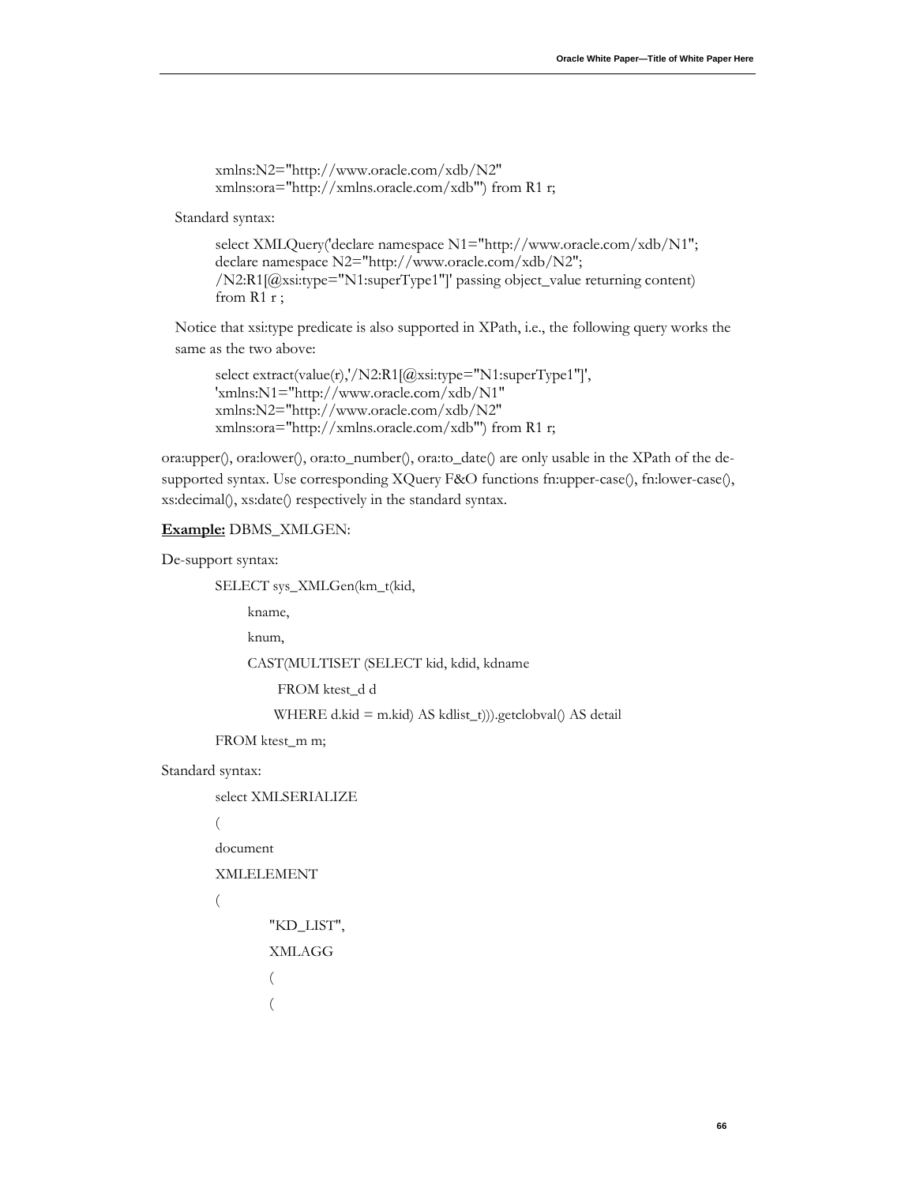```
xmlns:N2="http://www.oracle.com/xdb/N2"
xmlns:ora="http://xmlns.oracle.com/xdb"') from R1 r;
```

Standard syntax:

```
select XMLQuery('declare namespace N1="http://www.oracle.com/xdb/N1";
declare namespace N2="http://www.oracle.com/xdb/N2";
/N2:R1[@xsi:type="N1:superType1"]' passing object_value returning content)
from R1 r ;
```

Notice that xsi:type predicate is also supported in XPath, i.e., the following query works the same as the two above:

```
select extract(value(r),'/N2:R1[@xsi:type="N1:superType1"]',
'xmlns:N1="http://www.oracle.com/xdb/N1"
xmlns:N2="http://www.oracle.com/xdb/N2"
xmlns:ora="http://xmlns.oracle.com/xdb"') from R1 r;
```

ora:upper(), ora:lower(), ora:to_number(), ora:to_date() are only usable in the XPath of the de-supported syntax. Use corresponding XQuery F&O functions fn:upper-case(), fn:lower-case(), xs:decimal(), xs:date() respectively in the standard syntax.

**Example:** DBMS_XMLGEN:

De-support syntax:

```
SELECT sys_XMLGen(km_t(kid,
      kname,
      knum,
      CAST(MULTISET (SELECT kid, kdid, kdname
           FROM ktest_d d
          WHERE d.kid = m.kid) AS kdlist_t))).getclobval() AS detail
FROM ktest_m m;
```

Standard syntax:

```
select XMLSERIALIZE
(
document
XMLELEMENT
(
        "KD_LIST",
        XMLAGG
        (
        (
```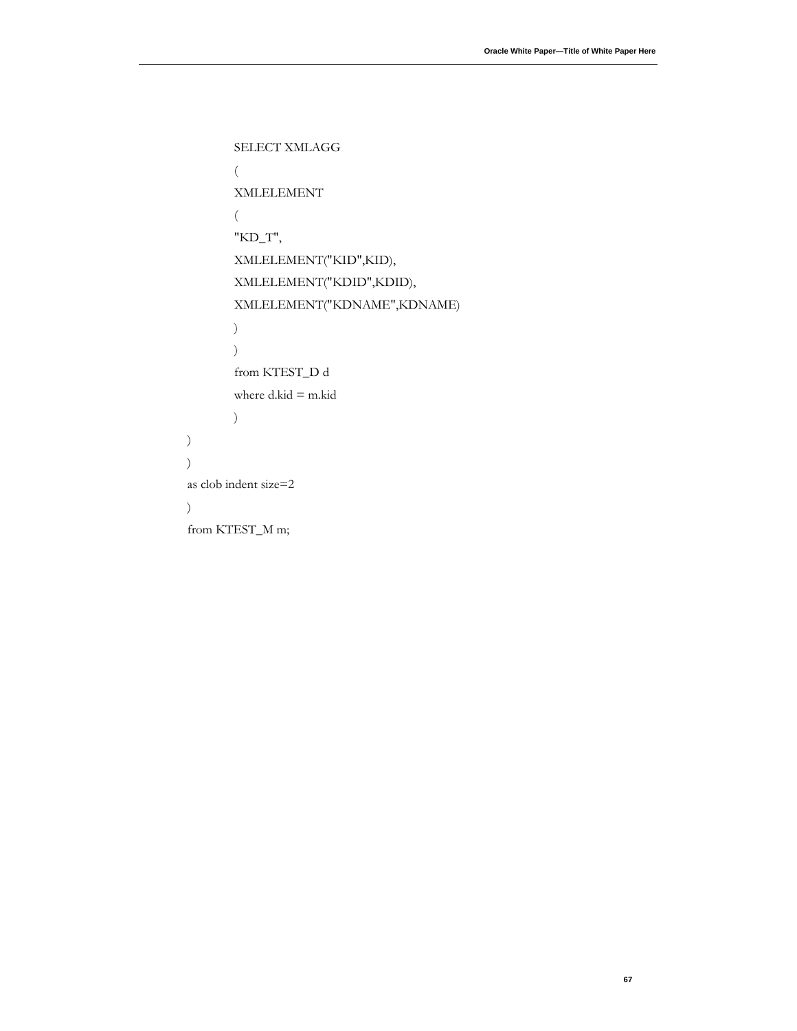```
          SELECT XMLAGG
          (
          XMLELEMENT
          (
          "KD_T",
          XMLELEMENT("KID",KID),
          XMLELEMENT("KDID",KDID),
          XMLELEMENT("KDNAME",KDNAME)
          )
          )
          from KTEST_D d
          where d.kid = m.kid
          )
)
)
as clob indent size=2
)
from KTEST_M m;
```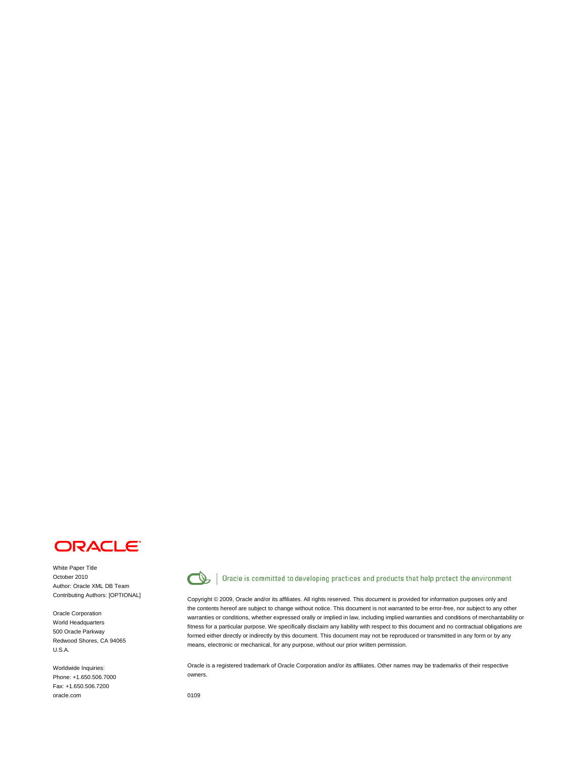ORACLE®

White Paper Title
October 2010
Author: Oracle XML DB Team
Contributing Authors: [OPTIONAL]

Oracle Corporation
World Headquarters
500 Oracle Parkway
Redwood Shores, CA 94065
U.S.A.

Worldwide Inquiries:
Phone: +1.650.506.7000
Fax: +1.650.506.7200
oracle.com

Oracle is committed to developing practices and products that help protect the environment

Copyright © 2009, Oracle and/or its affiliates. All rights reserved. This document is provided for information purposes only and the contents hereof are subject to change without notice. This document is not warranted to be error-free, nor subject to any other warranties or conditions, whether expressed orally or implied in law, including implied warranties and conditions of merchantability or fitness for a particular purpose. We specifically disclaim any liability with respect to this document and no contractual obligations are formed either directly or indirectly by this document. This document may not be reproduced or transmitted in any form or by any means, electronic or mechanical, for any purpose, without our prior written permission.

Oracle is a registered trademark of Oracle Corporation and/or its affiliates. Other names may be trademarks of their respective owners.

0109